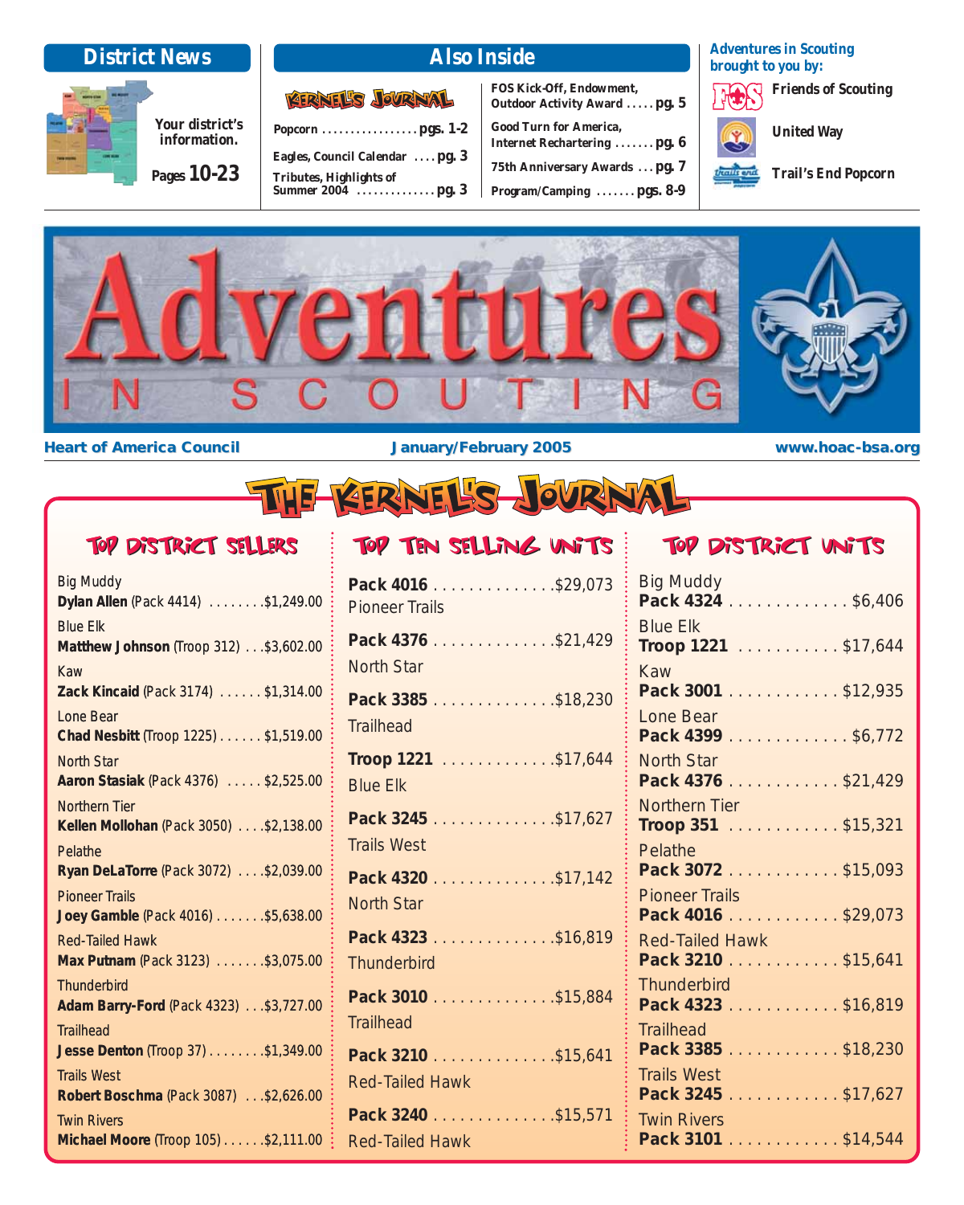## District News

Your district's information.

Pages **10-23**

## Also Inside

**The Kernel's Journal**

- Popcorn ................. pgs. 1-2
- Eagles, Council Calendar .... pg. 3
- Tributes, Highlights of Summer 2004 .............. pg. 3
- FOS Kick-Off, Endowment, Outdoor Activity Award ..... pg. 5
- Good Turn for America, Internet Rechartering ....... pg. 6
- 75th Anniversary Awards ... pg. 7
- Program/Camping ....... pgs. 8-9

**Adventures in Scouting brought to you by:**

- Friends of Scouting
- United Way
- Trail's End Popcorn

# Adventures IN SCOUTING

**Heart of America Council** | **January/February 2005** | **www.hoac-bsa.org**

# The Kernel's Journal

## Top District Sellers

| District | Seller | Amount |
|---|---|---|
| Big Muddy | **Dylan Allen** (Pack 4414) | $1,249.00 |
| Blue Elk | **Matthew Johnson** (Troop 312) | $3,602.00 |
| Kaw | **Zack Kincaid** (Pack 3174) | $1,314.00 |
| Lone Bear | **Chad Nesbitt** (Troop 1225) | $1,519.00 |
| North Star | **Aaron Stasiak** (Pack 4376) | $2,525.00 |
| Northern Tier | **Kellen Mollohan** (Pack 3050) | $2,138.00 |
| Pelathe | **Ryan DeLaTorre** (Pack 3072) | $2,039.00 |
| Pioneer Trails | **Joey Gamble** (Pack 4016) | $5,638.00 |
| Red-Tailed Hawk | **Max Putnam** (Pack 3123) | $3,075.00 |
| Thunderbird | **Adam Barry-Ford** (Pack 4323) | $3,727.00 |
| Trailhead | **Jesse Denton** (Troop 37) | $1,349.00 |
| Trails West | **Robert Boschma** (Pack 3087) | $2,626.00 |
| Twin Rivers | **Michael Moore** (Troop 105) | $2,111.00 |

## Top Ten Selling Units

| Unit | District | Amount |
|---|---|---|
| **Pack 4016** | Pioneer Trails | $29,073 |
| **Pack 4376** | North Star | $21,429 |
| **Pack 3385** | Trailhead | $18,230 |
| **Troop 1221** | Blue Elk | $17,644 |
| **Pack 3245** | Trails West | $17,627 |
| **Pack 4320** | North Star | $17,142 |
| **Pack 4323** | Thunderbird | $16,819 |
| **Pack 3010** | Trailhead | $15,884 |
| **Pack 3210** | Red-Tailed Hawk | $15,641 |
| **Pack 3240** | Red-Tailed Hawk | $15,571 |

## Top District Units

| District | Unit | Amount |
|---|---|---|
| Big Muddy | **Pack 4324** | $6,406 |
| Blue Elk | **Troop 1221** | $17,644 |
| Kaw | **Pack 3001** | $12,935 |
| Lone Bear | **Pack 4399** | $6,772 |
| North Star | **Pack 4376** | $21,429 |
| Northern Tier | **Troop 351** | $15,321 |
| Pelathe | **Pack 3072** | $15,093 |
| Pioneer Trails | **Pack 4016** | $29,073 |
| Red-Tailed Hawk | **Pack 3210** | $15,641 |
| Thunderbird | **Pack 4323** | $16,819 |
| Trailhead | **Pack 3385** | $18,230 |
| Trails West | **Pack 3245** | $17,627 |
| Twin Rivers | **Pack 3101** | $14,544 |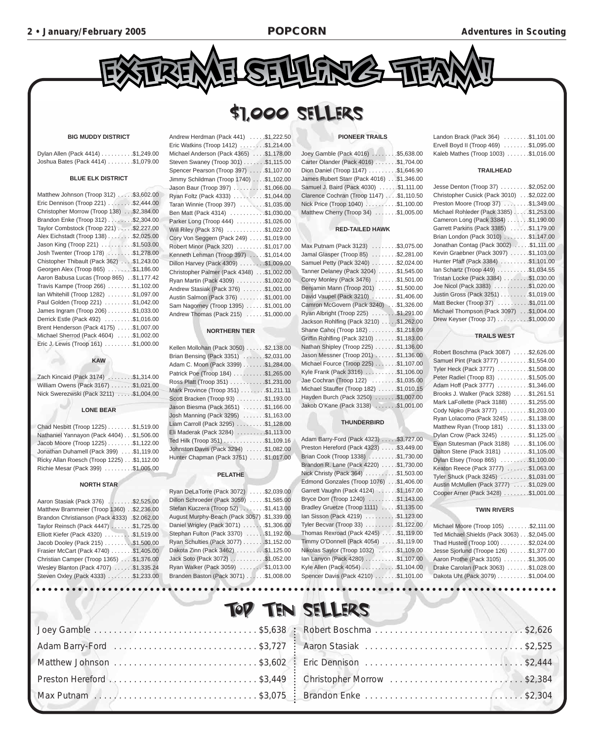# EXTREME SELLING TEAM!

## $1,000 SELLERS

### BIG MUDDY DISTRICT

Dylan Allen (Pack 4414) . . . . . . . . . .$1,249.00
Joshua Bates (Pack 4414) . . . . . . . .$1,079.00

### BLUE ELK DISTRICT

Matthew Johnson (Troop 312) . . . . .$3,602.00
Eric Dennison (Troop 221) . . . . . . . .$2,444.00
Christopher Morrow (Troop 138) . . .$2,384.00
Brandon Enke (Troop 312) . . . . . . . .$2,304.00
Taylor Combstock (Troop 221) . . . . .$2,227.00
Alex Eichstadt (Troop 138) . . . . . . . .$2,025.00
Jason King (Troop 221) . . . . . . . . . .$1,503.00
Josh Twenter (Troop 178) . . . . . . . .$1,278.00
Chistopher Thibault (Pack 362) . . . .$1,243.00
Georgen Alex (Troop 865) . . . . . . . .$1,186.00
Aaron Babusa Lucas (Troop 865) . .$1,177.42
Travis Kampe (Troop 266) . . . . . . . .$1,102.00
Ian Whitehill (Troop 1282) . . . . . . . .$1,097.00
Paul Golden (Troop 221) . . . . . . . . .$1,042.00
James Ingram (Troop 206) . . . . . . . .$1,033.00
Derrick Estle (Pack 492) . . . . . . . . .$1,016.00
Brent Henderson (Pack 4175) . . . . .$1,007.00
Michael Sherrod (Pack 4604) . . . . .$1,002.00
Eric J. Lewis (Troop 161) . . . . . . . . .$1,000.00

### KAW

Zach Kincaid (Pack 3174) . . . . . . . .$1,314.00
William Owens (Pack 3167) . . . . . . .$1,021.00
Nick Swerezwski (Pack 3211) . . . . .$1,004.00

### LONE BEAR

Chad Nesbitt (Troop 1225) . . . . . . . .$1,519.00
Nathaniel Yannayon (Pack 4404) . . .$1,506.00
Jacob Moore (Troop 1225) . . . . . . . .$1,122.00
Jonathan Duhamell (Pack 399) . . . .$1,119.00
Ricky Allan Roesch (Troop 1225) . . .$1,112.00
Richie Mesar (Pack 399) . . . . . . . . .$1,005.00

### NORTH STAR

Aaron Stasiak (Pack 376) . . . . . . . .$2,525.00
Matthew Brammeier (Troop 1360) . .$2,236.00
Brandon Christianson (Pack 4333) .$2,062.00
Taylor Reinsch (Pack 4447) . . . . . . .$1,725.00
Elliott Kiefer (Pack 4320) . . . . . . . .$1,519.00
Jacob Dooley (Pack 215) . . . . . . . . .$1,500.00
Frasier McCart (Pack 4740) . . . . . . .$1,405.00
Christian Camper (Troop 1365) . . . .$1,376.00
Wesley Blanton (Pack 4707) . . . . . .$1,335.24
Steven Oxley (Pack 4333) . . . . . . . .$1,233.00
Andrew Herdman (Pack 441) . . . . .$1,222.50
Eric Watkins (Troop 1412) . . . . . . . .$1,214.00
Michael Anderson (Pack 4365) . . . .$1,178.00
Steven Swaney (Troop 301) . . . . . . .$1,115.00
Spencer Pearson (Troop 397) . . . . .$1,107.00
Jimmy Schildman (Troop 1740) . . . .$1,102.00
Jason Baur (Troop 397) . . . . . . . . . .$1,066.00
Ryan Foltz (Pack 4333) . . . . . . . . . .$1,044.00
Taran Winnie (Troop 397) . . . . . . . .$1,035.00
Ben Matt (Pack 4314) . . . . . . . . . . .$1,030.00
Parker Long (Troop 444) . . . . . . . . .$1,026.00
Will Riley (Pack 376) . . . . . . . . . . . .$1,022.00
Cory Von Seggern (Pack 249) . . . . .$1,019.00
Robert Minor (Pack 320) . . . . . . . . .$1,017.00
Kenneth Lehman (Troop 397) . . . . .$1,014.00
Dillon Harvey (Pack 4309) . . . . . . . .$1,009.00
Christopher Palmer (Pack 4348) . . .$1,002.00
Ryan Martin (Pack 4309) . . . . . . . . .$1,002.00
Andrew Stasiak (Pack 376) . . . . . . .$1,001.00
Austin Salmon (Pack 376) . . . . . . . .$1,001.00
Sam Nagorney (Troop 1395) . . . . . .$1,001.00
Andrew Thomas (Pack 215) . . . . . .$1,000.00

### NORTHERN TIER

Kellen Mollohan (Pack 3050) . . . . . .$2,138.00
Brian Bensing (Pack 3351) . . . . . . .$2,031.00
Adam C. Moon (Pack 3399) . . . . . . .$1,284.00
Patrick Poe (Troop 184) . . . . . . . . . .$1,265.00
Ross Platt (Troop 351) . . . . . . . . . . .$1,231.00
Mark Province (Troop 351) . . . . . . . .$1,211.11
Scott Bracken (Troop 93) . . . . . . . . .$1,193.00
Jason Biesma (Pack 3651) . . . . . . .$1,166.00
Josh Manning (Pack 3295) . . . . . . .$1,163.00
Liam Carroll (Pack 3295) . . . . . . . . .$1,128.00
Eli Maderak (Pack 3284) . . . . . . . . .$1,113.00
Ted Hilk (Troop 351) . . . . . . . . . . . . .$1,109.16
Johnston Davis (Pack 3294) . . . . . .$1,082.00
Hunter Chapman (Pack 3751) . . . . .$1,017.00

### PELATHE

Ryan DeLaTorre (Pack 3072) . . . . .$2,039.00
Dillon Schroeder (Pack 3059) . . . . .$1,585.00
Stefan Kuczera (Troop 52) . . . . . . . .$1,413.00
August Murphy-Beach (Pack 3057) .$1,339.00
Daniel Wrigley (Pack 3071) . . . . . . .$1,306.00
Stephan Fulton (Pack 3370) . . . . . .$1,192.00
Ryan Schulties (Pack 3077) . . . . . . .$1,152.00
Dakota Zinn (Pack 3462) . . . . . . . . .$1,125.00
Jack Soto (Pack 3072) . . . . . . . . . . .$1,052.00
Ryan Walker (Pack 3059) . . . . . . . .$1,013.00
Branden Baston (Pack 3071) . . . . . .$1,008.00

### PIONEER TRAILS

Joey Gamble (Pack 4016) . . . . . . . .$5,638.00
Carter Olander (Pack 4016) . . . . . . .$1,704.00
Dion Daniel (Troop 1147) . . . . . . . . .$1,646.90
James Rubert Starr (Pack 4016) . . .$1,346.00
Samuel J. Baird (Pack 4030) . . . . . .$1,111.00
Clarence Cochran (Troop 1147) . . . .$1,110.50
Nick Price (Troop 1040) . . . . . . . . . .$1,100.00
Matthew Cherry (Troop 34) . . . . . . .$1,005.00

### RED-TAILED HAWK

Max Putnam (Pack 3123) . . . . . . . .$3,075.00
Jamal Glasper (Troop 85) . . . . . . . .$2,281.00
Samuel Petty (Pack 3240) . . . . . . . .$2,024.00
Tanner Delaney (Pack 3204) . . . . . .$1,545.00
Corey Monley (Pack 3476) . . . . . . .$1,501.00
Benjamin Mann (Troop 201) . . . . . .$1,500.00
David Vaupel (Pack 3210) . . . . . . . .$1,406.00
Camron McGovern (Pack 3240) . . .$1,326.00
Ryan Albright (Troop 225) . . . . . . . .$1,291.00
Jackson Rohlfing (Pack 3210) . . . . .$1,262.00
Shane Cahoj (Troop 182) . . . . . . . . .$1,218.09
Griffin Rohlfing (Pack 3210) . . . . . . .$1,183.00
Nathan Shipley (Troop 225) . . . . . . .$1,136.00
Jason Messner (Troop 201) . . . . . . .$1,136.00
Michael Fource (Troop 225) . . . . . . .$1,107.00
Kyle Frank (Pack 3316) . . . . . . . . . .$1,106.00
Jae Cochran (Troop 122) . . . . . . . .$1,035.00
Michael Stauffer (Troop 182) . . . . . .$1,010.15
Hayden Burch (Pack 3250) . . . . . . .$1,007.00
Jakob O'Kane (Pack 3138) . . . . . . .$1,001.00

### THUNDERBIRD

Adam Barry-Ford (Pack 4323) . . . . .$3,727.00
Preston Hereford (Pack 4323) . . . . .$3,449.00
Brian Cook (Troop 1338) . . . . . . . . .$1,730.00
Brandon R. Lane (Pack 4220) . . . . .$1,730.00
Nick Christy (Pack 364) . . . . . . . . . .$1,503.00
Edmond Gonzales (Troop 1076) . . .$1,406.00
Garrett Vaughn (Pack 4124) . . . . . .$1,167.00
Bryce Dorr (Troop 1240) . . . . . . . . .$1,143.00
Bradley Gruetze (Troop 1111) . . . . .$1,135.00
Ian Sisson (Pack 4219) . . . . . . . . . .$1,123.00
Tyler Becvar (Troop 33) . . . . . . . . . .$1,122.00
Thomas Rexroad (Pack 4245) . . . . .$1,119.00
Timmy O'Donnell (Pack 4054) . . . . .$1,119.00
Nikolas Saylor (Troop 1032) . . . . . .$1,109.00
Ian Lanyon (Pack 4280) . . . . . . . . . .$1,107.00
Kyle Allen (Pack 4054) . . . . . . . . . . .$1,104.00
Spencer Davis (Pack 4210) . . . . . . .$1,101.00
Landon Brack (Pack 364) . . . . . . . .$1,101.00
Ervell Boyd II (Troop 469) . . . . . . . .$1,095.00
Kaleb Mathes (Troop 1003) . . . . . . .$1,016.00

### TRAILHEAD

Jesse Denton (Troop 37) . . . . . . . . .$2,052.00
Christopher Cusick (Pack 3010) . . .$2,022.00
Preston Moore (Troop 37) . . . . . . . .$1,349.00
Michael Rohleder (Pack 3385) . . . . .$1,253.00
Cameron Long (Pack 3384) . . . . . . .$1,190.00
Garrett Parkins (Pack 3385) . . . . . .$1,179.00
Brian London (Pack 3010) . . . . . . . .$1,147.00
Jonathan Contag (Pack 3002) . . . . .$1,111.00
Kevin Graebner (Pack 3097) . . . . . .$1,103.00
Hunter Pfaff (Pack 3384) . . . . . . . . .$1,101.00
Ian Schartz (Troop 449) . . . . . . . . . .$1,034.55
Tristan Locke (Pack 3384) . . . . . . . .$1,030.00
Joe Nicol (Pack 3383) . . . . . . . . . . .$1,020.00
Justin Gross (Pack 3251) . . . . . . . . .$1,019.00
Matt Becker (Troop 37) . . . . . . . . . .$1,011.00
Michael Thompson (Pack 3097) . . .$1,004.00
Drew Keyser (Troop 37) . . . . . . . . . .$1,000.00

### TRAILS WEST

Robert Boschma (Pack 3087) . . . . .$2,626.00
Samuel Pint (Pack 3777) . . . . . . . . .$1,554.00
Tyler Heck (Pack 3777) . . . . . . . . . .$1,508.00
Peter Radiel (Troop 83) . . . . . . . . . .$1,505.00
Adam Hoff (Pack 3777) . . . . . . . . . .$1,346.00
Brooks J. Walker (Pack 3288) . . . . .$1,261.51
Mark LaFollette (Pack 3188) . . . . . .$1,255.00
Cody Nipko (Pack 3777) . . . . . . . . .$1,203.00
Ryan Lolacomo (Pack 3245) . . . . . .$1,138.00
Matthew Ryan (Troop 181) . . . . . . .$1,133.00
Dylan Crow (Pack 3245) . . . . . . . . .$1,125.00
Evan Stutesman (Pack 3188) . . . . .$1,106.00
Dalton Stene (Pack 3181) . . . . . . . .$1,105.00
Dylan Elsey (Troop 865) . . . . . . . . .$1,100.00
Keaton Reece (Pack 3777) . . . . . . .$1,063.00
Tyler Shuck (Pack 3245) . . . . . . . . .$1,031.00
Austin McMullen (Pack 3777) . . . . .$1,029.00
Cooper Arner (Pack 3428) . . . . . . . .$1,001.00

### TWIN RIVERS

Michael Moore (Troop 105) . . . . . . .$2,111.00
Ted Michael Shields (Pack 3063) . . .$2,045.00
Thad Husted (Troop 100) . . . . . . . . .$2,024.00
Jesse Sjorlund (Troope 126) . . . . . .$1,377.00
Aaron Prothe (Pack 3105) . . . . . . . .$1,305.00
Drake Carolan (Pack 3063) . . . . . . .$1,028.00
Dakota Uht (Pack 3079) . . . . . . . . . .$1,004.00

## TOP TEN SELLERS

Joey Gamble . . . . . . . . . . . . . . . . . . . . . . . . . . . . . . . .$5,638
Adam Barry-Ford . . . . . . . . . . . . . . . . . . . . . . . . . . . . .$3,727
Matthew Johnson . . . . . . . . . . . . . . . . . . . . . . . . . . . .$3,602
Preston Hereford . . . . . . . . . . . . . . . . . . . . . . . . . . . . .$3,449
Max Putnam . . . . . . . . . . . . . . . . . . . . . . . . . . . . . . . .$3,075
Robert Boschma . . . . . . . . . . . . . . . . . . . . . . . . . . . . .$2,626
Aaron Stasiak . . . . . . . . . . . . . . . . . . . . . . . . . . . . . . .$2,525
Eric Dennison . . . . . . . . . . . . . . . . . . . . . . . . . . . . . . .$2,444
Christopher Morrow . . . . . . . . . . . . . . . . . . . . . . . . . .$2,384
Brandon Enke . . . . . . . . . . . . . . . . . . . . . . . . . . . . . . .$2,304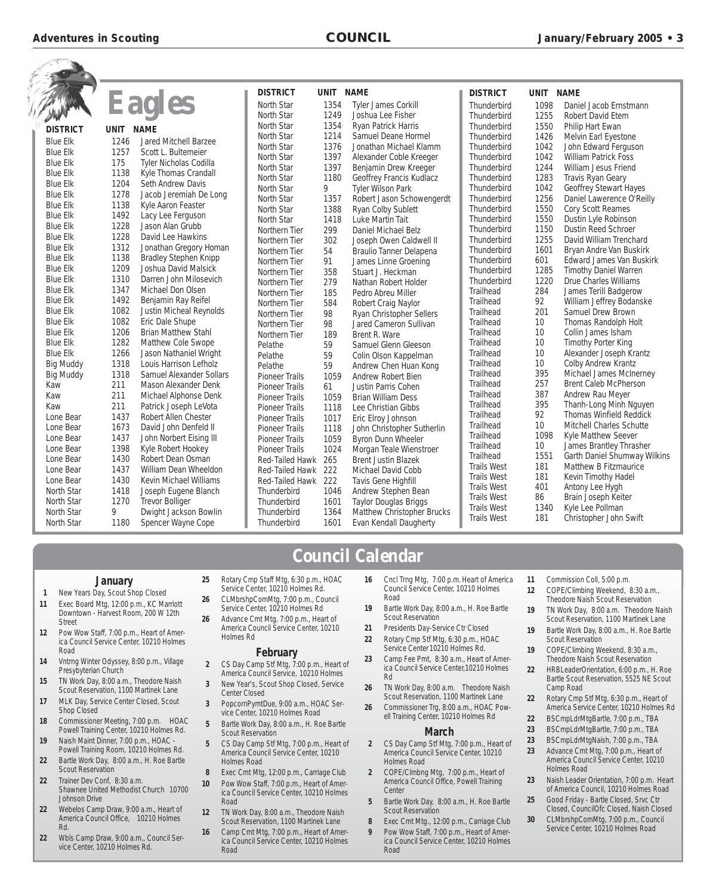# Eagles

| DISTRICT | UNIT | NAME |
|---|---|---|
| Blue Elk | 1246 | Jared Mitchell Barzee |
| Blue Elk | 1257 | Scott L. Bultemeier |
| Blue Elk | 175 | Tyler Nicholas Codilla |
| Blue Elk | 1138 | Kyle Thomas Crandall |
| Blue Elk | 1204 | Seth Andrew Davis |
| Blue Elk | 1278 | Jacob Jeremiah De Long |
| Blue Elk | 1138 | Kyle Aaron Feaster |
| Blue Elk | 1492 | Lacy Lee Ferguson |
| Blue Elk | 1228 | Jason Alan Grubb |
| Blue Elk | 1228 | David Lee Hawkins |
| Blue Elk | 1312 | Jonathan Gregory Homan |
| Blue Elk | 1138 | Bradley Stephen Knipp |
| Blue Elk | 1209 | Joshua David Malsick |
| Blue Elk | 1310 | Darren John Milosevich |
| Blue Elk | 1347 | Michael Don Olsen |
| Blue Elk | 1492 | Benjamin Ray Reifel |
| Blue Elk | 1082 | Justin Micheal Reynolds |
| Blue Elk | 1082 | Eric Dale Shupe |
| Blue Elk | 1206 | Brian Matthew Stahl |
| Blue Elk | 1282 | Matthew Cole Swope |
| Blue Elk | 1266 | Jason Nathaniel Wright |
| Big Muddy | 1318 | Louis Harrison Lefholz |
| Big Muddy | 1318 | Samuel Alexander Sollars |
| Kaw | 211 | Mason Alexander Denk |
| Kaw | 211 | Michael Alphonse Denk |
| Kaw | 211 | Patrick Joseph LeVota |
| Lone Bear | 1437 | Robert Allen Chester |
| Lone Bear | 1673 | David John Denfeld II |
| Lone Bear | 1437 | John Norbert Eising III |
| Lone Bear | 1398 | Kyle Robert Hookey |
| Lone Bear | 1430 | Robert Dean Osman |
| Lone Bear | 1437 | William Dean Wheeldon |
| Lone Bear | 1430 | Kevin Michael Williams |
| North Star | 1418 | Joseph Eugene Blanch |
| North Star | 1270 | Trevor Bolliger |
| North Star | 9 | Dwight Jackson Bowlin |
| North Star | 1180 | Spencer Wayne Cope |
| North Star | 1354 | Tyler James Corkill |
| North Star | 1249 | Joshua Lee Fisher |
| North Star | 1354 | Ryan Patrick Harris |
| North Star | 1214 | Samuel Deane Hormel |
| North Star | 1376 | Jonathan Michael Klamm |
| North Star | 1397 | Alexander Coble Kreeger |
| North Star | 1397 | Benjamin Drew Kreeger |
| North Star | 1180 | Geoffrey Francis Kudlacz |
| North Star | 9 | Tyler Wilson Park |
| North Star | 1357 | Robert Jason Schowengerdt |
| North Star | 1388 | Ryan Colby Sublett |
| North Star | 1418 | Luke Martin Tait |
| Northern Tier | 299 | Daniel Michael Belz |
| Northern Tier | 302 | Joseph Owen Caldwell II |
| Northern Tier | 54 | Braulio Tanner Delapena |
| Northern Tier | 91 | James Linne Groening |
| Northern Tier | 358 | Stuart J. Heckman |
| Northern Tier | 279 | Nathan Robert Holder |
| Northern Tier | 185 | Pedro Abreu Miller |
| Northern Tier | 584 | Robert Craig Naylor |
| Northern Tier | 98 | Ryan Christopher Sellers |
| Northern Tier | 98 | Jared Cameron Sullivan |
| Northern Tier | 189 | Brent R. Ware |
| Pelathe | 59 | Samuel Glenn Gleeson |
| Pelathe | 59 | Colin Olson Kappelman |
| Pelathe | 59 | Andrew Chen Huan Kong |
| Pioneer Trails | 1059 | Andrew Robert Bien |
| Pioneer Trails | 61 | Justin Parris Cohen |
| Pioneer Trails | 1059 | Brian William Dess |
| Pioneer Trails | 1118 | Lee Christian Gibbs |
| Pioneer Trails | 1017 | Eric Elroy Johnson |
| Pioneer Trails | 1118 | John Christopher Sutherlin |
| Pioneer Trails | 1059 | Byron Dunn Wheeler |
| Pioneer Trails | 1024 | Morgan Teale Wienstroer |
| Red-Tailed Hawk | 265 | Brent Justin Blazek |
| Red-Tailed Hawk | 222 | Michael David Cobb |
| Red-Tailed Hawk | 222 | Tavis Gene Highfill |
| Thunderbird | 1046 | Andrew Stephen Bean |
| Thunderbird | 1601 | Taylor Douglas Briggs |
| Thunderbird | 1364 | Matthew Christopher Brucks |
| Thunderbird | 1601 | Evan Kendall Daugherty |
| Thunderbird | 1098 | Daniel Jacob Ernstmann |
| Thunderbird | 1255 | Robert David Etem |
| Thunderbird | 1550 | Philip Hart Ewan |
| Thunderbird | 1426 | Melvin Earl Eyestone |
| Thunderbird | 1042 | John Edward Ferguson |
| Thunderbird | 1042 | William Patrick Foss |
| Thunderbird | 1244 | William Jesus Friend |
| Thunderbird | 1283 | Travis Ryan Geary |
| Thunderbird | 1042 | Geoffrey Stewart Hayes |
| Thunderbird | 1256 | Daniel Lawerence O'Reilly |
| Thunderbird | 1550 | Cory Scott Reames |
| Thunderbird | 1550 | Dustin Lyle Robinson |
| Thunderbird | 1150 | Dustin Reed Schroer |
| Thunderbird | 1255 | David William Trenchard |
| Thunderbird | 1601 | Bryan Andre Van Buskirk |
| Thunderbird | 601 | Edward James Van Buskirk |
| Thunderbird | 1285 | Timothy Daniel Warren |
| Thunderbird | 1220 | Drue Charles Williams |
| Trailhead | 284 | James Terill Badgerow |
| Trailhead | 92 | William Jeffrey Bodanske |
| Trailhead | 201 | Samuel Drew Brown |
| Trailhead | 10 | Thomas Randolph Holt |
| Trailhead | 10 | Collin James Isham |
| Trailhead | 10 | Timothy Porter King |
| Trailhead | 10 | Alexander Joseph Krantz |
| Trailhead | 10 | Colby Andrew Krantz |
| Trailhead | 395 | Michael James McInerney |
| Trailhead | 257 | Brent Caleb McPherson |
| Trailhead | 387 | Andrew Rau Meyer |
| Trailhead | 395 | Thanh-Long Minh Nguyen |
| Trailhead | 92 | Thomas Winfield Reddick |
| Trailhead | 10 | Mitchell Charles Schutte |
| Trailhead | 1098 | Kyle Matthew Seever |
| Trailhead | 10 | James Brantley Thrasher |
| Trailhead | 1551 | Garth Daniel Shumway Wilkins |
| Trails West | 181 | Matthew B Fitzmaurice |
| Trails West | 181 | Kevin Timothy Hadel |
| Trails West | 401 | Antony Lee Hygh |
| Trails West | 86 | Brain Joseph Keiter |
| Trails West | 1340 | Kyle Lee Pollman |
| Trails West | 181 | Christopher John Swift |

# Council Calendar

### January

- **1** New Years Day, Scout Shop Closed
- **11** Exec Board Mtg, 12:00 p.m., KC Marriott Downtown - Harvest Room, 200 W 12th Street
- **12** Pow Wow Staff, 7:00 p.m., Heart of America Council Service Center, 10210 Holmes Road
- **14** Vntrng Winter Odyssey, 8:00 p.m., Village Presybyterian Church
- **15** TN Work Day, 8:00 a.m., Theodore Naish Scout Reservation, 1100 Martinek Lane
- **17** MLK Day, Service Center Closed, Scout Shop Closed
- **18** Commissioner Meeting, 7:00 p.m. HOAC Powell Training Center, 10210 Holmes Rd.
- **19** Naish Maint Dinner, 7:00 p.m., HOAC - Powell Training Room, 10210 Holmes Rd.
- **22** Bartle Work Day, 8:00 a.m., H. Roe Bartle Scout Reservation
- **22** Trainer Dev Conf, 8:30 a.m. Shawnee United Methodist Church 10700 Johnson Drive
- **22** Webelos Camp Draw, 9:00 a.m., Heart of America Council Office, 10210 Holmes Rd.
- **22** Wbls Camp Draw, 9:00 a.m., Council Service Center, 10210 Holmes Rd.
- **25** Rotary Cmp Staff Mtg, 6:30 p.m., HOAC Service Center, 10210 Holmes Rd.
- **26** CLMbrshpComMtg, 7:00 p.m., Council Service Center, 10210 Holmes Rd
- **26** Advance Cmt Mtg, 7:00 p.m., Heart of America Council Service Center, 10210 Holmes Rd

### February

- **2** CS Day Camp Stf Mtg, 7:00 p.m., Heart of America Council Service, 10210 Holmes
- **3** New Year's, Scout Shop Closed, Service Center Closed
- **3** PopcornPymtDue, 9:00 a.m., HOAC Service Center, 10210 Holmes Road
- **5** Bartle Work Day, 8:00 a.m., H. Roe Bartle Scout Reservation
- **5** CS Day Camp Stf Mtg, 7:00 p.m., Heart of America Council Service Center, 10210 Holmes Road
- **8** Exec Cmt Mtg, 12:00 p.m., Carriage Club
- **10** Pow Wow Staff, 7:00 p.m., Heart of America Council Service Center, 10210 Holmes Road
- **12** TN Work Day, 8:00 a.m., Theodore Naish Scout Reservation, 1100 Martinek Lane
- **16** Camp Cmt Mtg, 7:00 p.m., Heart of America Council Service Center, 10210 Holmes Road
- **16** Cncl Trng Mtg, 7:00 p.m. Heart of America Council Service Center, 10210 Holmes Road
- **19** Bartle Work Day, 8:00 a.m., H. Roe Bartle Scout Reservation
- **21** Presidents Day-Service Ctr Closed
- **22** Rotary Cmp Stf Mtg, 6:30 p.m., HOAC Service Center10210 Holmes Rd.
- **23** Camp Fee Pmt, 8:30 a.m., Heart of America Council Service Center,10210 Holmes Rd
- **26** TN Work Day, 8:00 a.m. Theodore Naish Scout Reservation, 1100 Martinek Lane
- **26** Commissioner Trg, 8:00 a.m., HOAC Powell Training Center, 10210 Holmes Rd

### March

- **2** CS Day Camp Stf Mtg, 7:00 p.m., Heart of America Council Service Center, 10210 Holmes Road
- **2** COPE/Clmbng Mtg, 7:00 p.m., Heart of America Council Office, Powell Training Center
- **5** Bartle Work Day, 8:00 a.m., H. Roe Bartle Scout Reservation
- **8** Exec Cmt Mtg., 12:00 p.m., Carriage Club
- **9** Pow Wow Staff, 7:00 p.m., Heart of America Council Service Center, 10210 Holmes Road
- **11** Commission Coll, 5:00 p.m.
- **12** COPE/Climbing Weekend, 8:30 a.m., Theodore Naish Scout Reservation
- **19** TN Work Day, 8:00 a.m. Theodore Naish Scout Reservation, 1100 Martinek Lane
- **19** Bartle Work Day, 8:00 a.m., H. Roe Bartle Scout Reservation
- **19** COPE/Climbing Weekend, 8:30 a.m., Theodore Naish Scout Reservation
- **22** HRBLeaderOrientation, 6:00 p.m., H. Roe Bartle Scout Reservation, 5525 NE Scout Camp Road
- **22** Rotary Cmp Stf Mtg, 6:30 p.m., Heart of America Service Center, 10210 Holmes Rd
- **22** BSCmpLdrMtgBartle, 7:00 p.m., TBA
- **23** BSCmpLdrMtgBartle, 7:00 p.m., TBA
- **23** BSCmpLdrMtgNaish, 7:00 p.m., TBA
- **23** Advance Cmt Mtg, 7:00 p.m., Heart of America Council Service Center, 10210 Holmes Road
- **23** Naish Leader Orientation, 7:00 p.m. Heart of America Council, 10210 Holmes Road
- **25** Good Friday - Bartle Closed, Srvc Ctr Closed, CouncilOfc Closed, Naish Closed
- **30** CLMbrshpComMtg, 7:00 p.m., Council Service Center, 10210 Holmes Road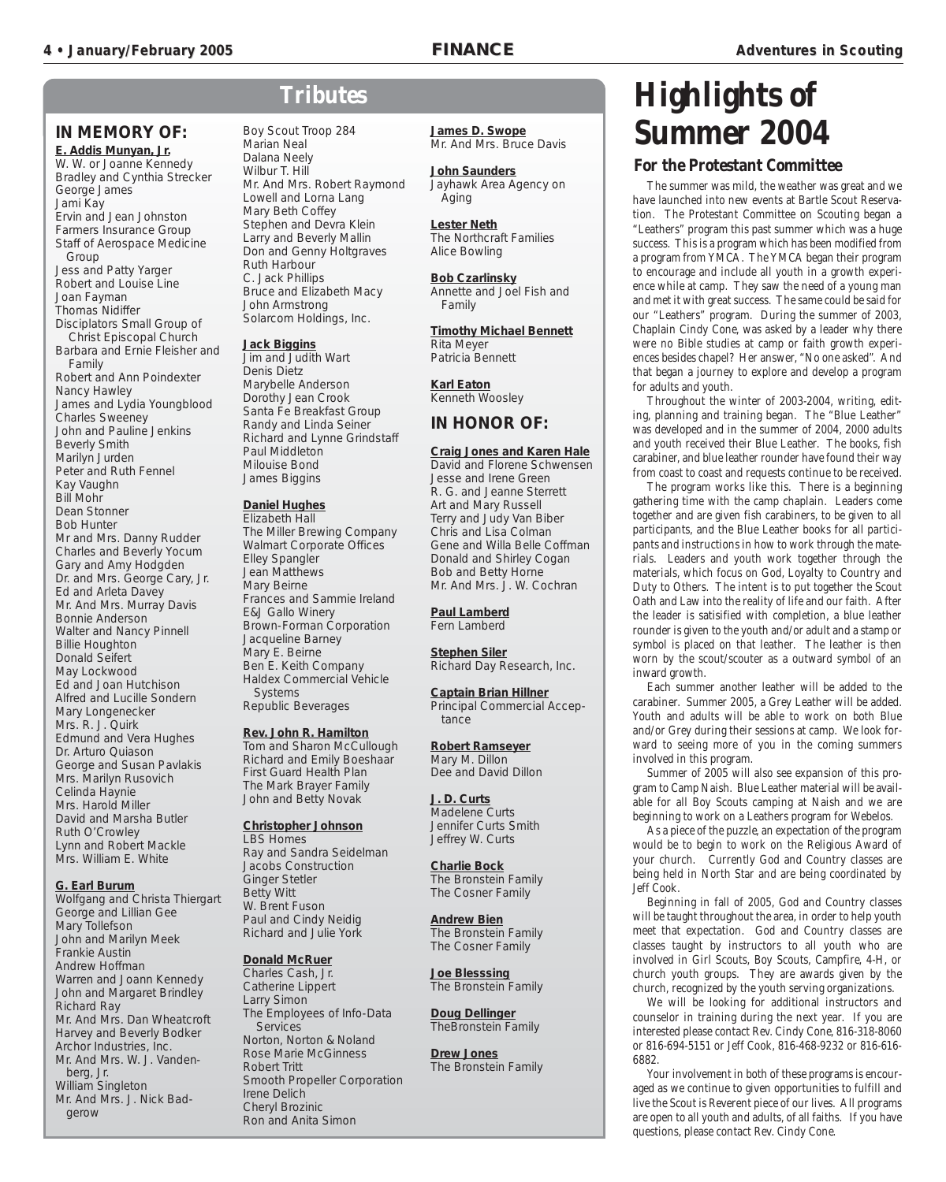## Tributes

### IN MEMORY OF:

**E. Addis Munyan, Jr.**
W. W. or Joanne Kennedy
Bradley and Cynthia Strecker
George James
Jami Kay
Ervin and Jean Johnston
Farmers Insurance Group
Staff of Aerospace Medicine Group
Jess and Patty Yarger
Robert and Louise Line
Joan Fayman
Thomas Nidiffer
Disciplators Small Group of Christ Episcopal Church
Barbara and Ernie Fleisher and Family
Robert and Ann Poindexter
Nancy Hawley
James and Lydia Youngblood
Charles Sweeney
John and Pauline Jenkins
Beverly Smith
Marilyn Jurden
Peter and Ruth Fennel
Kay Vaughn
Bill Mohr
Dean Stonner
Bob Hunter
Mr and Mrs. Danny Rudder
Charles and Beverly Yocum
Gary and Amy Hodgden
Dr. and Mrs. George Cary, Jr.
Ed and Arleta Davey
Mr. And Mrs. Murray Davis
Bonnie Anderson
Walter and Nancy Pinnell
Billie Houghton
Donald Seifert
May Lockwood
Ed and Joan Hutchison
Alfred and Lucille Sondern
Mary Longenecker
Mrs. R. J. Quirk
Edmund and Vera Hughes
Dr. Arturo Quiason
George and Susan Pavlakis
Mrs. Marilyn Rusovich
Celinda Haynie
Mrs. Harold Miller
David and Marsha Butler
Ruth O'Crowley
Lynn and Robert Mackle
Mrs. William E. White

**G. Earl Burum**
Wolfgang and Christa Thiergart
George and Lillian Gee
Mary Tollefson
John and Marilyn Meek
Frankie Austin
Andrew Hoffman
Warren and Joann Kennedy
John and Margaret Brindley
Richard Ray
Mr. And Mrs. Dan Wheatcroft
Harvey and Beverly Bodker
Archor Industries, Inc.
Mr. And Mrs. W. J. Vandenberg, Jr.
William Singleton
Mr. And Mrs. J. Nick Badgerow
Boy Scout Troop 284
Marian Neal
Dalana Neely
Wilbur T. Hill
Mr. And Mrs. Robert Raymond
Lowell and Lorna Lang
Mary Beth Coffey
Stephen and Devra Klein
Larry and Beverly Mallin
Don and Genny Holtgraves
Ruth Harbour
C. Jack Phillips
Bruce and Elizabeth Macy
John Armstrong
Solarcom Holdings, Inc.

**Jack Biggins**
Jim and Judith Wart
Denis Dietz
Marybelle Anderson
Dorothy Jean Crook
Santa Fe Breakfast Group
Randy and Linda Seiner
Richard and Lynne Grindstaff
Paul Middleton
Milouise Bond
James Biggins

**Daniel Hughes**
Elizabeth Hall
The Miller Brewing Company
Walmart Corporate Offices
Elley Spangler
Jean Matthews
Mary Beirne
Frances and Sammie Ireland
E&J Gallo Winery
Brown-Forman Corporation
Jacqueline Barney
Mary E. Beirne
Ben E. Keith Company
Haldex Commercial Vehicle Systems
Republic Beverages

**Rev. John R. Hamilton**
Tom and Sharon McCullough
Richard and Emily Boeshaar
First Guard Health Plan
The Mark Brayer Family
John and Betty Novak

**Christopher Johnson**
LBS Homes
Ray and Sandra Seidelman
Jacobs Construction
Ginger Stetler
Betty Witt
W. Brent Fuson
Paul and Cindy Neidig
Richard and Julie York

**Donald McRuer**
Charles Cash, Jr.
Catherine Lippert
Larry Simon
The Employees of Info-Data Services
Norton, Norton & Noland
Rose Marie McGinness
Robert Tritt
Smooth Propeller Corporation
Irene Delich
Cheryl Brozinic
Ron and Anita Simon

**James D. Swope**
Mr. And Mrs. Bruce Davis

**John Saunders**
Jayhawk Area Agency on Aging

**Lester Neth**
The Northcraft Families
Alice Bowling

**Bob Czarlinsky**
Annette and Joel Fish and Family

**Timothy Michael Bennett**
Rita Meyer
Patricia Bennett

**Karl Eaton**
Kenneth Woosley

### IN HONOR OF:

**Craig Jones and Karen Hale**
David and Florene Schwensen
Jesse and Irene Green
R. G. and Jeanne Sterrett
Art and Mary Russell
Terry and Judy Van Biber
Chris and Lisa Colman
Gene and Willa Belle Coffman
Donald and Shirley Cogan
Bob and Betty Horne
Mr. And Mrs. J. W. Cochran

**Paul Lamberd**
Fern Lamberd

**Stephen Siler**
Richard Day Research, Inc.

**Captain Brian Hillner**
Principal Commercial Acceptance

**Robert Ramseyer**
Mary M. Dillon
Dee and David Dillon

**J. D. Curts**
Madelene Curts
Jennifer Curts Smith
Jeffrey W. Curts

**Charlie Bock**
The Bronstein Family
The Cosner Family

**Andrew Bien**
The Bronstein Family
The Cosner Family

**Joe Blesssing**
The Bronstein Family

**Doug Dellinger**
TheBronstein Family

**Drew Jones**
The Bronstein Family

# Highlights of Summer 2004

### For the Protestant Committee

The summer was mild, the weather was great and we have launched into new events at Bartle Scout Reservation. The Protestant Committee on Scouting began a "Leathers" program this past summer which was a huge success. This is a program which has been modified from a program from YMCA. The YMCA began their program to encourage and include all youth in a growth experience while at camp. They saw the need of a young man and met it with great success. The same could be said for our "Leathers" program. During the summer of 2003, Chaplain Cindy Cone, was asked by a leader why there were no Bible studies at camp or faith growth experiences besides chapel? Her answer, "No one asked". And that began a journey to explore and develop a program for adults and youth.

Throughout the winter of 2003-2004, writing, editing, planning and training began. The "Blue Leather" was developed and in the summer of 2004, 2000 adults and youth received their Blue Leather. The books, fish carabiner, and blue leather rounder have found their way from coast to coast and requests continue to be received.

The program works like this. There is a beginning gathering time with the camp chaplain. Leaders come together and are given fish carabiners, to be given to all participants, and the Blue Leather books for all participants and instructions in how to work through the materials. Leaders and youth work together through the materials, which focus on God, Loyalty to Country and Duty to Others. The intent is to put together the Scout Oath and Law into the reality of life and our faith. After the leader is satisified with completion, a blue leather rounder is given to the youth and/or adult and a stamp or symbol is placed on that leather. The leather is then worn by the scout/scouter as a outward symbol of an inward growth.

Each summer another leather will be added to the carabiner. Summer 2005, a Grey Leather will be added. Youth and adults will be able to work on both Blue and/or Grey during their sessions at camp. We look forward to seeing more of you in the coming summers involved in this program.

Summer of 2005 will also see expansion of this program to Camp Naish. Blue Leather material will be available for all Boy Scouts camping at Naish and we are beginning to work on a Leathers program for Webelos.

As a piece of the puzzle, an expectation of the program would be to begin to work on the Religious Award of your church. Currently God and Country classes are being held in North Star and are being coordinated by Jeff Cook.

Beginning in fall of 2005, God and Country classes will be taught throughout the area, in order to help youth meet that expectation. God and Country classes are classes taught by instructors to all youth who are involved in Girl Scouts, Boy Scouts, Campfire, 4-H, or church youth groups. They are awards given by the church, recognized by the youth serving organizations.

We will be looking for additional instructors and counselor in training during the next year. If you are interested please contact Rev. Cindy Cone, 816-318-8060 or 816-694-5151 or Jeff Cook, 816-468-9232 or 816-616-6882.

Your involvement in both of these programs is encouraged as we continue to given opportunities to fulfill and live the Scout is Reverent piece of our lives. All programs are open to all youth and adults, of all faiths. If you have questions, please contact Rev. Cindy Cone.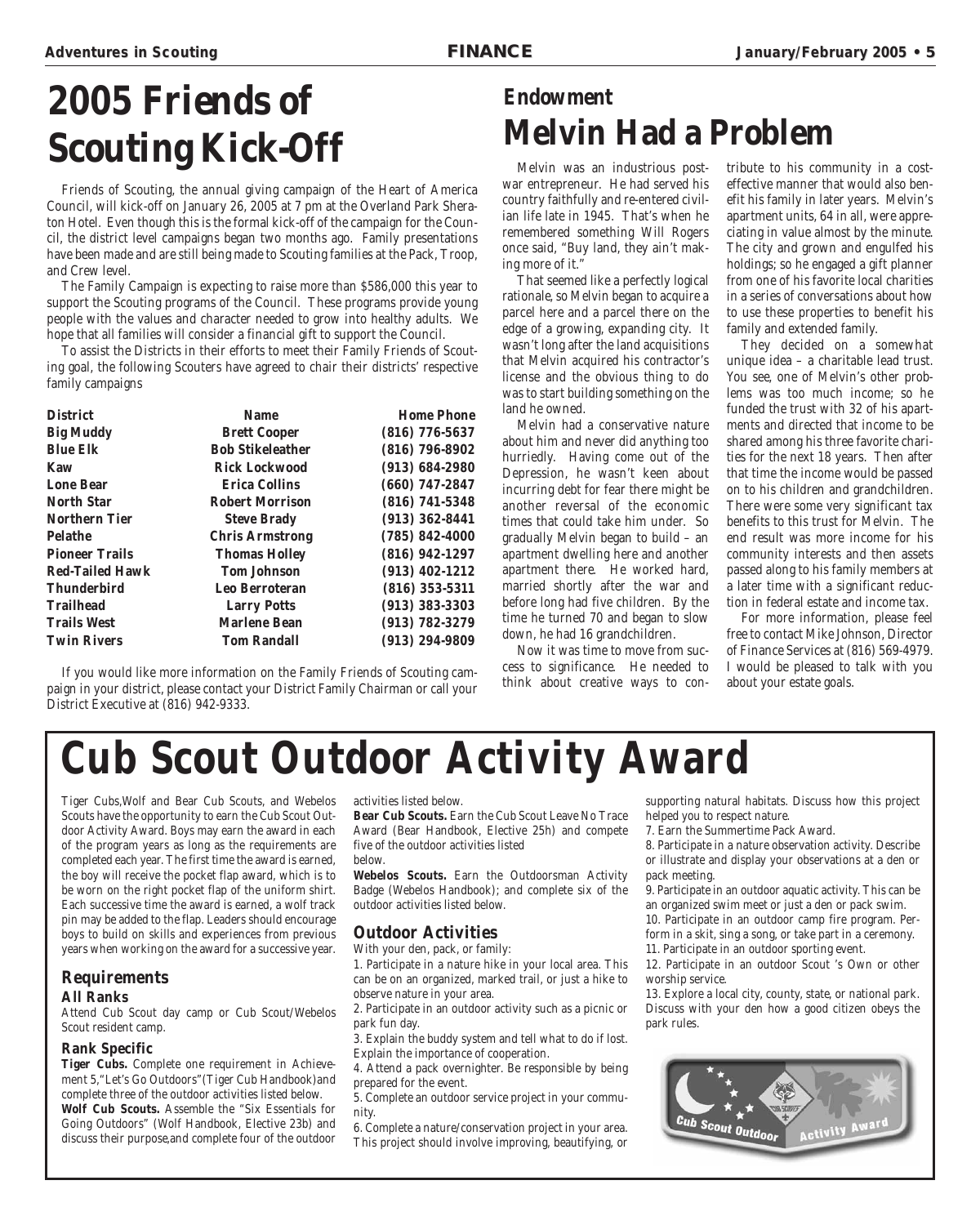# 2005 Friends of Scouting Kick-Off

Friends of Scouting, the annual giving campaign of the Heart of America Council, will kick-off on January 26, 2005 at 7 pm at the Overland Park Sheraton Hotel. Even though this is the formal kick-off of the campaign for the Council, the district level campaigns began two months ago. Family presentations have been made and are still being made to Scouting families at the Pack, Troop, and Crew level.

The Family Campaign is expecting to raise more than $586,000 this year to support the Scouting programs of the Council. These programs provide young people with the values and character needed to grow into healthy adults. We hope that all families will consider a financial gift to support the Council.

To assist the Districts in their efforts to meet their Family Friends of Scouting goal, the following Scouters have agreed to chair their districts' respective family campaigns

| District | Name | Home Phone |
|---|---|---|
| Big Muddy | Brett Cooper | (816) 776-5637 |
| Blue Elk | Bob Stikeleather | (816) 796-8902 |
| Kaw | Rick Lockwood | (913) 684-2980 |
| Lone Bear | Erica Collins | (660) 747-2847 |
| North Star | Robert Morrison | (816) 741-5348 |
| Northern Tier | Steve Brady | (913) 362-8441 |
| Pelathe | Chris Armstrong | (785) 842-4000 |
| Pioneer Trails | Thomas Holley | (816) 942-1297 |
| Red-Tailed Hawk | Tom Johnson | (913) 402-1212 |
| Thunderbird | Leo Berroteran | (816) 353-5311 |
| Trailhead | Larry Potts | (913) 383-3303 |
| Trails West | Marlene Bean | (913) 782-3279 |
| Twin Rivers | Tom Randall | (913) 294-9809 |

If you would like more information on the Family Friends of Scouting campaign in your district, please contact your District Family Chairman or call your District Executive at (816) 942-9333.

## Endowment

# Melvin Had a Problem

Melvin was an industrious postwar entrepreneur. He had served his country faithfully and re-entered civilian life late in 1945. That's when he remembered something Will Rogers once said, "Buy land, they ain't making more of it."

That seemed like a perfectly logical rationale, so Melvin began to acquire a parcel here and a parcel there on the edge of a growing, expanding city. It wasn't long after the land acquisitions that Melvin acquired his contractor's license and the obvious thing to do was to start building something on the land he owned.

Melvin had a conservative nature about him and never did anything too hurriedly. Having come out of the Depression, he wasn't keen about incurring debt for fear there might be another reversal of the economic times that could take him under. So gradually Melvin began to build – an apartment dwelling here and another apartment there. He worked hard, married shortly after the war and before long had five children. By the time he turned 70 and began to slow down, he had 16 grandchildren.

Now it was time to move from success to significance. He needed to think about creative ways to contribute to his community in a cost-effective manner that would also benefit his family in later years. Melvin's apartment units, 64 in all, were appreciating in value almost by the minute. The city and grown and engulfed his holdings; so he engaged a gift planner from one of his favorite local charities in a series of conversations about how to use these properties to benefit his family and extended family.

They decided on a somewhat unique idea – a charitable lead trust. You see, one of Melvin's other problems was too much income; so he funded the trust with 32 of his apartments and directed that income to be shared among his three favorite charities for the next 18 years. Then after that time the income would be passed on to his children and grandchildren. There were some very significant tax benefits to this trust for Melvin. The end result was more income for his community interests and then assets passed along to his family members at a later time with a significant reduction in federal estate and income tax.

For more information, please feel free to contact Mike Johnson, Director of Finance Services at (816) 569-4979. I would be pleased to talk with you about your estate goals.

# Cub Scout Outdoor Activity Award

Tiger Cubs,Wolf and Bear Cub Scouts, and Webelos Scouts have the opportunity to earn the Cub Scout Outdoor Activity Award. Boys may earn the award in each of the program years as long as the requirements are completed each year. The first time the award is earned, the boy will receive the pocket flap award, which is to be worn on the right pocket flap of the uniform shirt. Each successive time the award is earned, a wolf track pin may be added to the flap. Leaders should encourage boys to build on skills and experiences from previous years when working on the award for a successive year.

## Requirements

### All Ranks

Attend Cub Scout day camp or Cub Scout/Webelos Scout resident camp.

### Rank Specific

**Tiger Cubs.** Complete one requirement in Achievement 5,"Let's Go Outdoors"(Tiger Cub Handbook)and complete three of the outdoor activities listed below.

**Wolf Cub Scouts.** Assemble the "Six Essentials for Going Outdoors" (Wolf Handbook, Elective 23b) and discuss their purpose,and complete four of the outdoor activities listed below.

**Bear Cub Scouts.** Earn the Cub Scout Leave No Trace Award (Bear Handbook, Elective 25h) and compete five of the outdoor activities listed below.

**Webelos Scouts.** Earn the Outdoorsman Activity Badge (Webelos Handbook); and complete six of the outdoor activities listed below.

## Outdoor Activities

With your den, pack, or family:

1. Participate in a nature hike in your local area. This can be on an organized, marked trail, or just a hike to observe nature in your area.
2. Participate in an outdoor activity such as a picnic or park fun day.
3. Explain the buddy system and tell what to do if lost. Explain the importance of cooperation.
4. Attend a pack overnighter. Be responsible by being prepared for the event.
5. Complete an outdoor service project in your community.
6. Complete a nature/conservation project in your area. This project should involve improving, beautifying, or supporting natural habitats. Discuss how this project helped you to respect nature.
7. Earn the Summertime Pack Award.
8. Participate in a nature observation activity. Describe or illustrate and display your observations at a den or pack meeting.
9. Participate in an outdoor aquatic activity. This can be an organized swim meet or just a den or pack swim.
10. Participate in an outdoor camp fire program. Perform in a skit, sing a song, or take part in a ceremony.
11. Participate in an outdoor sporting event.
12. Participate in an outdoor Scout 's Own or other worship service.
13. Explore a local city, county, state, or national park. Discuss with your den how a good citizen obeys the park rules.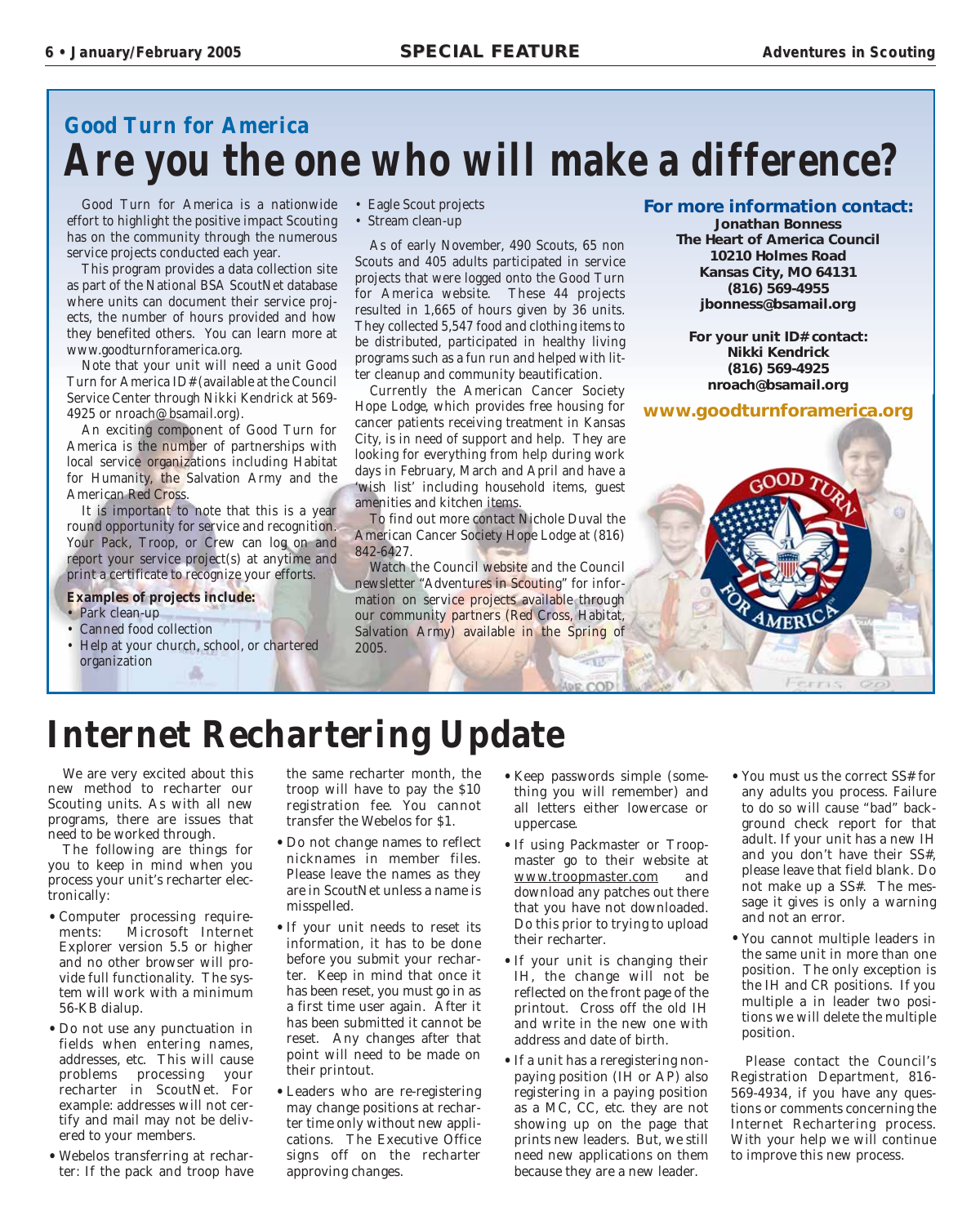## Good Turn for America

# Are you the one who will make a difference?

Good Turn for America is a nationwide effort to highlight the positive impact Scouting has on the community through the numerous service projects conducted each year.

This program provides a data collection site as part of the National BSA ScoutNet database where units can document their service projects, the number of hours provided and how they benefited others. You can learn more at www.goodturnforamerica.org.

Note that your unit will need a unit Good Turn for America ID# (available at the Council Service Center through Nikki Kendrick at 569-4925 or nroach@bsamail.org).

An exciting component of Good Turn for America is the number of partnerships with local service organizations including Habitat for Humanity, the Salvation Army and the American Red Cross.

It is important to note that this is a year round opportunity for service and recognition. Your Pack, Troop, or Crew can log on and report your service project(s) at anytime and print a certificate to recognize your efforts.

**Examples of projects include:**

- Park clean-up
- Canned food collection
- Help at your church, school, or chartered organization
- Eagle Scout projects
- Stream clean-up

As of early November, 490 Scouts, 65 non Scouts and 405 adults participated in service projects that were logged onto the Good Turn for America website. These 44 projects resulted in 1,665 of hours given by 36 units. They collected 5,547 food and clothing items to be distributed, participated in healthy living programs such as a fun run and helped with litter cleanup and community beautification.

Currently the American Cancer Society Hope Lodge, which provides free housing for cancer patients receiving treatment in Kansas City, is in need of support and help. They are looking for everything from help during work days in February, March and April and have a 'wish list' including household items, guest amenities and kitchen items.

To find out more contact Nichole Duval the American Cancer Society Hope Lodge at (816) 842-6427.

Watch the Council website and the Council newsletter "Adventures in Scouting" for information on service projects available through our community partners (Red Cross, Habitat, Salvation Army) available in the Spring of 2005.

**For more information contact:**

**Jonathan Bonness**
**The Heart of America Council**
**10210 Holmes Road**
**Kansas City, MO 64131**
**(816) 569-4955**
**jbonness@bsamail.org**

**For your unit ID# contact:**
**Nikki Kendrick**
**(816) 569-4925**
**nroach@bsamail.org**

**www.goodturnforamerica.org**

# Internet Rechartering Update

We are very excited about this new method to recharter our Scouting units. As with all new programs, there are issues that need to be worked through.

The following are things for you to keep in mind when you process your unit's recharter electronically:

- Computer processing requirements: Microsoft Internet Explorer version 5.5 or higher and no other browser will provide full functionality. The system will work with a minimum 56-KB dialup.
- Do not use any punctuation in fields when entering names, addresses, etc. This will cause problems processing your recharter in ScoutNet. For example: addresses will not certify and mail may not be delivered to your members.
- Webelos transferring at recharter: If the pack and troop have the same recharter month, the troop will have to pay the $10 registration fee. You cannot transfer the Webelos for $1.
- Do not change names to reflect nicknames in member files. Please leave the names as they are in ScoutNet unless a name is misspelled.
- If your unit needs to reset its information, it has to be done before you submit your recharter. Keep in mind that once it has been reset, you must go in as a first time user again. After it has been submitted it cannot be reset. Any changes after that point will need to be made on their printout.
- Leaders who are re-registering may change positions at recharter time only without new applications. The Executive Office signs off on the recharter approving changes.
- Keep passwords simple (something you will remember) and all letters either lowercase or uppercase.
- If using Packmaster or Troopmaster go to their website at www.troopmaster.com and download any patches out there that you have not downloaded. Do this prior to trying to upload their recharter.
- If your unit is changing their IH, the change will not be reflected on the front page of the printout. Cross off the old IH and write in the new one with address and date of birth.
- If a unit has a reregistering nonpaying position (IH or AP) also registering in a paying position as a MC, CC, etc. they are not showing up on the page that prints new leaders. But, we still need new applications on them because they are a new leader.
- You must us the correct SS# for any adults you process. Failure to do so will cause "bad" background check report for that adult. If your unit has a new IH and you don't have their SS#, please leave that field blank. Do not make up a SS#. The message it gives is only a warning and not an error.
- You cannot multiple leaders in the same unit in more than one position. The only exception is the IH and CR positions. If you multiple a in leader two positions we will delete the multiple position.

Please contact the Council's Registration Department, 816-569-4934, if you have any questions or comments concerning the Internet Rechartering process. With your help we will continue to improve this new process.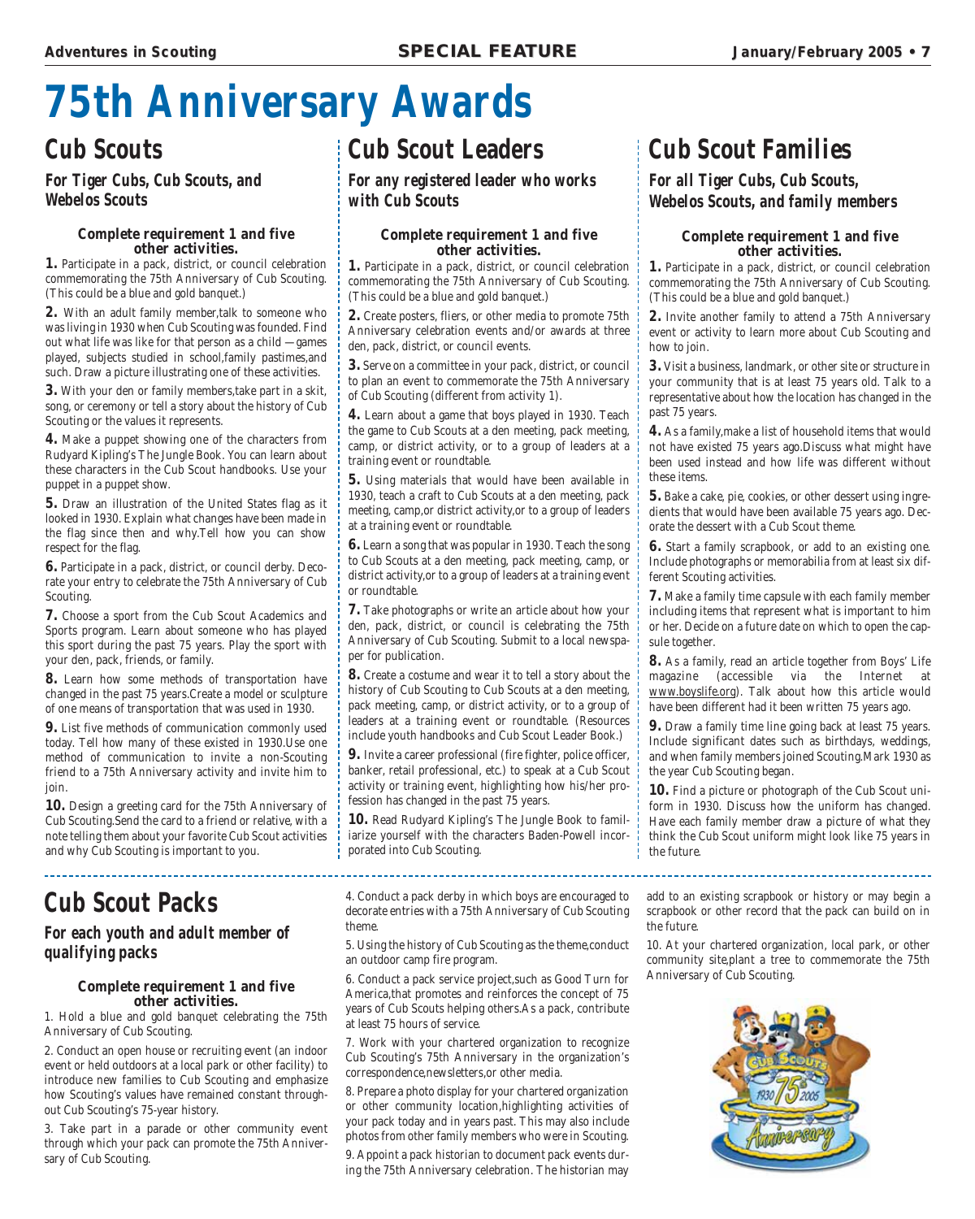# 75th Anniversary Awards

## Cub Scouts

### *For Tiger Cubs, Cub Scouts, and Webelos Scouts*

**Complete requirement 1 and five other activities.**

**1.** Participate in a pack, district, or council celebration commemorating the 75th Anniversary of Cub Scouting. (This could be a blue and gold banquet.)

**2.** With an adult family member,talk to someone who was living in 1930 when Cub Scouting was founded. Find out what life was like for that person as a child —games played, subjects studied in school,family pastimes,and such. Draw a picture illustrating one of these activities.

**3.** With your den or family members,take part in a skit, song, or ceremony or tell a story about the history of Cub Scouting or the values it represents.

**4.** Make a puppet showing one of the characters from Rudyard Kipling's The Jungle Book. You can learn about these characters in the Cub Scout handbooks. Use your puppet in a puppet show.

**5.** Draw an illustration of the United States flag as it looked in 1930. Explain what changes have been made in the flag since then and why.Tell how you can show respect for the flag.

**6.** Participate in a pack, district, or council derby. Decorate your entry to celebrate the 75th Anniversary of Cub Scouting.

**7.** Choose a sport from the Cub Scout Academics and Sports program. Learn about someone who has played this sport during the past 75 years. Play the sport with your den, pack, friends, or family.

**8.** Learn how some methods of transportation have changed in the past 75 years.Create a model or sculpture of one means of transportation that was used in 1930.

**9.** List five methods of communication commonly used today. Tell how many of these existed in 1930.Use one method of communication to invite a non-Scouting friend to a 75th Anniversary activity and invite him to join.

**10.** Design a greeting card for the 75th Anniversary of Cub Scouting.Send the card to a friend or relative, with a note telling them about your favorite Cub Scout activities and why Cub Scouting is important to you.

## Cub Scout Leaders

### *For any registered leader who works with Cub Scouts*

**Complete requirement 1 and five other activities.**

**1.** Participate in a pack, district, or council celebration commemorating the 75th Anniversary of Cub Scouting. (This could be a blue and gold banquet.)

**2.** Create posters, fliers, or other media to promote 75th Anniversary celebration events and/or awards at three den, pack, district, or council events.

**3.** Serve on a committee in your pack, district, or council to plan an event to commemorate the 75th Anniversary of Cub Scouting (different from activity 1).

**4.** Learn about a game that boys played in 1930. Teach the game to Cub Scouts at a den meeting, pack meeting, camp, or district activity, or to a group of leaders at a training event or roundtable.

**5.** Using materials that would have been available in 1930, teach a craft to Cub Scouts at a den meeting, pack meeting, camp,or district activity,or to a group of leaders at a training event or roundtable.

**6.** Learn a song that was popular in 1930. Teach the song to Cub Scouts at a den meeting, pack meeting, camp, or district activity,or to a group of leaders at a training event or roundtable.

**7.** Take photographs or write an article about how your den, pack, district, or council is celebrating the 75th Anniversary of Cub Scouting. Submit to a local newspaper for publication.

**8.** Create a costume and wear it to tell a story about the history of Cub Scouting to Cub Scouts at a den meeting, pack meeting, camp, or district activity, or to a group of leaders at a training event or roundtable. (Resources include youth handbooks and Cub Scout Leader Book.)

**9.** Invite a career professional (fire fighter, police officer, banker, retail professional, etc.) to speak at a Cub Scout activity or training event, highlighting how his/her profession has changed in the past 75 years.

**10.** Read Rudyard Kipling's The Jungle Book to familiarize yourself with the characters Baden-Powell incorporated into Cub Scouting.

## Cub Scout Families

### *For all Tiger Cubs, Cub Scouts, Webelos Scouts, and family members*

**Complete requirement 1 and five other activities.**

**1.** Participate in a pack, district, or council celebration commemorating the 75th Anniversary of Cub Scouting. (This could be a blue and gold banquet.)

**2.** Invite another family to attend a 75th Anniversary event or activity to learn more about Cub Scouting and how to join.

**3.** Visit a business, landmark, or other site or structure in your community that is at least 75 years old. Talk to a representative about how the location has changed in the past 75 years.

**4.** As a family,make a list of household items that would not have existed 75 years ago.Discuss what might have been used instead and how life was different without these items.

**5.** Bake a cake, pie, cookies, or other dessert using ingredients that would have been available 75 years ago. Decorate the dessert with a Cub Scout theme.

**6.** Start a family scrapbook, or add to an existing one. Include photographs or memorabilia from at least six different Scouting activities.

**7.** Make a family time capsule with each family member including items that represent what is important to him or her. Decide on a future date on which to open the capsule together.

**8.** As a family, read an article together from Boys' Life magazine (accessible via the Internet at www.boyslife.org). Talk about how this article would have been different had it been written 75 years ago.

**9.** Draw a family time line going back at least 75 years. Include significant dates such as birthdays, weddings, and when family members joined Scouting.Mark 1930 as the year Cub Scouting began.

**10.** Find a picture or photograph of the Cub Scout uniform in 1930. Discuss how the uniform has changed. Have each family member draw a picture of what they think the Cub Scout uniform might look like 75 years in the future.

## Cub Scout Packs

### *For each youth and adult member of qualifying packs*

**Complete requirement 1 and five other activities.**

1. Hold a blue and gold banquet celebrating the 75th Anniversary of Cub Scouting.

2. Conduct an open house or recruiting event (an indoor event or held outdoors at a local park or other facility) to introduce new families to Cub Scouting and emphasize how Scouting's values have remained constant throughout Cub Scouting's 75-year history.

3. Take part in a parade or other community event through which your pack can promote the 75th Anniversary of Cub Scouting.

4. Conduct a pack derby in which boys are encouraged to decorate entries with a 75th Anniversary of Cub Scouting theme.

5. Using the history of Cub Scouting as the theme,conduct an outdoor camp fire program.

6. Conduct a pack service project,such as Good Turn for America,that promotes and reinforces the concept of 75 years of Cub Scouts helping others.As a pack, contribute at least 75 hours of service.

7. Work with your chartered organization to recognize Cub Scouting's 75th Anniversary in the organization's correspondence,newsletters,or other media.

8. Prepare a photo display for your chartered organization or other community location,highlighting activities of your pack today and in years past. This may also include photos from other family members who were in Scouting.

9. Appoint a pack historian to document pack events during the 75th Anniversary celebration. The historian may add to an existing scrapbook or history or may begin a scrapbook or other record that the pack can build on in the future.

10. At your chartered organization, local park, or other community site,plant a tree to commemorate the 75th Anniversary of Cub Scouting.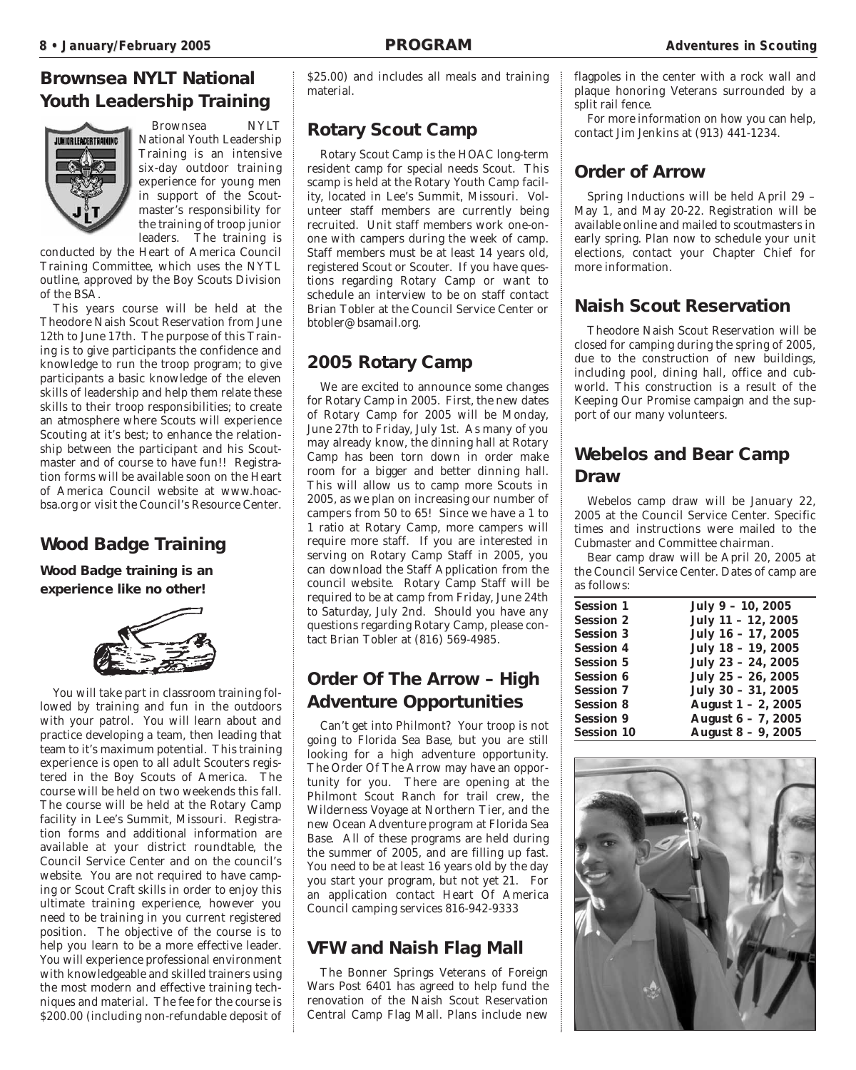## Brownsea NYLT National Youth Leadership Training

Brownsea NYLT National Youth Leadership Training is an intensive six-day outdoor training experience for young men in support of the Scoutmaster's responsibility for the training of troop junior leaders. The training is conducted by the Heart of America Council Training Committee, which uses the NYTL outline, approved by the Boy Scouts Division of the BSA.

This years course will be held at the Theodore Naish Scout Reservation from June 12th to June 17th. The purpose of this Training is to give participants the confidence and knowledge to run the troop program; to give participants a basic knowledge of the eleven skills of leadership and help them relate these skills to their troop responsibilities; to create an atmosphere where Scouts will experience Scouting at it's best; to enhance the relationship between the participant and his Scoutmaster and of course to have fun!! Registration forms will be available soon on the Heart of America Council website at www.hoac-bsa.org or visit the Council's Resource Center.

## Wood Badge Training

**Wood Badge training is an experience like no other!**

You will take part in classroom training followed by training and fun in the outdoors with your patrol. You will learn about and practice developing a team, then leading that team to it's maximum potential. This training experience is open to all adult Scouters registered in the Boy Scouts of America. The course will be held on two weekends this fall. The course will be held at the Rotary Camp facility in Lee's Summit, Missouri. Registration forms and additional information are available at your district roundtable, the Council Service Center and on the council's website. You are not required to have camping or Scout Craft skills in order to enjoy this ultimate training experience, however you need to be training in you current registered position. The objective of the course is to help you learn to be a more effective leader. You will experience professional environment with knowledgeable and skilled trainers using the most modern and effective training techniques and material. The fee for the course is $200.00 (including non-refundable deposit of $25.00) and includes all meals and training material.

## Rotary Scout Camp

Rotary Scout Camp is the HOAC long-term resident camp for special needs Scout. This scamp is held at the Rotary Youth Camp facility, located in Lee's Summit, Missouri. Volunteer staff members are currently being recruited. Unit staff members work one-on-one with campers during the week of camp. Staff members must be at least 14 years old, registered Scout or Scouter. If you have questions regarding Rotary Camp or want to schedule an interview to be on staff contact Brian Tobler at the Council Service Center or btobler@bsamail.org.

## 2005 Rotary Camp

We are excited to announce some changes for Rotary Camp in 2005. First, the new dates of Rotary Camp for 2005 will be Monday, June 27th to Friday, July 1st. As many of you may already know, the dinning hall at Rotary Camp has been torn down in order make room for a bigger and better dinning hall. This will allow us to camp more Scouts in 2005, as we plan on increasing our number of campers from 50 to 65! Since we have a 1 to 1 ratio at Rotary Camp, more campers will require more staff. If you are interested in serving on Rotary Camp Staff in 2005, you can download the Staff Application from the council website. Rotary Camp Staff will be required to be at camp from Friday, June 24th to Saturday, July 2nd. Should you have any questions regarding Rotary Camp, please contact Brian Tobler at (816) 569-4985.

## Order Of The Arrow – High Adventure Opportunities

Can't get into Philmont? Your troop is not going to Florida Sea Base, but you are still looking for a high adventure opportunity. The Order Of The Arrow may have an opportunity for you. There are opening at the Philmont Scout Ranch for trail crew, the Wilderness Voyage at Northern Tier, and the new Ocean Adventure program at Florida Sea Base. All of these programs are held during the summer of 2005, and are filling up fast. You need to be at least 16 years old by the day you start your program, but not yet 21. For an application contact Heart Of America Council camping services 816-942-9333

## VFW and Naish Flag Mall

The Bonner Springs Veterans of Foreign Wars Post 6401 has agreed to help fund the renovation of the Naish Scout Reservation Central Camp Flag Mall. Plans include new flagpoles in the center with a rock wall and plaque honoring Veterans surrounded by a split rail fence.

For more information on how you can help, contact Jim Jenkins at (913) 441-1234.

## Order of Arrow

Spring Inductions will be held April 29 – May 1, and May 20-22. Registration will be available online and mailed to scoutmasters in early spring. Plan now to schedule your unit elections, contact your Chapter Chief for more information.

## Naish Scout Reservation

Theodore Naish Scout Reservation will be closed for camping during the spring of 2005, due to the construction of new buildings, including pool, dining hall, office and cubworld. This construction is a result of the Keeping Our Promise campaign and the support of our many volunteers.

## Webelos and Bear Camp Draw

Webelos camp draw will be January 22, 2005 at the Council Service Center. Specific times and instructions were mailed to the Cubmaster and Committee chairman.

Bear camp draw will be April 20, 2005 at the Council Service Center. Dates of camp are as follows:

| Session | Dates |
|---|---|
| Session 1 | July 9 – 10, 2005 |
| Session 2 | July 11 – 12, 2005 |
| Session 3 | July 16 – 17, 2005 |
| Session 4 | July 18 – 19, 2005 |
| Session 5 | July 23 – 24, 2005 |
| Session 6 | July 25 – 26, 2005 |
| Session 7 | July 30 – 31, 2005 |
| Session 8 | August 1 – 2, 2005 |
| Session 9 | August 6 – 7, 2005 |
| Session 10 | August 8 – 9, 2005 |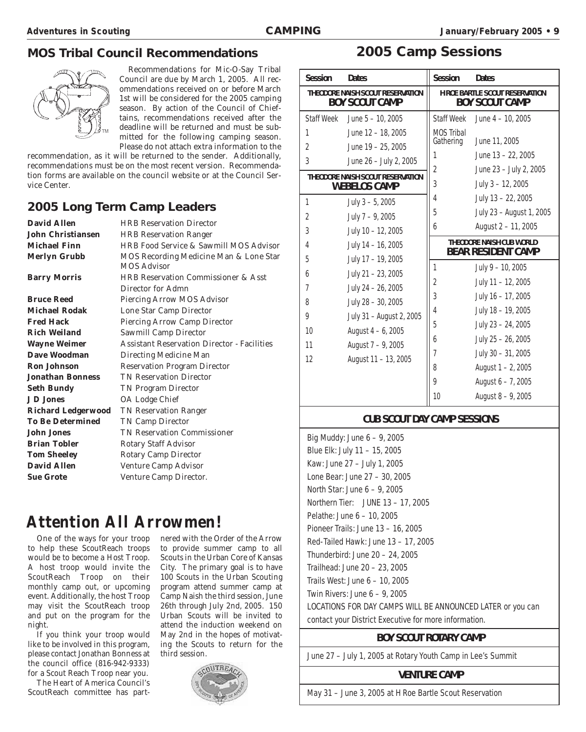## MOS Tribal Council Recommendations

Recommendations for Mic-O-Say Tribal Council are due by March 1, 2005. All recommendations received on or before March 1st will be considered for the 2005 camping season. By action of the Council of Chieftains, recommendations received after the deadline will be returned and must be submitted for the following camping season. Please do not attach extra information to the recommendation, as it will be returned to the sender. Additionally, recommendations must be on the most recent version. Recommendation forms are available on the council website or at the Council Service Center.

## 2005 Long Term Camp Leaders

| | |
|---|---|
| **David Allen** | HRB Reservation Director |
| **John Christiansen** | HRB Reservation Ranger |
| **Michael Finn** | HRB Food Service & Sawmill MOS Advisor |
| **Merlyn Grubb** | MOS Recording Medicine Man & Lone Star MOS Advisor |
| **Barry Morris** | HRB Reservation Commissioner & Asst Director for Admn |
| **Bruce Reed** | Piercing Arrow MOS Advisor |
| **Michael Rodak** | Lone Star Camp Director |
| **Fred Hack** | Piercing Arrow Camp Director |
| **Rich Weiland** | Sawmill Camp Director |
| **Wayne Weimer** | Assistant Reservation Director - Facilities |
| **Dave Woodman** | Directing Medicine Man |
| **Ron Johnson** | Reservation Program Director |
| **Jonathan Bonness** | TN Reservation Director |
| **Seth Bundy** | TN Program Director |
| **JD Jones** | OA Lodge Chief |
| **Richard Ledgerwood** | TN Reservation Ranger |
| **To Be Determined** | TN Camp Director |
| **John Jones** | TN Reservation Commissioner |
| **Brian Tobler** | Rotary Staff Advisor |
| **Tom Sheeley** | Rotary Camp Director |
| **David Allen** | Venture Camp Advisor |
| **Sue Grote** | Venture Camp Director. |

# *Attention All Arrowmen!*

One of the ways for your troop to help these ScoutReach troops would be to become a Host Troop. A host troop would invite the ScoutReach Troop on their monthly camp out, or upcoming event. Additionally, the host Troop may visit the ScoutReach troop and put on the program for the night.

If you think your troop would like to be involved in this program, please contact Jonathan Bonness at the council office (816-942-9333) for a Scout Reach Troop near you.

The Heart of America Council's ScoutReach committee has partnered with the Order of the Arrow to provide summer camp to all Scouts in the Urban Core of Kansas City. The primary goal is to have 100 Scouts in the Urban Scouting program attend summer camp at Camp Naish the third session, June 26th through July 2nd, 2005. 150 Urban Scouts will be invited to attend the induction weekend on May 2nd in the hopes of motivating the Scouts to return for the third session.

## 2005 Camp Sessions

**THEODORE NAISH SCOUT RESERVATION — BOY SCOUT CAMP**

| Session | Dates |
|---|---|
| Staff Week | June 5 – 10, 2005 |
| 1 | June 12 – 18, 2005 |
| 2 | June 19 – 25, 2005 |
| 3 | June 26 – July 2, 2005 |

**THEODORE NAISH SCOUT RESERVATION — WEBELOS CAMP**

| Session | Dates |
|---|---|
| 1 | July 3 – 5, 2005 |
| 2 | July 7 – 9, 2005 |
| 3 | July 10 – 12, 2005 |
| 4 | July 14 – 16, 2005 |
| 5 | July 17 – 19, 2005 |
| 6 | July 21 – 23, 2005 |
| 7 | July 24 – 26, 2005 |
| 8 | July 28 – 30, 2005 |
| 9 | July 31 – August 2, 2005 |
| 10 | August 4 – 6, 2005 |
| 11 | August 7 – 9, 2005 |
| 12 | August 11 – 13, 2005 |

**H ROE BARTLE SCOUT RESERVATION — BOY SCOUT CAMP**

| Session | Dates |
|---|---|
| Staff Week | June 4 – 10, 2005 |
| MOS Tribal Gathering | June 11, 2005 |
| 1 | June 13 – 22, 2005 |
| 2 | June 23 – July 2, 2005 |
| 3 | July 3 – 12, 2005 |
| 4 | July 13 – 22, 2005 |
| 5 | July 23 – August 1, 2005 |
| 6 | August 2 – 11, 2005 |

**THEODORE NAISH CUB WORLD — BEAR RESIDENT CAMP**

| Session | Dates |
|---|---|
| 1 | July 9 – 10, 2005 |
| 2 | July 11 – 12, 2005 |
| 3 | July 16 – 17, 2005 |
| 4 | July 18 – 19, 2005 |
| 5 | July 23 – 24, 2005 |
| 6 | July 25 – 26, 2005 |
| 7 | July 30 – 31, 2005 |
| 8 | August 1 – 2, 2005 |
| 9 | August 6 – 7, 2005 |
| 10 | August 8 – 9, 2005 |

**CUB SCOUT DAY CAMP SESSIONS**

Big Muddy: June 6 – 9, 2005
Blue Elk: July 11 – 15, 2005
Kaw: June 27 – July 1, 2005
Lone Bear: June 27 – 30, 2005
North Star: June 6 – 9, 2005
Northern Tier: JUNE 13 – 17, 2005
Pelathe: June 6 – 10, 2005
Pioneer Trails: June 13 – 16, 2005
Red-Tailed Hawk: June 13 – 17, 2005
Thunderbird: June 20 – 24, 2005
Trailhead: June 20 – 23, 2005
Trails West: June 6 – 10, 2005
Twin Rivers: June 6 – 9, 2005
LOCATIONS FOR DAY CAMPS WILL BE ANNOUNCED LATER or you can contact your District Executive for more information.

**BOY SCOUT ROTARY CAMP**

June 27 – July 1, 2005 at Rotary Youth Camp in Lee's Summit

**VENTURE CAMP**

May 31 – June 3, 2005 at H Roe Bartle Scout Reservation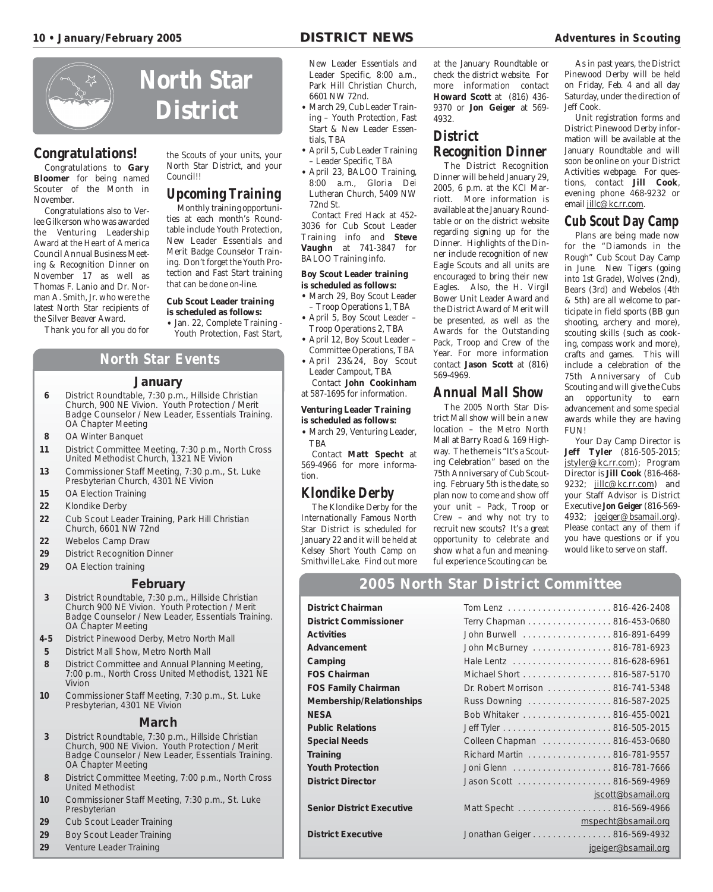# North Star District

## Congratulations!

Congratulations to **Gary Bloomer** for being named Scouter of the Month in November.

Congratulations also to Verlee Gilkerson who was awarded the Venturing Leadership Award at the Heart of America Council Annual Business Meeting & Recognition Dinner on November 17 as well as Thomas F. Lanio and Dr. Norman A. Smith, Jr. who were the latest North Star recipients of the Silver Beaver Award.

Thank you for all you do for the Scouts of your units, your North Star District, and your Council!!

## Upcoming Training

Monthly training opportunities at each month's Roundtable include Youth Protection, New Leader Essentials and Merit Badge Counselor Training. Don't forget the Youth Protection and Fast Start training that can be done on-line.

**Cub Scout Leader training is scheduled as follows:**

- Jan. 22, Complete Training - Youth Protection, Fast Start, New Leader Essentials and Leader Specific, 8:00 a.m., Park Hill Christian Church, 6601 NW 72nd.
- March 29, Cub Leader Training – Youth Protection, Fast Start & New Leader Essentials, TBA
- April 5, Cub Leader Training – Leader Specific, TBA
- April 23, BALOO Training, 8:00 a.m., Gloria Dei Lutheran Church, 5409 NW 72nd St.

Contact Fred Hack at 452-3036 for Cub Scout Leader Training info and **Steve Vaughn** at 741-3847 for BALOO Training info.

**Boy Scout Leader training is scheduled as follows:**

- March 29, Boy Scout Leader – Troop Operations 1, TBA
- April 5, Boy Scout Leader – Troop Operations 2, TBA
- April 12, Boy Scout Leader – Committee Operations, TBA
- April 23&24, Boy Scout Leader Campout, TBA

Contact **John Cookinham** at 587-1695 for information.

**Venturing Leader Training is scheduled as follows:**

- March 29, Venturing Leader, TBA

Contact **Matt Specht** at 569-4966 for more information.

## Klondike Derby

The Klondike Derby for the Internationally Famous North Star District is scheduled for January 22 and it will be held at Kelsey Short Youth Camp on Smithville Lake. Find out more at the January Roundtable or check the district website. For more information contact **Howard Scott** at (816) 436-9370 or **Jon Geiger** at 569-4932.

## District Recognition Dinner

The District Recognition Dinner will be held January 29, 2005, 6 p.m. at the KCI Marriott. More information is available at the January Roundtable or on the district website regarding signing up for the Dinner. Highlights of the Dinner include recognition of new Eagle Scouts and all units are encouraged to bring their new Eagles. Also, the H. Virgil Bower Unit Leader Award and the District Award of Merit will be presented, as well as the Awards for the Outstanding Pack, Troop and Crew of the Year. For more information contact **Jason Scott** at (816) 569-4969.

## Annual Mall Show

The 2005 North Star District Mall show will be in a new location – the Metro North Mall at Barry Road & 169 Highway. The theme is "It's a Scouting Celebration" based on the 75th Anniversary of Cub Scouting. February 5th is the date, so plan now to come and show off your unit – Pack, Troop or Crew – and why not try to recruit new scouts? It's a great opportunity to celebrate and show what a fun and meaningful experience Scouting can be.

As in past years, the District Pinewood Derby will be held on Friday, Feb. 4 and all day Saturday, under the direction of Jeff Cook.

Unit registration forms and District Pinewood Derby information will be available at the January Roundtable and will soon be online on your District Activities webpage. For questions, contact **Jill Cook**, evening phone 468-9232 or email jillc@kc.rr.com.

## Cub Scout Day Camp

Plans are being made now for the "Diamonds in the Rough" Cub Scout Day Camp in June. New Tigers (going into 1st Grade), Wolves (2nd), Bears (3rd) and Webelos (4th & 5th) are all welcome to participate in field sports (BB gun shooting, archery and more), scouting skills (such as cooking, compass work and more), crafts and games. This will include a celebration of the 75th Anniversary of Cub Scouting and will give the Cubs an opportunity to earn advancement and some special awards while they are having FUN!

Your Day Camp Director is **Jeff Tyler** (816-505-2015; jstyler@kc.rr.com); Program Director is **Jill Cook** (816-468-9232; jillc@kc.rr.com) and your Staff Advisor is District Executive **Jon Geiger** (816-569-4932; jgeiger@bsamail.org). Please contact any of them if you have questions or if you would like to serve on staff.

## North Star Events

### January

| | |
|---|---|
| **6** | District Roundtable, 7:30 p.m., Hillside Christian Church, 900 NE Vivion. Youth Protection / Merit Badge Counselor / New Leader, Essentials Training. OA Chapter Meeting |
| **8** | OA Winter Banquet |
| **11** | District Committee Meeting, 7:30 p.m., North Cross United Methodist Church, 1321 NE Vivion |
| **13** | Commissioner Staff Meeting, 7:30 p.m., St. Luke Presbyterian Church, 4301 NE Vivion |
| **15** | OA Election Training |
| **22** | Klondike Derby |
| **22** | Cub Scout Leader Training, Park Hill Christian Church, 6601 NW 72nd |
| **22** | Webelos Camp Draw |
| **29** | District Recognition Dinner |
| **29** | OA Election training |

### February

| | |
|---|---|
| **3** | District Roundtable, 7:30 p.m., Hillside Christian Church 900 NE Vivion. Youth Protection / Merit Badge Counselor / New Leader, Essentials Training. OA Chapter Meeting |
| **4-5** | District Pinewood Derby, Metro North Mall |
| **5** | District Mall Show, Metro North Mall |
| **8** | District Committee and Annual Planning Meeting, 7:00 p.m., North Cross United Methodist, 1321 NE Vivion |
| **10** | Commissioner Staff Meeting, 7:30 p.m., St. Luke Presbyterian, 4301 NE Vivion |

### March

| | |
|---|---|
| **3** | District Roundtable, 7:30 p.m., Hillside Christian Church, 900 NE Vivion. Youth Protection / Merit Badge Counselor / New Leader, Essentials Training. OA Chapter Meeting |
| **8** | District Committee Meeting, 7:00 p.m., North Cross United Methodist |
| **10** | Commissioner Staff Meeting, 7:30 p.m., St. Luke Presbyterian |
| **29** | Cub Scout Leader Training |
| **29** | Boy Scout Leader Training |
| **29** | Venture Leader Training |

## 2005 North Star District Committee

| | | |
|---|---|---|
| **District Chairman** | Tom Lenz | 816-426-2408 |
| **District Commissioner** | Terry Chapman | 816-453-0680 |
| **Activities** | John Burwell | 816-891-6499 |
| **Advancement** | John McBurney | 816-781-6923 |
| **Camping** | Hale Lentz | 816-628-6961 |
| **FOS Chairman** | Michael Short | 816-587-5170 |
| **FOS Family Chairman** | Dr. Robert Morrison | 816-741-5348 |
| **Membership/Relationships** | Russ Downing | 816-587-2025 |
| **NESA** | Bob Whitaker | 816-455-0021 |
| **Public Relations** | Jeff Tyler | 816-505-2015 |
| **Special Needs** | Colleen Chapman | 816-453-0680 |
| **Training** | Richard Martin | 816-781-9557 |
| **Youth Protection** | Joni Glenn | 816-781-7666 |
| **District Director** | Jason Scott | 816-569-4969, jscott@bsamail.org |
| **Senior District Executive** | Matt Specht | 816-569-4966, mspecht@bsamail.org |
| **District Executive** | Jonathan Geiger | 816-569-4932, jgeiger@bsamail.org |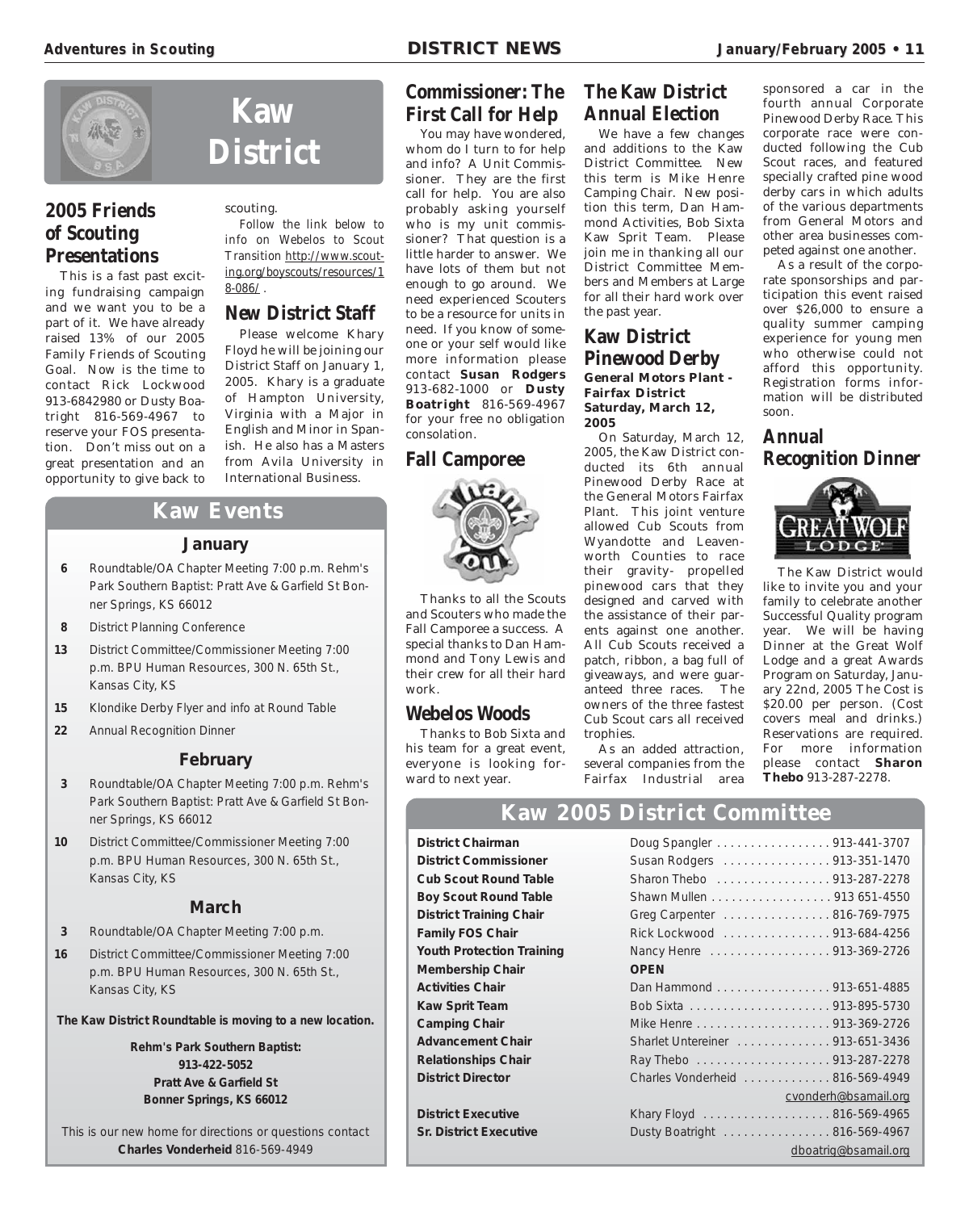# Kaw District

## 2005 Friends of Scouting Presentations

This is a fast past exciting fundraising campaign and we want you to be a part of it. We have already raised 13% of our 2005 Family Friends of Scouting Goal. Now is the time to contact Rick Lockwood 913-6842980 or Dusty Boatright 816-569-4967 to reserve your FOS presentation. Don't miss out on a great presentation and an opportunity to give back to scouting.

*Follow the link below to info on Webelos to Scout Transition* http://www.scouting.org/boyscouts/resources/18-086/ .

## New District Staff

Please welcome Khary Floyd he will be joining our District Staff on January 1, 2005. Khary is a graduate of Hampton University, Virginia with a Major in English and Minor in Spanish. He also has a Masters from Avila University in International Business.

## Kaw Events

### January

- **6** Roundtable/OA Chapter Meeting 7:00 p.m. Rehm's Park Southern Baptist: Pratt Ave & Garfield St Bonner Springs, KS 66012
- **8** District Planning Conference
- **13** District Committee/Commissioner Meeting 7:00 p.m. BPU Human Resources, 300 N. 65th St., Kansas City, KS
- **15** Klondike Derby Flyer and info at Round Table
- **22** Annual Recognition Dinner

### February

- **3** Roundtable/OA Chapter Meeting 7:00 p.m. Rehm's Park Southern Baptist: Pratt Ave & Garfield St Bonner Springs, KS 66012
- **10** District Committee/Commissioner Meeting 7:00 p.m. BPU Human Resources, 300 N. 65th St., Kansas City, KS

### March

- **3** Roundtable/OA Chapter Meeting 7:00 p.m.
- **16** District Committee/Commissioner Meeting 7:00 p.m. BPU Human Resources, 300 N. 65th St., Kansas City, KS

**The Kaw District Roundtable is moving to a new location.**

**Rehm's Park Southern Baptist:**
**913-422-5052**
**Pratt Ave & Garfield St**
**Bonner Springs, KS 66012**

This is our new home for directions or questions contact **Charles Vonderheid** 816-569-4949

## Commissioner: The First Call for Help

You may have wondered, whom do I turn to for help and info? A Unit Commissioner. They are the first call for help. You are also probably asking yourself who is my unit commissioner? That question is a little harder to answer. We have lots of them but not enough to go around. We need experienced Scouters to be a resource for units in need. If you know of someone or your self would like more information please contact **Susan Rodgers** 913-682-1000 or **Dusty Boatright** 816-569-4967 for your free no obligation consolation.

## Fall Camporee

Thanks to all the Scouts and Scouters who made the Fall Camporee a success. A special thanks to Dan Hammond and Tony Lewis and their crew for all their hard work.

## Webelos Woods

Thanks to Bob Sixta and his team for a great event, everyone is looking forward to next year.

## The Kaw District Annual Election

We have a few changes and additions to the Kaw District Committee. New this term is Mike Henre Camping Chair. New position this term, Dan Hammond Activities, Bob Sixta Kaw Sprit Team. Please join me in thanking all our District Committee Members and Members at Large for all their hard work over the past year.

## Kaw District Pinewood Derby

**General Motors Plant - Fairfax District**
**Saturday, March 12, 2005**

On Saturday, March 12, 2005, the Kaw District conducted its 6th annual Pinewood Derby Race at the General Motors Fairfax Plant. This joint venture allowed Cub Scouts from Wyandotte and Leavenworth Counties to race their gravity- propelled pinewood cars that they designed and carved with the assistance of their parents against one another. All Cub Scouts received a patch, ribbon, a bag full of giveaways, and were guaranteed three races. The owners of the three fastest Cub Scout cars all received trophies.

As an added attraction, several companies from the Fairfax Industrial area sponsored a car in the fourth annual Corporate Pinewood Derby Race. This corporate race were conducted following the Cub Scout races, and featured specially crafted pine wood derby cars in which adults of the various departments from General Motors and other area businesses competed against one another.

As a result of the corporate sponsorships and participation this event raised over $26,000 to ensure a quality summer camping experience for young men who otherwise could not afford this opportunity. Registration forms information will be distributed soon.

## Annual Recognition Dinner

The Kaw District would like to invite you and your family to celebrate another Successful Quality program year. We will be having Dinner at the Great Wolf Lodge and a great Awards Program on Saturday, January 22nd, 2005 The Cost is $20.00 per person. (Cost covers meal and drinks.) Reservations are required. For more information please contact **Sharon Thebo** 913-287-2278.

## Kaw 2005 District Committee

| Position | Name / Contact |
|---|---|
| **District Chairman** | Doug Spangler 913-441-3707 |
| **District Commissioner** | Susan Rodgers 913-351-1470 |
| **Cub Scout Round Table** | Sharon Thebo 913-287-2278 |
| **Boy Scout Round Table** | Shawn Mullen 913 651-4550 |
| **District Training Chair** | Greg Carpenter 816-769-7975 |
| **Family FOS Chair** | Rick Lockwood 913-684-4256 |
| **Youth Protection Training** | Nancy Henre 913-369-2726 |
| **Membership Chair** | **OPEN** |
| **Activities Chair** | Dan Hammond 913-651-4885 |
| **Kaw Sprit Team** | Bob Sixta 913-895-5730 |
| **Camping Chair** | Mike Henre 913-369-2726 |
| **Advancement Chair** | Sharlet Untereiner 913-651-3436 |
| **Relationships Chair** | Ray Thebo 913-287-2278 |
| **District Director** | Charles Vonderheid 816-569-4949, cvonderh@bsamail.org |
| **District Executive** | Khary Floyd 816-569-4965 |
| **Sr. District Executive** | Dusty Boatright 816-569-4967, dboatrig@bsamail.org |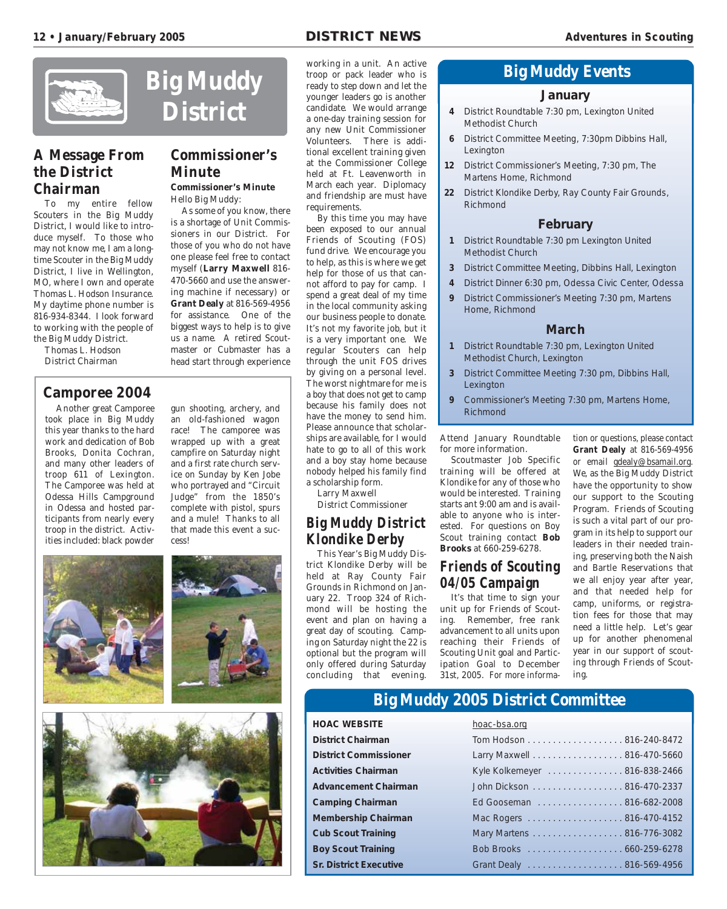# Big Muddy District

## A Message From the District Chairman

To my entire fellow Scouters in the Big Muddy District, I would like to introduce myself. To those who may not know me, I am a long-time Scouter in the Big Muddy District, I live in Wellington, MO, where I own and operate Thomas L. Hodson Insurance. My daytime phone number is 816-934-8344. I look forward to working with the people of the Big Muddy District.

Thomas L. Hodson
District Chairman

## Commissioner's Minute

**Commissioner's Minute**

Hello Big Muddy:

As some of you know, there is a shortage of Unit Commissioners in our District. For those of you who do not have one please feel free to contact myself (**Larry Maxwell** 816-470-5660 and use the answering machine if necessary) or **Grant Dealy** at 816-569-4956 for assistance. One of the biggest ways to help is to give us a name. A retired Scoutmaster or Cubmaster has a head start through experience working in a unit. An active troop or pack leader who is ready to step down and let the younger leaders go is another candidate. We would arrange a one-day training session for any new Unit Commissioner Volunteers. There is additional excellent training given at the Commissioner College held at Ft. Leavenworth in March each year. Diplomacy and friendship are must have requirements.

By this time you may have been exposed to our annual Friends of Scouting (FOS) fund drive. We encourage you to help, as this is where we get help for those of us that cannot afford to pay for camp. I spend a great deal of my time in the local community asking our business people to donate. It's not my favorite job, but it is a very important one. We regular Scouters can help through the unit FOS drives by giving on a personal level. The worst nightmare for me is a boy that does not get to camp because his family does not have the money to send him. Please announce that scholarships are available, for I would hate to go to all of this work and a boy stay home because nobody helped his family find a scholarship form.

Larry Maxwell
District Commissioner

## Camporee 2004

Another great Camporee took place in Big Muddy this year thanks to the hard work and dedication of Bob Brooks, Donita Cochran, and many other leaders of troop 611 of Lexington. The Camporee was held at Odessa Hills Campground in Odessa and hosted participants from nearly every troop in the district. Activities included: black powder gun shooting, archery, and an old-fashioned wagon race! The camporee was wrapped up with a great campfire on Saturday night and a first rate church service on Sunday by Ken Jobe who portrayed and "Circuit Judge" from the 1850's complete with pistol, spurs and a mule! Thanks to all that made this event a success!

## Big Muddy District Klondike Derby

This Year's Big Muddy District Klondike Derby will be held at Ray County Fair Grounds in Richmond on January 22. Troop 324 of Richmond will be hosting the event and plan on having a great day of scouting. Camping on Saturday night the 22 is optional but the program will only offered during Saturday concluding that evening. Attend January Roundtable for more information.

Scoutmaster Job Specific training will be offered at Klondike for any of those who would be interested. Training starts ant 9:00 am and is available to anyone who is interested. For questions on Boy Scout training contact **Bob Brooks** at 660-259-6278.

## Friends of Scouting 04/05 Campaign

It's that time to sign your unit up for Friends of Scouting. Remember, free rank advancement to all units upon reaching their Friends of Scouting Unit goal and Participation Goal to December 31st, 2005. For more information or questions, please contact **Grant Dealy** at 816-569-4956 or email gdealy@bsamail.org. We, as the Big Muddy District have the opportunity to show our support to the Scouting Program. Friends of Scouting is such a vital part of our program in its help to support our leaders in their needed training, preserving both the Naish and Bartle Reservations that we all enjoy year after year, and that needed help for camp, uniforms, or registration fees for those that may need a little help. Let's gear up for another phenomenal year in our support of scouting through Friends of Scouting.

## Big Muddy Events

### January

- **4** District Roundtable 7:30 pm, Lexington United Methodist Church
- **6** District Committee Meeting, 7:30pm Dibbins Hall, Lexington
- **12** District Commissioner's Meeting, 7:30 pm, The Martens Home, Richmond
- **22** District Klondike Derby, Ray County Fair Grounds, Richmond

### February

- **1** District Roundtable 7:30 pm Lexington United Methodist Church
- **3** District Committee Meeting, Dibbins Hall, Lexington
- **4** District Dinner 6:30 pm, Odessa Civic Center, Odessa
- **9** District Commissioner's Meeting 7:30 pm, Martens Home, Richmond

### March

- **1** District Roundtable 7:30, Lexington United Methodist Church, Lexington
- **3** District Committee Meeting 7:30 pm, Dibbins Hall, Lexington
- **9** Commissioner's Meeting 7:30 pm, Martens Home, Richmond

## Big Muddy 2005 District Committee

| | |
|---|---|
| **HOAC WEBSITE** | hoac-bsa.org |
| **District Chairman** | Tom Hodson . . . . . . 816-240-8472 |
| **District Commissioner** | Larry Maxwell . . . . . . 816-470-5660 |
| **Activities Chairman** | Kyle Kolkemeyer . . . . . . 816-838-2466 |
| **Advancement Chairman** | John Dickson . . . . . . 816-470-2337 |
| **Camping Chairman** | Ed Gooseman . . . . . . 816-682-2008 |
| **Membership Chairman** | Mac Rogers . . . . . . 816-470-4152 |
| **Cub Scout Training** | Mary Martens . . . . . . 816-776-3082 |
| **Boy Scout Training** | Bob Brooks . . . . . . 660-259-6278 |
| **Sr. District Executive** | Grant Dealy . . . . . . 816-569-4956 |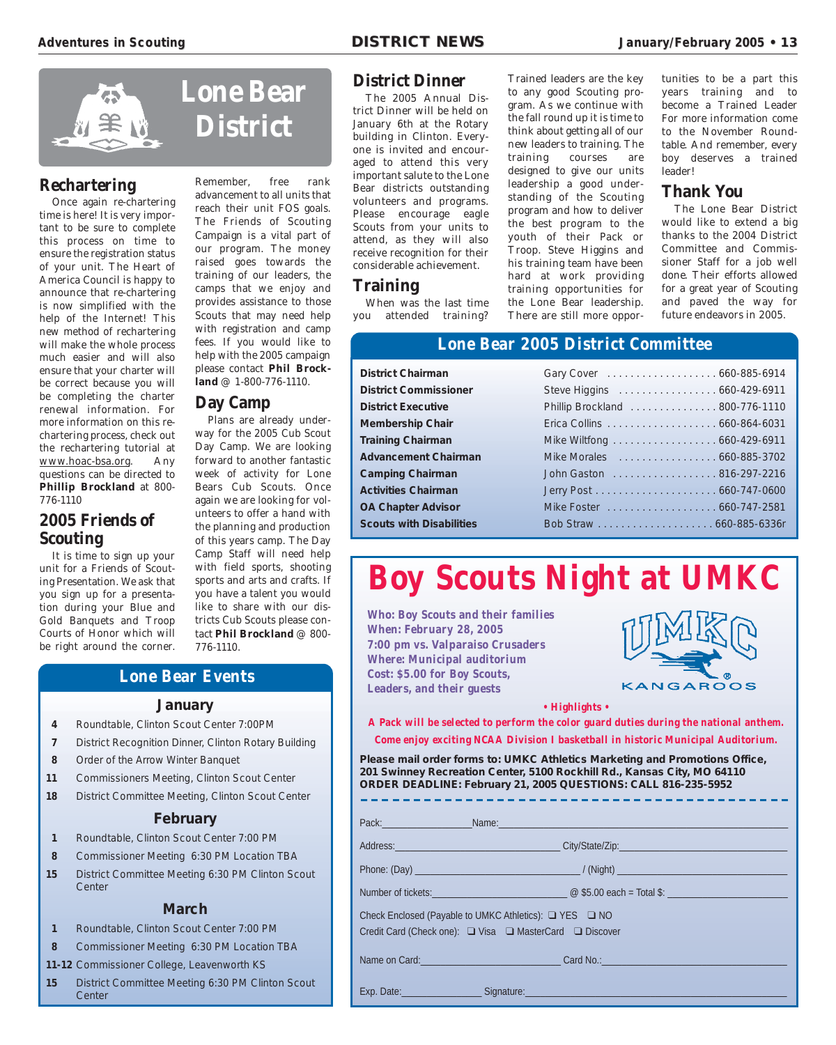# Lone Bear District

## Rechartering

Once again re-chartering time is here! It is very important to be sure to complete this process on time to ensure the registration status of your unit. The Heart of America Council is happy to announce that re-chartering is now simplified with the help of the Internet! This new method of rechartering will make the whole process much easier and will also ensure that your charter will be correct because you will be completing the charter renewal information. For more information on this re-chartering process, check out the rechartering tutorial at www.hoac-bsa.org. Any questions can be directed to **Phillip Brockland** at 800-776-1110

## 2005 Friends of Scouting

It is time to sign up your unit for a Friends of Scouting Presentation. We ask that you sign up for a presentation during your Blue and Gold Banquets and Troop Courts of Honor which will be right around the corner. Remember, free rank advancement to all units that reach their unit FOS goals. The Friends of Scouting Campaign is a vital part of our program. The money raised goes towards the training of our leaders, the camps that we enjoy and provides assistance to those Scouts that may need help with registration and camp fees. If you would like to help with the 2005 campaign please contact **Phil Brockland** @ 1-800-776-1110.

## Day Camp

Plans are already underway for the 2005 Cub Scout Day Camp. We are looking forward to another fantastic week of activity for Lone Bears Cub Scouts. Once again we are looking for volunteers to offer a hand with the planning and production of this years camp. The Day Camp Staff will need help with field sports, shooting sports and arts and crafts. If you have a talent you would like to share with our districts Cub Scouts please contact **Phil Brockland** @ 800-776-1110.

## District Dinner

The 2005 Annual District Dinner will be held on January 6th at the Rotary building in Clinton. Everyone is invited and encouraged to attend this very important salute to the Lone Bear districts outstanding volunteers and programs. Please encourage eagle Scouts from your units to attend, as they will also receive recognition for their considerable achievement.

## Training

When was the last time you attended training? Trained leaders are the key to any good Scouting program. As we continue with the fall round up it is time to think about getting all of our new leaders to training. The training courses are designed to give our units leadership a good understanding of the Scouting program and how to deliver the best program to the youth of their Pack or Troop. Steve Higgins and his training team have been hard at work providing training opportunities for the Lone Bear leadership. There are still more opportunities to be a part this years training and to become a Trained Leader For more information come to the November Roundtable. And remember, every boy deserves a trained leader!

## Thank You

The Lone Bear District would like to extend a big thanks to the 2004 District Committee and Commissioner Staff for a job well done. Their efforts allowed for a great year of Scouting and paved the way for future endeavors in 2005.

## Lone Bear Events

### January

| | |
|---|---|
| 4 | Roundtable, Clinton Scout Center 7:00PM |
| 7 | District Recognition Dinner, Clinton Rotary Building |
| 8 | Order of the Arrow Winter Banquet |
| 11 | Commissioners Meeting, Clinton Scout Center |
| 18 | District Committee Meeting, Clinton Scout Center |

### February

| | |
|---|---|
| 1 | Roundtable, Clinton Scout Center 7:00 PM |
| 8 | Commissioner Meeting 6:30 PM Location TBA |
| 15 | District Committee Meeting 6:30 PM Clinton Scout Center |

### March

| | |
|---|---|
| 1 | Roundtable, Clinton Scout Center 7:00 PM |
| 8 | Commissioner Meeting 6:30 PM Location TBA |
| 11-12 | Commissioner College, Leavenworth KS |
| 15 | District Committee Meeting 6:30 PM Clinton Scout Center |

## Lone Bear 2005 District Committee

| Position | Name | Phone |
|---|---|---|
| **District Chairman** | Gary Cover | 660-885-6914 |
| **District Commissioner** | Steve Higgins | 660-429-6911 |
| **District Executive** | Phillip Brockland | 800-776-1110 |
| **Membership Chair** | Erica Collins | 660-864-6031 |
| **Training Chairman** | Mike Wiltfong | 660-429-6911 |
| **Advancement Chairman** | Mike Morales | 660-885-3702 |
| **Camping Chairman** | John Gaston | 816-297-2216 |
| **Activities Chairman** | Jerry Post | 660-747-0600 |
| **OA Chapter Advisor** | Mike Foster | 660-747-2581 |
| **Scouts with Disabilities** | Bob Straw | 660-885-6336r |

# Boy Scouts Night at UMKC

**Who: Boy Scouts and their families**
**When: February 28, 2005**
**7:00 pm vs. Valparaiso Crusaders**
**Where: Municipal auditorium**
**Cost: $5.00 for Boy Scouts, Leaders, and their guests**

UMKC KANGAROOS

**• Highlights •**

**A Pack will be selected to perform the color guard duties during the national anthem.**

**Come enjoy exciting NCAA Division I basketball in historic Municipal Auditorium.**

**Please mail order forms to: UMKC Athletics Marketing and Promotions Office, 201 Swinney Recreation Center, 5100 Rockhill Rd., Kansas City, MO 64110**
**ORDER DEADLINE: February 21, 2005 QUESTIONS: CALL 816-235-5952**

Pack:________________ Name:______________________________________________

Address:______________________________ City/State/Zip:___________________________

Phone: (Day) ______________________________ / (Night) ___________________________

Number of tickets:________________________ @ $5.00 each = Total $: _________________

Check Enclosed (Payable to UMKC Athletics): ❑ YES ❑ NO

Credit Card (Check one): ❑ Visa ❑ MasterCard ❑ Discover

Name on Card:__________________________ Card No.:_______________________________

Exp. Date:_______________ Signature:___________________________________________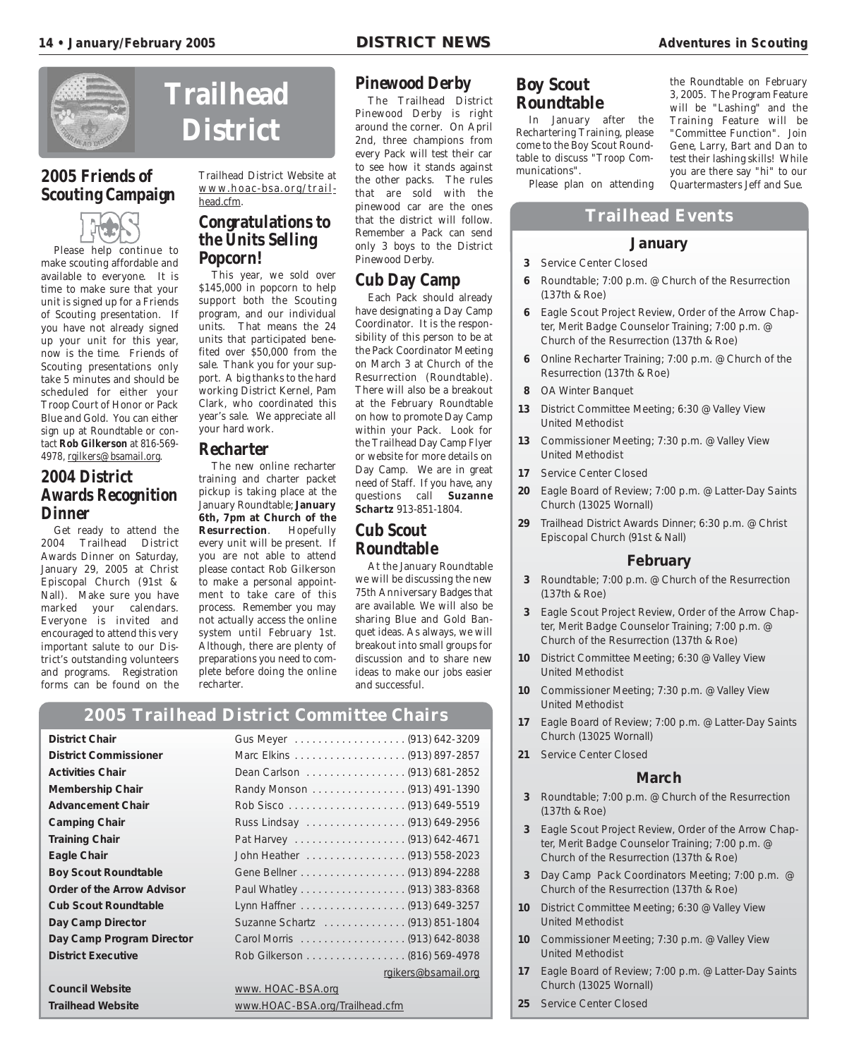# Trailhead District

## 2005 Friends of Scouting Campaign

Please help continue to make scouting affordable and available to everyone. It is time to make sure that your unit is signed up for a Friends of Scouting presentation. If you have not already signed up your unit for this year, now is the time. Friends of Scouting presentations only take 5 minutes and should be scheduled for either your Troop Court of Honor or Pack Blue and Gold. You can either sign up at Roundtable or contact **Rob Gilkerson** at 816-569-4978, rgilkers@bsamail.org.

## 2004 District Awards Recognition Dinner

Get ready to attend the 2004 Trailhead District Awards Dinner on Saturday, January 29, 2005 at Christ Episcopal Church (91st & Nall). Make sure you have marked your calendars. Everyone is invited and encouraged to attend this very important salute to our District's outstanding volunteers and programs. Registration forms can be found on the Trailhead District Website at www.hoac-bsa.org/trailhead.cfm.

## Congratulations to the Units Selling Popcorn!

This year, we sold over $145,000 in popcorn to help support both the Scouting program, and our individual units. That means the 24 units that participated benefited over $50,000 from the sale. Thank you for your support. A big thanks to the hard working District Kernel, Pam Clark, who coordinated this year's sale. We appreciate all your hard work.

## Recharter

The new online recharter training and charter packet pickup is taking place at the January Roundtable; **January 6th, 7pm at Church of the Resurrection**. Hopefully every unit will be present. If you are not able to attend please contact Rob Gilkerson to make a personal appointment to take care of this process. Remember you may not actually access the online system until February 1st. Although, there are plenty of preparations you need to complete before doing the online recharter.

## Pinewood Derby

The Trailhead District Pinewood Derby is right around the corner. On April 2nd, three champions from every Pack will test their car to see how it stands against the other packs. The rules that are sold with the pinewood car are the ones that the district will follow. Remember a Pack can send only 3 boys to the District Pinewood Derby.

## Cub Day Camp

Each Pack should already have designating a Day Camp Coordinator. It is the responsibility of this person to be at the Pack Coordinator Meeting on March 3 at Church of the Resurrection (Roundtable). There will also be a breakout at the February Roundtable on how to promote Day Camp within your Pack. Look for the Trailhead Day Camp Flyer or website for more details on Day Camp. We are in great need of Staff. If you have, any questions call **Suzanne Schartz** 913-851-1804.

## Cub Scout Roundtable

At the January Roundtable we will be discussing the new 75th Anniversary Badges that are available. We will also be sharing Blue and Gold Banquet ideas. As always, we will breakout into small groups for discussion and to share new ideas to make our jobs easier and successful.

## Boy Scout Roundtable

In January after the Rechartering Training, please come to the Boy Scout Roundtable to discuss "Troop Communications".

Please plan on attending the Roundtable on February 3, 2005. The Program Feature will be "Lashing" and the Training Feature will be "Committee Function". Join Gene, Larry, Bart and Dan to test their lashing skills! While you are there say "hi" to our Quartermasters Jeff and Sue.

## Trailhead Events

### January

- **3** Service Center Closed
- **6** Roundtable; 7:00 p.m. @ Church of the Resurrection (137th & Roe)
- **6** Eagle Scout Project Review, Order of the Arrow Chapter, Merit Badge Counselor Training; 7:00 p.m. @ Church of the Resurrection (137th & Roe)
- **6** Online Recharter Training; 7:00 p.m. @ Church of the Resurrection (137th & Roe)
- **8** OA Winter Banquet
- **13** District Committee Meeting; 6:30 @ Valley View United Methodist
- **13** Commissioner Meeting; 7:30 p.m. @ Valley View United Methodist
- **17** Service Center Closed
- **20** Eagle Board of Review; 7:00 p.m. @ Latter-Day Saints Church (13025 Wornall)
- **29** Trailhead District Awards Dinner; 6:30 p.m. @ Christ Episcopal Church (91st & Nall)

### February

- **3** Roundtable; 7:00 p.m. @ Church of the Resurrection (137th & Roe)
- **3** Eagle Scout Project Review, Order of the Arrow Chapter, Merit Badge Counselor Training; 7:00 p.m. @ Church of the Resurrection (137th & Roe)
- **10** District Committee Meeting; 6:30 @ Valley View United Methodist
- **10** Commissioner Meeting; 7:30 p.m. @ Valley View United Methodist
- **17** Eagle Board of Review; 7:00 p.m. @ Latter-Day Saints Church (13025 Wornall)
- **21** Service Center Closed

### March

- **3** Roundtable; 7:00 p.m. @ Church of the Resurrection (137th & Roe)
- **3** Eagle Scout Project Review, Order of the Arrow Chapter, Merit Badge Counselor Training; 7:00 p.m. @ Church of the Resurrection (137th & Roe)
- **3** Day Camp Pack Coordinators Meeting; 7:00 p.m. @ Church of the Resurrection (137th & Roe)
- **10** District Committee Meeting; 6:30 @ Valley View United Methodist
- **10** Commissioner Meeting; 7:30 p.m. @ Valley View United Methodist
- **17** Eagle Board of Review; 7:00 p.m. @ Latter-Day Saints Church (13025 Wornall)
- **25** Service Center Closed

## 2005 Trailhead District Committee Chairs

| Position | Name | Phone |
|---|---|---|
| **District Chair** | Gus Meyer | (913) 642-3209 |
| **District Commissioner** | Marc Elkins | (913) 897-2857 |
| **Activities Chair** | Dean Carlson | (913) 681-2852 |
| **Membership Chair** | Randy Monson | (913) 491-1390 |
| **Advancement Chair** | Rob Sisco | (913) 649-5519 |
| **Camping Chair** | Russ Lindsay | (913) 649-2956 |
| **Training Chair** | Pat Harvey | (913) 642-4671 |
| **Eagle Chair** | John Heather | (913) 558-2023 |
| **Boy Scout Roundtable** | Gene Bellner | (913) 894-2288 |
| **Order of the Arrow Advisor** | Paul Whatley | (913) 383-8368 |
| **Cub Scout Roundtable** | Lynn Haffner | (913) 649-3257 |
| **Day Camp Director** | Suzanne Schartz | (913) 851-1804 |
| **Day Camp Program Director** | Carol Morris | (913) 642-8038 |
| **District Executive** | Rob Gilkerson | (816) 569-4978 |
| | | rgikers@bsamail.org |
| **Council Website** | www. HOAC-BSA.org | |
| **Trailhead Website** | www.HOAC-BSA.org/Trailhead.cfm | |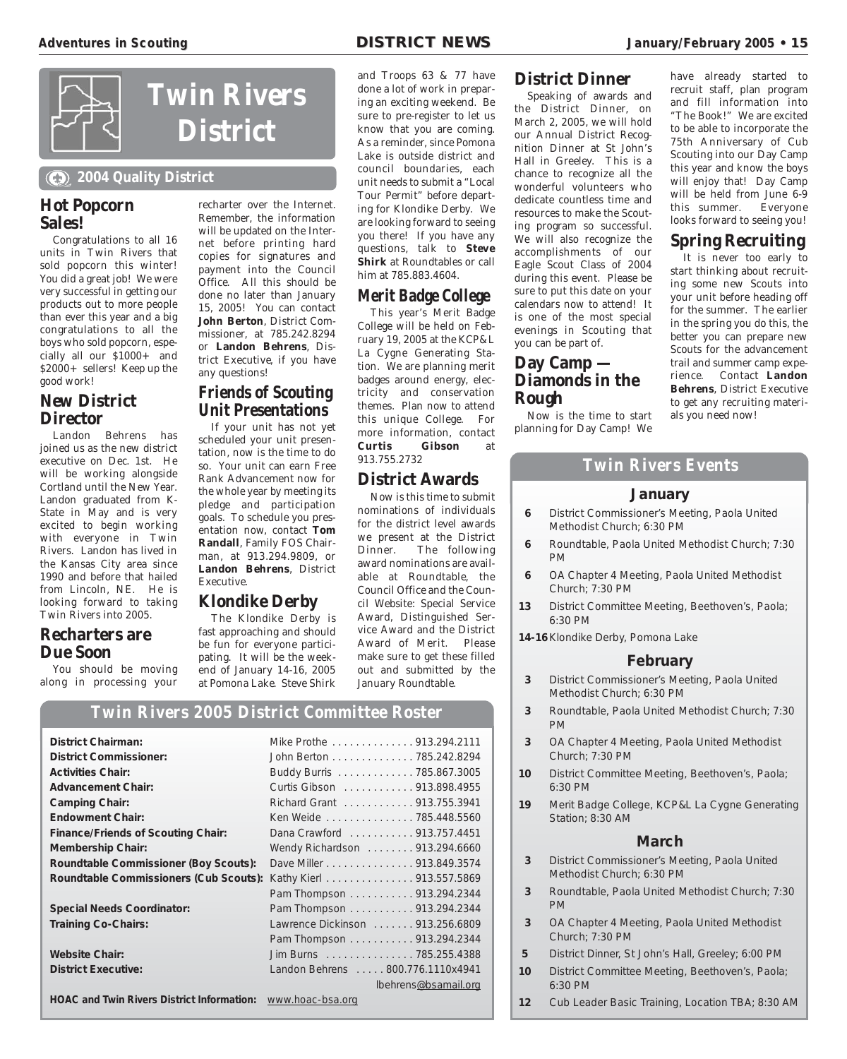# Twin Rivers District

**2004 Quality District**

## Hot Popcorn Sales!

Congratulations to all 16 units in Twin Rivers that sold popcorn this winter! You did a great job! We were very successful in getting our products out to more people than ever this year and a big congratulations to all the boys who sold popcorn, especially all our $1000+ and $2000+ sellers! Keep up the good work!

## New District Director

Landon Behrens has joined us as the new district executive on Dec. 1st. He will be working alongside Cortland until the New Year. Landon graduated from K-State in May and is very excited to begin working with everyone in Twin Rivers. Landon has lived in the Kansas City area since 1990 and before that hailed from Lincoln, NE. He is looking forward to taking Twin Rivers into 2005.

## Recharters are Due Soon

You should be moving along in processing your recharter over the Internet. Remember, the information will be updated on the Internet before printing hard copies for signatures and payment into the Council Office. All this should be done no later than January 15, 2005! You can contact **John Berton**, District Commissioner, at 785.242.8294 or **Landon Behrens**, District Executive, if you have any questions!

## Friends of Scouting Unit Presentations

If your unit has not yet scheduled your unit presentation, now is the time to do so. Your unit can earn Free Rank Advancement now for the whole year by meeting its pledge and participation goals. To schedule you presentation now, contact **Tom Randall**, Family FOS Chairman, at 913.294.9809, or **Landon Behrens**, District Executive.

## Klondike Derby

The Klondike Derby is fast approaching and should be fun for everyone participating. It will be the weekend of January 14-16, 2005 at Pomona Lake. Steve Shirk and Troops 63 & 77 have done a lot of work in preparing an exciting weekend. Be sure to pre-register to let us know that you are coming. As a reminder, since Pomona Lake is outside district and council boundaries, each unit needs to submit a "Local Tour Permit" before departing for Klondike Derby. We are looking forward to seeing you there! If you have any questions, talk to **Steve Shirk** at Roundtables or call him at 785.883.4604.

## Merit Badge College

This year's Merit Badge College will be held on February 19, 2005 at the KCP&L La Cygne Generating Station. We are planning merit badges around energy, electricity and conservation themes. Plan now to attend this unique College. For more information, contact **Curtis Gibson** at 913.755.2732

## District Awards

Now is this time to submit nominations of individuals for the district level awards we present at the District Dinner. The following award nominations are available at Roundtable, the Council Office and the Council Website: Special Service Award, Distinguished Service Award and the District Award of Merit. Please make sure to get these filled out and submitted by the January Roundtable.

## District Dinner

Speaking of awards and the District Dinner, on March 2, 2005, we will hold our Annual District Recognition Dinner at St John's Hall in Greeley. This is a chance to recognize all the wonderful volunteers who dedicate countless time and resources to make the Scouting program so successful. We will also recognize the accomplishments of our Eagle Scout Class of 2004 during this event. Please be sure to put this date on your calendars now to attend! It is one of the most special evenings in Scouting that you can be part of.

## Day Camp — Diamonds in the Rough

Now is the time to start planning for Day Camp! We have already started to recruit staff, plan program and fill information into "The Book!" We are excited to be able to incorporate the 75th Anniversary of Cub Scouting into our Day Camp this year and know the boys will enjoy that! Day Camp will be held from June 6-9 this summer. Everyone looks forward to seeing you!

## Spring Recruiting

It is never too early to start thinking about recruiting some new Scouts into your unit before heading off for the summer. The earlier in the spring you do this, the better you can prepare new Scouts for the advancement trail and summer camp experience. Contact **Landon Behrens**, District Executive to get any recruiting materials you need now!

## Twin Rivers 2005 District Committee Roster

| Position | Name / Phone |
|---|---|
| **District Chairman:** | Mike Prothe . . . . . . . . . . . . . . 913.294.2111 |
| **District Commissioner:** | John Berton . . . . . . . . . . . . . . 785.242.8294 |
| **Activities Chair:** | Buddy Burris . . . . . . . . . . . . . 785.867.3005 |
| **Advancement Chair:** | Curtis Gibson . . . . . . . . . . . . 913.898.4955 |
| **Camping Chair:** | Richard Grant . . . . . . . . . . . . 913.755.3941 |
| **Endowment Chair:** | Ken Weide . . . . . . . . . . . . . . . 785.448.5560 |
| **Finance/Friends of Scouting Chair:** | Dana Crawford . . . . . . . . . . . 913.757.4451 |
| **Membership Chair:** | Wendy Richardson . . . . . . . . 913.294.6660 |
| **Roundtable Commissioner (Boy Scouts):** | Dave Miller . . . . . . . . . . . . . . . 913.849.3574 |
| **Roundtable Commissioners (Cub Scouts):** | Kathy Kierl . . . . . . . . . . . . . . . 913.557.5869 |
| | Pam Thompson . . . . . . . . . . . 913.294.2344 |
| **Special Needs Coordinator:** | Pam Thompson . . . . . . . . . . . 913.294.2344 |
| **Training Co-Chairs:** | Lawrence Dickinson . . . . . . . 913.256.6809 |
| | Pam Thompson . . . . . . . . . . . 913.294.2344 |
| **Website Chair:** | Jim Burns . . . . . . . . . . . . . . . 785.255.4388 |
| **District Executive:** | Landon Behrens . . . . . 800.776.1110x4941 |
| | lbehrens@bsamail.org |
| **HOAC and Twin Rivers District Information:** | www.hoac-bsa.org |

## Twin Rivers Events

### January

| | |
|---|---|
| **6** | District Commissioner's Meeting, Paola United Methodist Church; 6:30 PM |
| **6** | Roundtable, Paola United Methodist Church; 7:30 PM |
| **6** | OA Chapter 4 Meeting, Paola United Methodist Church; 7:30 PM |
| **13** | District Committee Meeting, Beethoven's, Paola; 6:30 PM |
| **14-16** | Klondike Derby, Pomona Lake |

### February

| | |
|---|---|
| **3** | District Commissioner's Meeting, Paola United Methodist Church; 6:30 PM |
| **3** | Roundtable, Paola United Methodist Church; 7:30 PM |
| **3** | OA Chapter 4 Meeting, Paola United Methodist Church; 7:30 PM |
| **10** | District Committee Meeting, Beethoven's, Paola; 6:30 PM |
| **19** | Merit Badge College, KCP&L La Cygne Generating Station; 8:30 AM |

### March

| | |
|---|---|
| **3** | District Commissioner's Meeting, Paola United Methodist Church; 6:30 PM |
| **3** | Roundtable, Paola United Methodist Church; 7:30 PM |
| **3** | OA Chapter 4 Meeting, Paola United Methodist Church; 7:30 PM |
| **5** | District Dinner, St John's Hall, Greeley; 6:00 PM |
| **10** | District Committee Meeting, Beethoven's, Paola; 6:30 PM |
| **12** | Cub Leader Basic Training, Location TBA; 8:30 AM |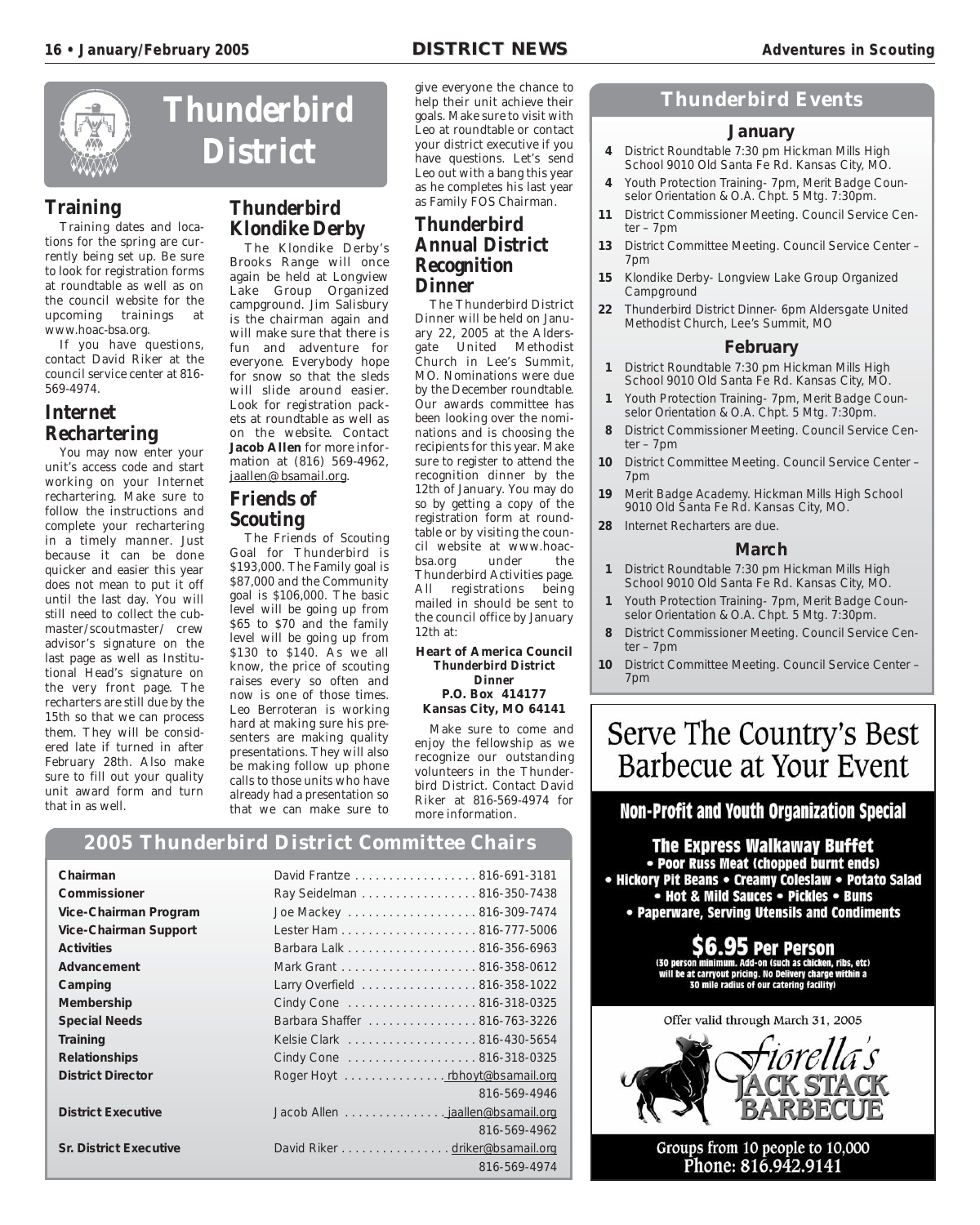# Thunderbird District

## Training

Training dates and locations for the spring are currently being set up. Be sure to look for registration forms at roundtable as well as on the council website for the upcoming trainings at www.hoac-bsa.org.

If you have questions, contact David Riker at the council service center at 816-569-4974.

## Internet Rechartering

You may now enter your unit's access code and start working on your Internet rechartering. Make sure to follow the instructions and complete your rechartering in a timely manner. Just because it can be done quicker and easier this year does not mean to put it off until the last day. You will still need to collect the cubmaster/scoutmaster/ crew advisor's signature on the last page as well as Institutional Head's signature on the very front page. The recharters are still due by the 15th so that we can process them. They will be considered late if turned in after February 28th. Also make sure to fill out your quality unit award form and turn that in as well.

## Thunderbird Klondike Derby

The Klondike Derby's Brooks Range will once again be held at Longview Lake Group Organized campground. Jim Salisbury is the chairman again and will make sure that there is fun and adventure for everyone. Everybody hope for snow so that the sleds will slide around easier. Look for registration packets at roundtable as well as on the website. Contact **Jacob Allen** for more information at (816) 569-4962, jaallen@bsamail.org.

## Friends of Scouting

The Friends of Scouting Goal for Thunderbird is $193,000. The Family goal is $87,000 and the Community goal is $106,000. The basic level will be going up from $65 to $70 and the family level will be going up from $130 to $140. As we all know, the price of scouting raises every so often and now is one of those times. Leo Berroteran is working hard at making sure his presenters are making quality presentations. They will also be making follow up phone calls to those units who have already had a presentation so that we can make sure to give everyone the chance to help their unit achieve their goals. Make sure to visit with Leo at roundtable or contact your district executive if you have questions. Let's send Leo out with a bang this year as he completes his last year as Family FOS Chairman.

## Thunderbird Annual District Recognition Dinner

The Thunderbird District Dinner will be held on January 22, 2005 at the Aldersgate United Methodist Church in Lee's Summit, MO. Nominations were due by the December roundtable. Our awards committee has been looking over the nominations and is choosing the recipients for this year. Make sure to register to attend the recognition dinner by the 12th of January. You may do so by getting a copy of the registration form at roundtable or by visiting the council website at www.hoac-bsa.org under the Thunderbird Activities page. All registrations being mailed in should be sent to the council office by January 12th at:

**Heart of America Council**
**Thunderbird District Dinner**
**P.O. Box 414177**
**Kansas City, MO 64141**

Make sure to come and enjoy the fellowship as we recognize our outstanding volunteers in the Thunderbird District. Contact David Riker at 816-569-4974 for more information.

## Thunderbird Events

### January

- **4** District Roundtable 7:30 pm Hickman Mills High School 9010 Old Santa Fe Rd. Kansas City, MO.
- **4** Youth Protection Training- 7pm, Merit Badge Counselor Orientation & O.A. Chpt. 5 Mtg. 7:30pm.
- **11** District Commissioner Meeting. Council Service Center – 7pm
- **13** District Committee Meeting. Council Service Center – 7pm
- **15** Klondike Derby- Longview Lake Group Organized Campground
- **22** Thunderbird District Dinner- 6pm Aldersgate United Methodist Church, Lee's Summit, MO

### February

- **1** District Roundtable 7:30 pm Hickman Mills High School 9010 Old Santa Fe Rd. Kansas City, MO.
- **1** Youth Protection Training- 7pm, Merit Badge Counselor Orientation & O.A. Chpt. 5 Mtg. 7:30pm.
- **8** District Commissioner Meeting. Council Service Center – 7pm
- **10** District Committee Meeting. Council Service Center – 7pm
- **19** Merit Badge Academy. Hickman Mills High School 9010 Old Santa Fe Rd. Kansas City, MO.
- **28** Internet Recharters are due.

### March

- **1** District Roundtable 7:30 pm Hickman Mills High School 9010 Old Santa Fe Rd. Kansas City, MO.
- **1** Youth Protection Training- 7pm, Merit Badge Counselor Orientation & O.A. Chpt. 5 Mtg. 7:30pm.
- **8** District Commissioner Meeting. Council Service Center – 7pm
- **10** District Committee Meeting. Council Service Center – 7pm

## 2005 Thunderbird District Committee Chairs

| Position | Name | Contact |
|---|---|---|
| **Chairman** | David Frantze | 816-691-3181 |
| **Commissioner** | Ray Seidelman | 816-350-7438 |
| **Vice-Chairman Program** | Joe Mackey | 816-309-7474 |
| **Vice-Chairman Support** | Lester Ham | 816-777-5006 |
| **Activities** | Barbara Lalk | 816-356-6963 |
| **Advancement** | Mark Grant | 816-358-0612 |
| **Camping** | Larry Overfield | 816-358-1022 |
| **Membership** | Cindy Cone | 816-318-0325 |
| **Special Needs** | Barbara Shaffer | 816-763-3226 |
| **Training** | Kelsie Clark | 816-430-5654 |
| **Relationships** | Cindy Cone | 816-318-0325 |
| **District Director** | Roger Hoyt | rbhoyt@bsamail.org, 816-569-4946 |
| **District Executive** | Jacob Allen | jaallen@bsamail.org, 816-569-4962 |
| **Sr. District Executive** | David Riker | driker@bsamail.org, 816-569-4974 |

## Serve The Country's Best Barbecue at Your Event

**Non-Profit and Youth Organization Special**

**The Express Walkaway Buffet**

- Poor Russ Meat (chopped burnt ends)
- Hickory Pit Beans • Creamy Coleslaw • Potato Salad
- Hot & Mild Sauces • Pickles • Buns
- Paperware, Serving Utensils and Condiments

**$6.95 Per Person**

(30 person minimum. Add-on (such as chicken, ribs, etc) will be at carryout pricing. No Delivery charge within a 30 mile radius of our catering facility)

Offer valid through March 31, 2005

Fiorella's Jack Stack Barbecue

Groups from 10 people to 10,000
Phone: 816.942.9141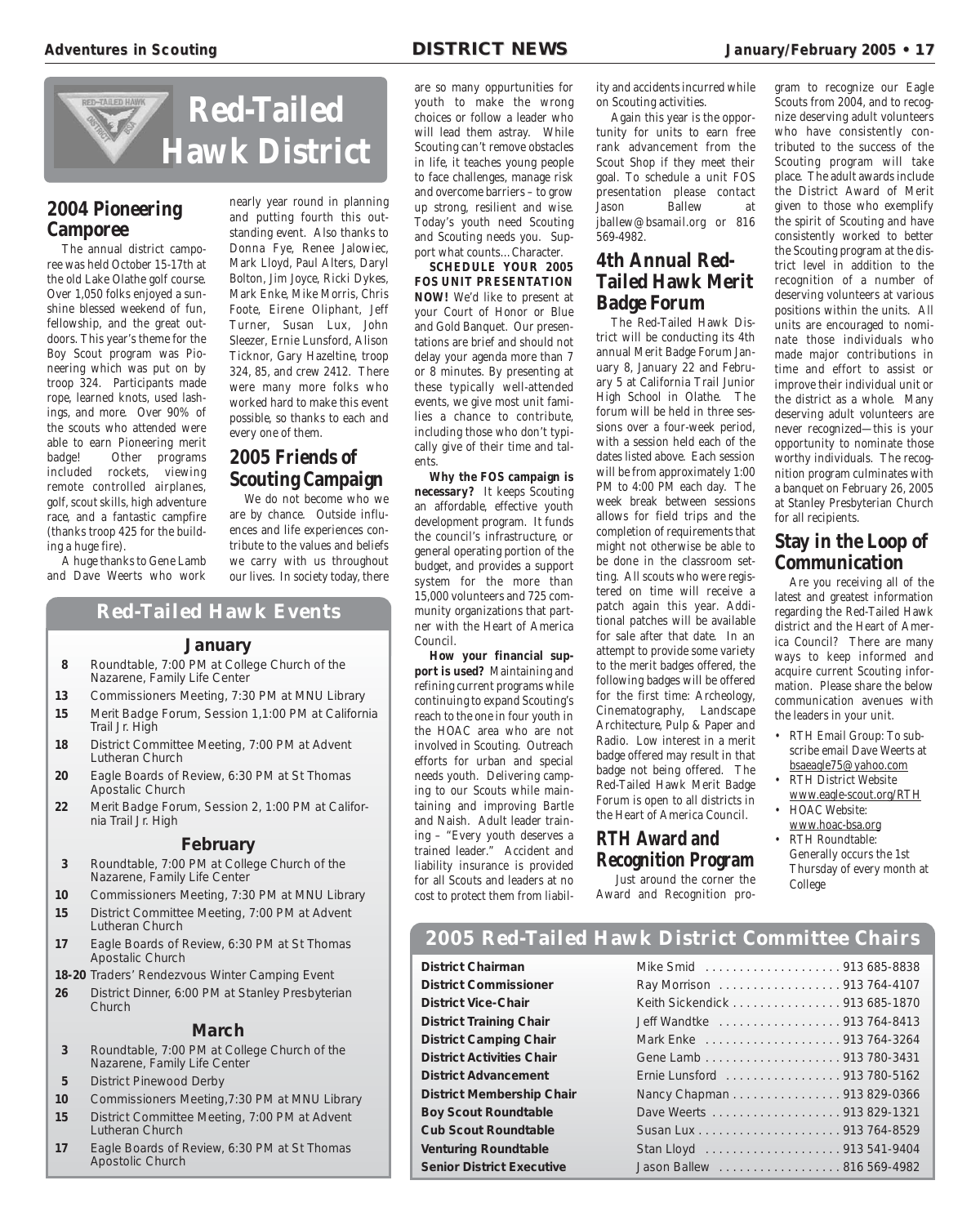# Red-Tailed Hawk District

## 2004 Pioneering Camporee

The annual district camporee was held October 15-17th at the old Lake Olathe golf course. Over 1,050 folks enjoyed a sunshine blessed weekend of fun, fellowship, and the great outdoors. This year's theme for the Boy Scout program was Pioneering which was put on by troop 324. Participants made rope, learned knots, used lashings, and more. Over 90% of the scouts who attended were able to earn Pioneering merit badge! Other programs included rockets, viewing remote controlled airplanes, golf, scout skills, high adventure race, and a fantastic campfire (thanks troop 425 for the building a huge fire).

A huge thanks to Gene Lamb and Dave Weerts who work nearly year round in planning and putting fourth this outstanding event. Also thanks to Donna Fye, Renee Jalowiec, Mark Lloyd, Paul Alters, Daryl Bolton, Jim Joyce, Ricki Dykes, Mark Enke, Mike Morris, Chris Foote, Eirene Oliphant, Jeff Turner, Susan Lux, John Sleezer, Ernie Lunsford, Alison Ticknor, Gary Hazeltine, troop 324, 85, and crew 2412. There were many more folks who worked hard to make this event possible, so thanks to each and every one of them.

## 2005 Friends of Scouting Campaign

We do not become who we are by chance. Outside influences and life experiences contribute to the values and beliefs we carry with us throughout our lives. In society today, there are so many oppurtunities for youth to make the wrong choices or follow a leader who will lead them astray. While Scouting can't remove obstacles in life, it teaches young people to face challenges, manage risk and overcome barriers – to grow up strong, resilient and wise. Today's youth need Scouting and Scouting needs you. Support what counts…Character.

**SCHEDULE YOUR 2005 FOS UNIT PRESENTATION NOW!** We'd like to present at your Court of Honor or Blue and Gold Banquet. Our presentations are brief and should not delay your agenda more than 7 or 8 minutes. By presenting at these typically well-attended events, we give most unit families a chance to contribute, including those who don't typically give of their time and talents.

**Why the FOS campaign is necessary?** It keeps Scouting an affordable, effective youth development program. It funds the council's infrastructure, or general operating portion of the budget, and provides a support system for the more than 15,000 volunteers and 725 community organizations that partner with the Heart of America Council.

**How your financial support is used?** Maintaining and refining current programs while continuing to expand Scouting's reach to the one in four youth in the HOAC area who are not involved in Scouting. Outreach efforts for urban and special needs youth. Delivering camping to our Scouts while maintaining and improving Bartle and Naish. Adult leader training – "Every youth deserves a trained leader." Accident and liability insurance is provided for all Scouts and leaders at no cost to protect them from liability and accidents incurred while on Scouting activities.

Again this year is the opportunity for units to earn free rank advancement from the Scout Shop if they meet their goal. To schedule a unit FOS presentation please contact Jason Ballew at jballew@bsamail.org or 816 569-4982.

## 4th Annual Red-Tailed Hawk Merit Badge Forum

The Red-Tailed Hawk District will be conducting its 4th annual Merit Badge Forum January 8, January 22 and February 5 at California Trail Junior High School in Olathe. The forum will be held in three sessions over a four-week period, with a session held each of the dates listed above. Each session will be from approximately 1:00 PM to 4:00 PM each day. The week break between sessions allows for field trips and the completion of requirements that might not otherwise be able to be done in the classroom setting. All scouts who were registered on time will receive a patch again this year. Additional patches will be available for sale after that date. In an attempt to provide some variety to the merit badges offered, the following badges will be offered for the first time: Archeology, Cinematography, Landscape Architecture, Pulp & Paper and Radio. Low interest in a merit badge offered may result in that badge not being offered. The Red-Tailed Hawk Merit Badge Forum is open to all districts in the Heart of America Council.

## RTH Award and Recognition Program

Just around the corner the Award and Recognition program to recognize our Eagle Scouts from 2004, and to recognize deserving adult volunteers who have consistently contributed to the success of the Scouting program will take place. The adult awards include the District Award of Merit given to those who exemplify the spirit of Scouting and have consistently worked to better the Scouting program at the district level in addition to the recognition of a number of deserving volunteers at various positions within the units. All units are encouraged to nominate those individuals who made major contributions in time and effort to assist or improve their individual unit or the district as a whole. Many deserving adult volunteers are never recognized—this is your opportunity to nominate those worthy individuals. The recognition program culminates with a banquet on February 26, 2005 at Stanley Presbyterian Church for all recipients.

## Stay in the Loop of Communication

Are you receiving all of the latest and greatest information regarding the Red-Tailed Hawk district and the Heart of America Council? There are many ways to keep informed and acquire current Scouting information. Please share the below communication avenues with the leaders in your unit.

- RTH Email Group: To subscribe email Dave Weerts at bsaeagle75@yahoo.com
- RTH District Website www.eagle-scout.org/RTH
- HOAC Website: www.hoac-bsa.org
- RTH Roundtable: Generally occurs the 1st Thursday of every month at College

## Red-Tailed Hawk Events

### January

- **8** Roundtable, 7:00 PM at College Church of the Nazarene, Family Life Center
- **13** Commissioners Meeting, 7:30 PM at MNU Library
- **15** Merit Badge Forum, Session 1,1:00 PM at California Trail Jr. High
- **18** District Committee Meeting, 7:00 PM at Advent Lutheran Church
- **20** Eagle Boards of Review, 6:30 PM at St Thomas Apostalic Church
- **22** Merit Badge Forum, Session 2, 1:00 PM at California Trail Jr. High

### February

- **3** Roundtable, 7:00 PM at College Church of the Nazarene, Family Life Center
- **10** Commissioners Meeting, 7:30 PM at MNU Library
- **15** District Committee Meeting, 7:00 PM at Advent Lutheran Church
- **17** Eagle Boards of Review, 6:30 PM at St Thomas Apostalic Church
- **18-20** Traders' Rendezvous Winter Camping Event
- **26** District Dinner, 6:00 PM at Stanley Presbyterian Church

### March

- **3** Roundtable, 7:00 PM at College Church of the Nazarene, Family Life Center
- **5** District Pinewood Derby
- **10** Commissioners Meeting,7:30 PM at MNU Library
- **15** District Committee Meeting, 7:00 PM at Advent Lutheran Church
- **17** Eagle Boards of Review, 6:30 PM at St Thomas Apostolic Church

## 2005 Red-Tailed Hawk District Committee Chairs

| Position | Name | Phone |
|---|---|---|
| **District Chairman** | Mike Smid | 913 685-8838 |
| **District Commissioner** | Ray Morrison | 913 764-4107 |
| **District Vice-Chair** | Keith Sickendick | 913 685-1870 |
| **District Training Chair** | Jeff Wandtke | 913 764-8413 |
| **District Camping Chair** | Mark Enke | 913 764-3264 |
| **District Activities Chair** | Gene Lamb | 913 780-3431 |
| **District Advancement** | Ernie Lunsford | 913 780-5162 |
| **District Membership Chair** | Nancy Chapman | 913 829-0366 |
| **Boy Scout Roundtable** | Dave Weerts | 913 829-1321 |
| **Cub Scout Roundtable** | Susan Lux | 913 764-8529 |
| **Venturing Roundtable** | Stan Lloyd | 913 541-9404 |
| **Senior District Executive** | Jason Ballew | 816 569-4982 |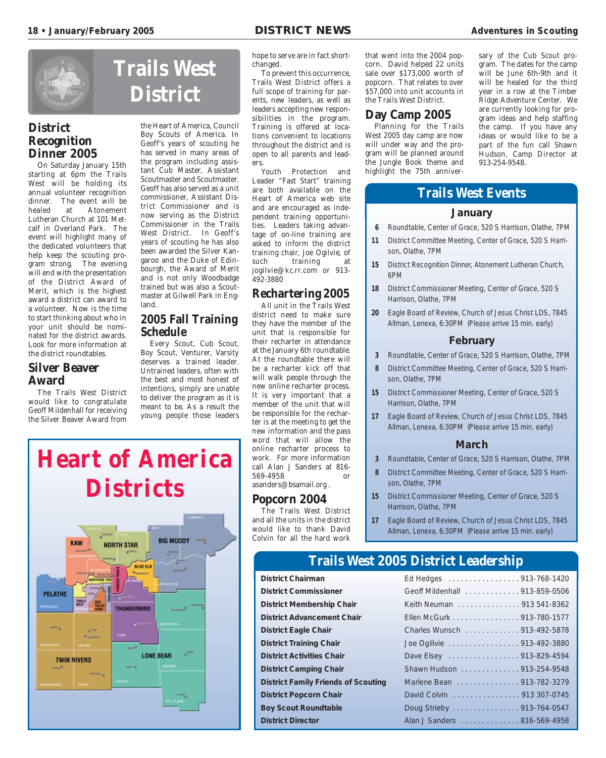# Trails West District

## District Recognition Dinner 2005

On Saturday January 15th starting at 6pm the Trails West will be holding its annual volunteer recognition dinner. The event will be healed at Atonement Lutheran Church at 101 Metcalf in Overland Park. The event will highlight many of the dedicated volunteers that help keep the scouting program strong. The evening will end with the presentation of the District Award of Merit, which is the highest award a district can award to a volunteer. Now is the time to start thinking about who in your unit should be nominated for the district awards. Look for more information at the district roundtables.

## Silver Beaver Award

The Trails West District would like to congratulate Geoff Mildenhall for receiving the Silver Beaver Award from the Heart of America, Council Boy Scouts of America. In Geoff's years of scouting he has served in many areas of the program including assistant Cub Master, Assistant Scoutmaster and Scoutmaster. Geoff has also served as a unit commissioner, Assistant District Commissioner and is now serving as the District Commissioner in the Trails West District. In Geoff's years of scouting he has also been awarded the Silver Kangaroo and the Duke of Edinbourgh, the Award of Merit and is not only Woodbadge trained but was also a Scoutmaster at Gilwell Park in England.

## 2005 Fall Training Schedule

Every Scout, Cub Scout, Boy Scout, Venturer, Varsity deserves a trained leader. Untrained leaders, often with the best and most honest of intentions, simply are unable to deliver the program as it is meant to be. As a result the young people those leaders hope to serve are in fact short-changed.

To prevent this occurrence, Trails West District offers a full scope of training for parents, new leaders, as well as leaders accepting new responsibilities in the program. Training is offered at locations convenient to locations throughout the district and is open to all parents and leaders.

Youth Protection and Leader "Fast Start" training are both available on the Heart of America web site and are encouraged as independent training opportunities. Leaders taking advantage of on-line training are asked to inform the district training chair, Joe Ogilvie, of such training at jogilvie@kc.rr.com or 913-492-3880

## Rechartering 2005

All unit in the Trails West district need to make sure they have the member of the unit that is responsible for their recharter in attendance at the January 6th roundtable. At the roundtable there will be a recharter kick off that will walk people through the new online recharter process. It is very important that a member of the unit that will be responsible for the recharter is at the meeting to get the new information and the pass word that will allow the online recharter process to work. For more information call Alan J Sanders at 816-569-4958 or asanders@bsamail.org.

## Popcorn 2004

The Trails West District and all the units in the district would like to thank David Colvin for all the hard work that went into the 2004 popcorn. David helped 22 units sale over $173,000 worth of popcorn. That relates to over $57,000 into unit accounts in the Trails West District.

## Day Camp 2005

Planning for the Trails West 2005 day camp are now will under way and the program will be planned around the Jungle Book theme and highlight the 75th anniversary of the Cub Scout program. The dates for the camp will be June 6th-9th and it will be healed for the third year in a row at the Timber Ridge Adventure Center. We are currently looking for program ideas and help staffing the camp. If you have any ideas or would like to be a part of the fun call Shawn Hudson, Camp Director at 913-254-9548.

# Heart of America Districts

KAW, NORTH STAR, BIG MUDDY, BLUE ELK, PELATHE, TRAILS WEST, RED TAILED HAWK, THUNDERBIRD, PIONEER TRAILS, TWIN RIVERS, LONE BEAR

## Trails West Events

### January

- **6** Roundtable, Center of Grace, 520 S Harrison, Olathe, 7PM
- **11** District Committee Meeting, Center of Grace, 520 S Harrison, Olathe, 7PM
- **15** District Recognition Dinner, Atonement Lutheran Church, 6PM
- **18** District Commissioner Meeting, Center of Grace, 520 S Harrison, Olathe, 7PM
- **20** Eagle Board of Review, Church of Jesus Christ LDS, 7845 Allman, Lenexa, 6:30PM (Please arrive 15 min. early)

### February

- **3** Roundtable, Center of Grace, 520 S Harrison, Olathe, 7PM
- **8** District Committee Meeting, Center of Grace, 520 S Harrison, Olathe, 7PM
- **15** District Commissioner Meeting, Center of Grace, 520 S Harrison, Olathe, 7PM
- **17** Eagle Board of Review, Church of Jesus Christ LDS, 7845 Allman, Lenexa, 6:30PM (Please arrive 15 min. early)

### March

- **3** Roundtable, Center of Grace, 520 S Harrison, Olathe, 7PM
- **8** District Committee Meeting, Center of Grace, 520 S Harrison, Olathe, 7PM
- **15** District Commissioner Meeting, Center of Grace, 520 S Harrison, Olathe, 7PM
- **17** Eagle Board of Review, Church of Jesus Christ LDS, 7845 Allman, Lenexa, 6:30PM (Please arrive 15 min. early)

## Trails West 2005 District Leadership

| Position | Name | Phone |
|---|---|---|
| **District Chairman** | Ed Hedges | 913-768-1420 |
| **District Commissioner** | Geoff Mildenhall | 913-859-0506 |
| **District Membership Chair** | Keith Neuman | 913 541-8362 |
| **District Advancement Chair** | Ellen McGurk | 913-780-1577 |
| **District Eagle Chair** | Charles Wunsch | 913-492-5878 |
| **District Training Chair** | Joe Ogilvie | 913-492-3880 |
| **District Activities Chair** | Dave Elsey | 913-829-4594 |
| **District Camping Chair** | Shawn Hudson | 913-254-9548 |
| **District Family Friends of Scouting** | Marlene Bean | 913-782-3279 |
| **District Popcorn Chair** | David Colvin | 913 307-0745 |
| **Boy Scout Roundtable** | Doug Strieby | 913-764-0547 |
| **District Director** | Alan J Sanders | 816-569-4958 |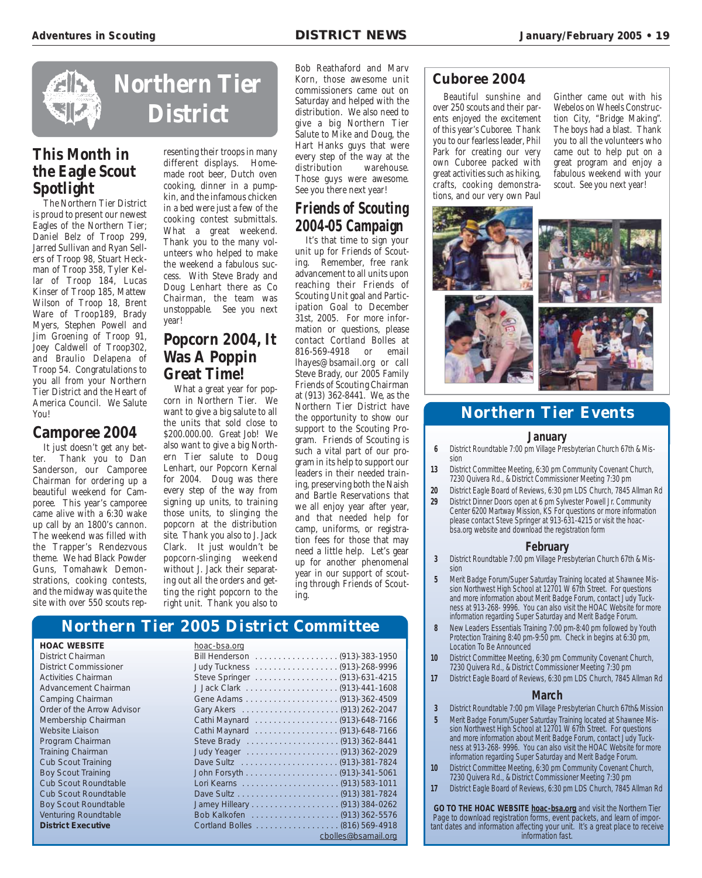# Northern Tier District

## This Month in the Eagle Scout Spotlight

The Northern Tier District is proud to present our newest Eagles of the Northern Tier; Daniel Belz of Troop 299, Jarred Sullivan and Ryan Sellers of Troop 98, Stuart Heckman of Troop 358, Tyler Kellar of Troop 184, Lucas Kinser of Troop 185, Mattew Wilson of Troop 18, Brent Ware of Troop189, Brady Myers, Stephen Powell and Jim Groening of Troop 91, Joey Caldwell of Troop302, and Braulio Delapena of Troop 54. Congratulations to you all from your Northern Tier District and the Heart of America Council. We Salute You!

## Camporee 2004

It just doesn't get any better. Thank you to Dan Sanderson, our Camporee Chairman for ordering up a beautiful weekend for Camporee. This year's camporee came alive with a 6:30 wake up call by an 1800's cannon. The weekend was filled with the Trapper's Rendezvous theme. We had Black Powder Guns, Tomahawk Demonstrations, cooking contests, and the midway was quite the site with over 550 scouts representing their troops in many different displays. Homemade root beer, Dutch oven cooking, dinner in a pumpkin, and the infamous chicken in a bed were just a few of the cooking contest submittals. What a great weekend. Thank you to the many volunteers who helped to make the weekend a fabulous success. With Steve Brady and Doug Lenhart there as Co Chairman, the team was unstoppable. See you next year!

## Popcorn 2004, It Was A Poppin Great Time!

What a great year for popcorn in Northern Tier. We want to give a big salute to all the units that sold close to $200.000.00. Great Job! We also want to give a big Northern Tier salute to Doug Lenhart, our Popcorn Kernal for 2004. Doug was there every step of the way from signing up units, to training those units, to slinging the popcorn at the distribution site. Thank you also to J. Jack Clark. It just wouldn't be popcorn-slinging weekend without J. Jack their separating out all the orders and getting the right popcorn to the right unit. Thank you also to Bob Reathaford and Marv Korn, those awesome unit commissioners came out on Saturday and helped with the distribution. We also need to give a big Northern Tier Salute to Mike and Doug, the Hart Hanks guys that were every step of the way at the distribution warehouse. Those guys were awesome. See you there next year!

## Friends of Scouting 2004-05 Campaign

It's that time to sign your unit up for Friends of Scouting. Remember, free rank advancement to all units upon reaching their Friends of Scouting Unit goal and Participation Goal to December 31st, 2005. For more information or questions, please contact Cortland Bolles at 816-569-4918 or email lhayes@bsamail.org or call Steve Brady, our 2005 Family Friends of Scouting Chairman at (913) 362-8441. We, as the Northern Tier District have the opportunity to show our support to the Scouting Program. Friends of Scouting is such a vital part of our program in its help to support our leaders in their needed training, preserving both the Naish and Bartle Reservations that we all enjoy year after year, and that needed help for camp, uniforms, or registration fees for those that may need a little help. Let's gear up for another phenomenal year in our support of scouting through Friends of Scouting.

## Cuboree 2004

Beautiful sunshine and over 250 scouts and their parents enjoyed the excitement of this year's Cuboree. Thank you to our fearless leader, Phil Park for creating our very own Cuboree packed with great activities such as hiking, crafts, cooking demonstrations, and our very own Paul Ginther came out with his Webelos on Wheels Construction City, "Bridge Making". The boys had a blast. Thank you to all the volunteers who came out to help put on a great program and enjoy a fabulous weekend with your scout. See you next year!

## Northern Tier 2005 District Committee

| | |
|---|---|
| **HOAC WEBSITE** | hoac-bsa.org |
| District Chairman | Bill Henderson (913)-383-1950 |
| District Commissioner | Judy Tuckness (913)-268-9996 |
| Activities Chairman | Steve Springer (913)-631-4215 |
| Advancement Chairman | J Jack Clark (913)-441-1608 |
| Camping Chairman | Gene Adams (913)-362-4509 |
| Order of the Arrow Advisor | Gary Akers (913) 262-2047 |
| Membership Chairman | Cathi Maynard (913)-648-7166 |
| Website Liaison | Cathi Maynard (913)-648-7166 |
| Program Chairman | Steve Brady (913) 362-8441 |
| Training Chairman | Judy Yeager (913) 362-2029 |
| Cub Scout Training | Dave Sultz (913)-381-7824 |
| Boy Scout Training | John Forsyth (913)-341-5061 |
| Cub Scout Roundtable | Lori Kearns (913) 583-1011 |
| Cub Scout Roundtable | Dave Sultz (913) 381-7824 |
| Boy Scout Roundtable | Jamey Hilleary (913) 384-0262 |
| Venturing Roundtable | Bob Kalkofen (913) 362-5576 |
| **District Executive** | Cortland Bolles (816) 569-4918 cbolles@bsamail.org |

## Northern Tier Events

### January

- **6** District Roundtable 7:00 pm Village Presbyterian Church 67th & Mission
- **13** District Committee Meeting, 6:30 pm Community Covenant Church, 7230 Quivera Rd., & District Commissioner Meeting 7:30 pm
- **20** District Eagle Board of Reviews, 6:30 pm LDS Church, 7845 Allman Rd
- **29** District Dinner Doors open at 6 pm Sylvester Powell Jr. Community Center 6200 Martway Mission, KS For questions or more information please contact Steve Springer at 913-631-4215 or visit the hoac-bsa.org website and download the registration form

### February

- **3** District Roundtable 7:00 pm Village Presbyterian Church 67th & Mission
- **5** Merit Badge Forum/Super Saturday Training located at Shawnee Mission Northwest High School at 12701 W 67th Street. For questions and more information about Merit Badge Forum, contact Judy Tuckness at 913-268- 9996. You can also visit the HOAC Website for more information regarding Super Saturday and Merit Badge Forum.
- **8** New Leaders Essentials Training 7:00 pm-8:40 pm followed by Youth Protection Training 8:40 pm-9:50 pm. Check in begins at 6:30 pm, Location To Be Announced
- **10** District Committee Meeting, 6:30 pm Community Covenant Church, 7230 Quivera Rd., & District Commissioner Meeting 7:30 pm
- **17** District Eagle Board of Reviews, 6:30 pm LDS Church, 7845 Allman Rd

### March

- **3** District Roundtable 7:00 pm Village Presbyterian Church 67th& Mission
- **5** Merit Badge Forum/Super Saturday Training located at Shawnee Mission Northwest High School at 12701 W 67th Street. For questions and more information about Merit Badge Forum, contact Judy Tuckness at 913-268- 9996. You can also visit the HOAC Website for more information regarding Super Saturday and Merit Badge Forum.
- **10** District Committee Meeting, 6:30 pm Community Covenant Church, 7230 Quivera Rd., & District Commissioner Meeting 7:30 pm
- **17** District Eagle Board of Reviews, 6:30 pm LDS Church, 7845 Allman Rd

**GO TO THE HOAC WEBSITE hoac-bsa.org** and visit the Northern Tier Page to download registration forms, event packets, and learn of important dates and information affecting your unit. It's a great place to receive information fast.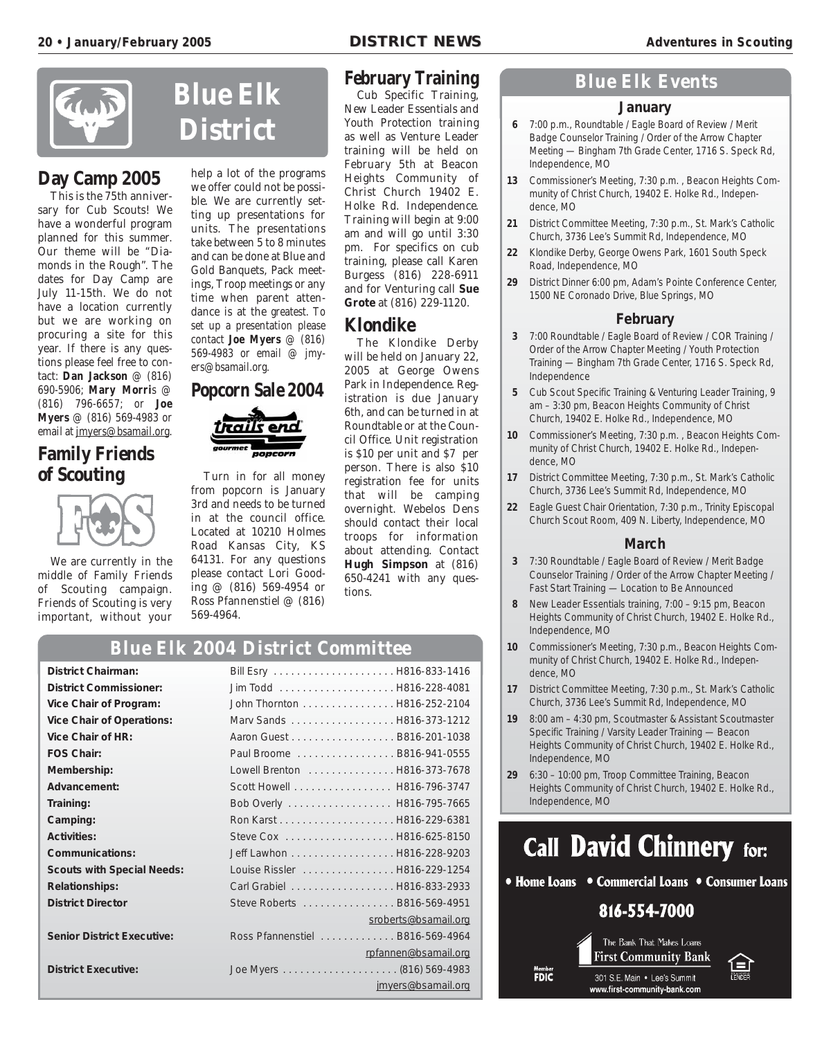# Blue Elk District

## Day Camp 2005

This is the 75th anniversary for Cub Scouts! We have a wonderful program planned for this summer. Our theme will be "Diamonds in the Rough". The dates for Day Camp are July 11-15th. We do not have a location currently but we are working on procuring a site for this year. If there is any questions please feel free to contact: **Dan Jackson** @ (816) 690-5906; **Mary Morris** @ (816) 796-6657; or **Joe Myers** @ (816) 569-4983 or email at jmyers@bsamail.org.

## Family Friends of Scouting

We are currently in the middle of Family Friends of Scouting campaign. Friends of Scouting is very important, without your help a lot of the programs we offer could not be possible. We are currently setting up presentations for units. The presentations take between 5 to 8 minutes and can be done at Blue and Gold Banquets, Pack meetings, Troop meetings or any time when parent attendance is at the greatest. To set up a presentation please contact **Joe Myers** @ (816) 569-4983 or email @ jmyers@bsamail.org.

## Popcorn Sale 2004

Turn in for all money from popcorn is January 3rd and needs to be turned in at the council office. Located at 10210 Holmes Road Kansas City, KS 64131. For any questions please contact Lori Gooding @ (816) 569-4954 or Ross Pfannenstiel @ (816) 569-4964.

## February Training

Cub Specific Training, New Leader Essentials and Youth Protection training as well as Venture Leader training will be held on February 5th at Beacon Heights Community of Christ Church 19402 E. Holke Rd. Independence. Training will begin at 9:00 am and will go until 3:30 pm. For specifics on cub training, please call Karen Burgess (816) 228-6911 and for Venturing call **Sue Grote** at (816) 229-1120.

## Klondike

The Klondike Derby will be held on January 22, 2005 at George Owens Park in Independence. Registration is due January 6th, and can be turned in at Roundtable or at the Council Office. Unit registration is $10 per unit and $7 per person. There is also $10 registration fee for units that will be camping overnight. Webelos Dens should contact their local troops for information about attending. Contact **Hugh Simpson** at (816) 650-4241 with any questions.

## Blue Elk 2004 District Committee

| | |
|---|---|
| **District Chairman:** | Bill Esry . . . . . H816-833-1416 |
| **District Commissioner:** | Jim Todd . . . . . H816-228-4081 |
| **Vice Chair of Program:** | John Thornton . . . . . H816-252-2104 |
| **Vice Chair of Operations:** | Marv Sands . . . . . H816-373-1212 |
| **Vice Chair of HR:** | Aaron Guest . . . . . B816-201-1038 |
| **FOS Chair:** | Paul Broome . . . . . B816-941-0555 |
| **Membership:** | Lowell Brenton . . . . . H816-373-7678 |
| **Advancement:** | Scott Howell . . . . . H816-796-3747 |
| **Training:** | Bob Overly . . . . . H816-795-7665 |
| **Camping:** | Ron Karst . . . . . H816-229-6381 |
| **Activities:** | Steve Cox . . . . . H816-625-8150 |
| **Communications:** | Jeff Lawhon . . . . . H816-228-9203 |
| **Scouts with Special Needs:** | Louise Rissler . . . . . H816-229-1254 |
| **Relationships:** | Carl Grabiel . . . . . H816-833-2933 |
| **District Director** | Steve Roberts . . . . . B816-569-4951 sroberts@bsamail.org |
| **Senior District Executive:** | Ross Pfannenstiel . . . . . B816-569-4964 rpfannen@bsamail.org |
| **District Executive:** | Joe Myers . . . . . (816) 569-4983 jmyers@bsamail.org |

## Blue Elk Events

### January

- **6** 7:00 p.m., Roundtable / Eagle Board of Review / Merit Badge Counselor Training / Order of the Arrow Chapter Meeting — Bingham 7th Grade Center, 1716 S. Speck Rd, Independence, MO
- **13** Commissioner's Meeting, 7:30 p.m. , Beacon Heights Community of Christ Church, 19402 E. Holke Rd., Independence, MO
- **21** District Committee Meeting, 7:30 p.m., St. Mark's Catholic Church, 3736 Lee's Summit Rd, Independence, MO
- **22** Klondike Derby, George Owens Park, 1601 South Speck Road, Independence, MO
- **29** District Dinner 6:00 pm, Adam's Pointe Conference Center, 1500 NE Coronado Drive, Blue Springs, MO

### February

- **3** 7:00 Roundtable / Eagle Board of Review / COR Training / Order of the Arrow Chapter Meeting / Youth Protection Training — Bingham 7th Grade Center, 1716 S. Speck Rd, Independence
- **5** Cub Scout Specific Training & Venturing Leader Training, 9 am – 3:30 pm, Beacon Heights Community of Christ Church, 19402 E. Holke Rd., Independence, MO
- **10** Commissioner's Meeting, 7:30 p.m. , Beacon Heights Community of Christ Church, 19402 E. Holke Rd., Independence, MO
- **17** District Committee Meeting, 7:30 p.m., St. Mark's Catholic Church, 3736 Lee's Summit Rd, Independence, MO
- **22** Eagle Guest Chair Orientation, 7:30 p.m., Trinity Episcopal Church Scout Room, 409 N. Liberty, Independence, MO

### March

- **3** 7:30 Roundtable / Eagle Board of Review / Merit Badge Counselor Training / Order of the Arrow Chapter Meeting / Fast Start Training — Location to Be Announced
- **8** New Leader Essentials training, 7:00 – 9:15 pm, Beacon Heights Community of Christ Church, 19402 E. Holke Rd., Independence, MO
- **10** Commissioner's Meeting, 7:30 p.m., Beacon Heights Community of Christ Church, 19402 E. Holke Rd., Independence, MO
- **17** District Committee Meeting, 7:30 p.m., St. Mark's Catholic Church, 3736 Lee's Summit Rd, Independence, MO
- **19** 8:00 am – 4:30 pm, Scoutmaster & Assistant Scoutmaster Specific Training / Varsity Leader Training — Beacon Heights Community of Christ Church, 19402 E. Holke Rd., Independence, MO
- **29** 6:30 – 10:00 pm, Troop Committee Training, Beacon Heights Community of Christ Church, 19402 E. Holke Rd., Independence, MO

**Call David Chinnery for:**

• Home Loans • Commercial Loans • Consumer Loans

**816-554-7000**

The Bank That Makes Loans
First Community Bank
301 S.E. Main • Lee's Summit
www.first-community-bank.com
Member FDIC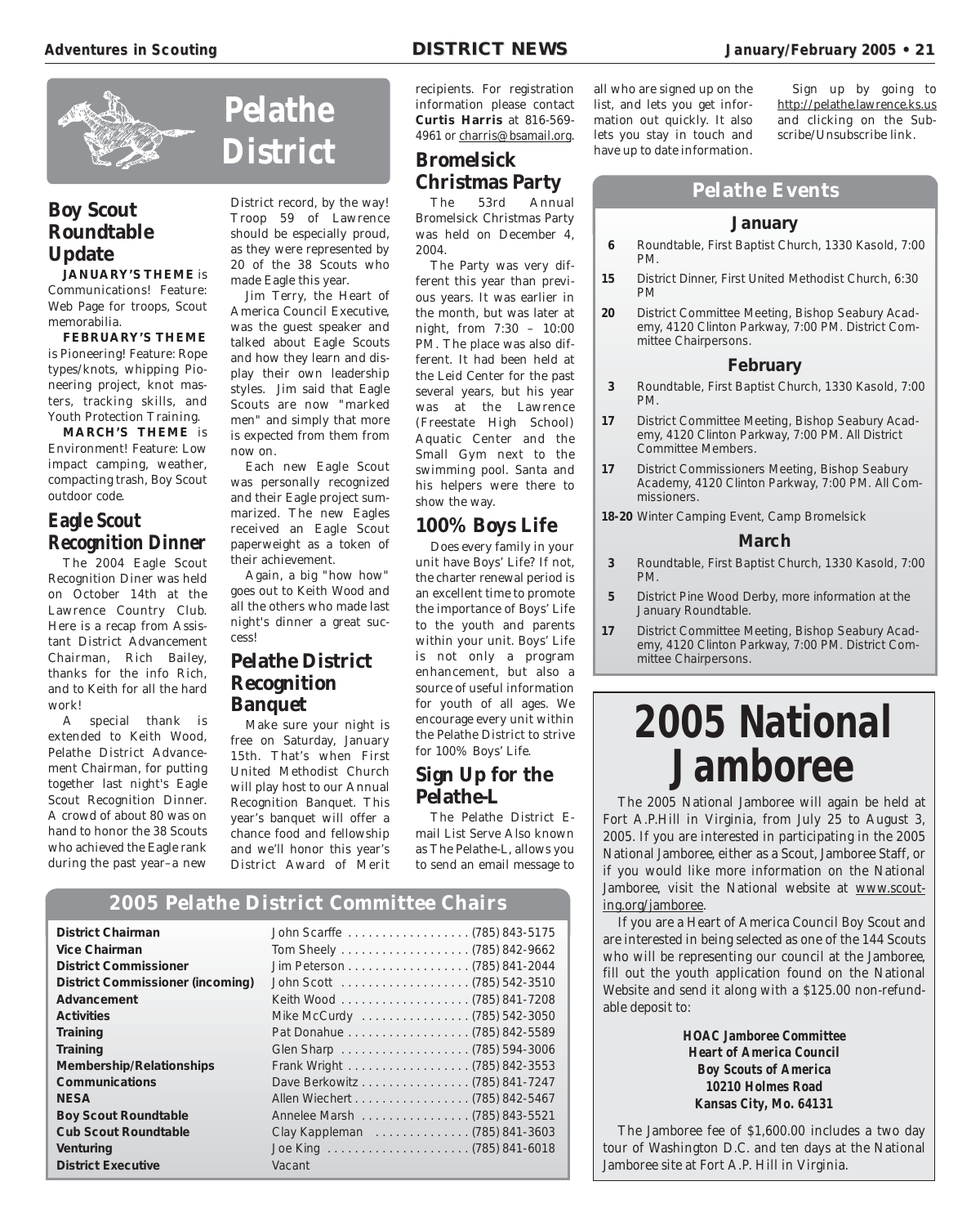# Pelathe District

## Boy Scout Roundtable Update

**JANUARY'S THEME** is Communications! Feature: Web Page for troops, Scout memorabilia.

**FEBRUARY'S THEME** is Pioneering! Feature: Rope types/knots, whipping Pioneering project, knot masters, tracking skills, and Youth Protection Training.

**MARCH'S THEME** is Environment! Feature: Low impact camping, weather, compacting trash, Boy Scout outdoor code.

## Eagle Scout Recognition Dinner

The 2004 Eagle Scout Recognition Diner was held on October 14th at the Lawrence Country Club. Here is a recap from Assistant District Advancement Chairman, Rich Bailey, thanks for the info Rich, and to Keith for all the hard work!

A special thank is extended to Keith Wood, Pelathe District Advancement Chairman, for putting together last night's Eagle Scout Recognition Dinner. A crowd of about 80 was on hand to honor the 38 Scouts who achieved the Eagle rank during the past year–a new District record, by the way! Troop 59 of Lawrence should be especially proud, as they were represented by 20 of the 38 Scouts who made Eagle this year.

Jim Terry, the Heart of America Council Executive, was the guest speaker and talked about Eagle Scouts and how they learn and display their own leadership styles. Jim said that Eagle Scouts are now "marked men" and simply that more is expected from them from now on.

Each new Eagle Scout was personally recognized and their Eagle project summarized. The new Eagles received an Eagle Scout paperweight as a token of their achievement.

Again, a big "how how" goes out to Keith Wood and all the others who made last night's dinner a great success!

## Pelathe District Recognition Banquet

Make sure your night is free on Saturday, January 15th. That's when First United Methodist Church will play host to our Annual Recognition Banquet. This year's banquet will offer a chance food and fellowship and we'll honor this year's District Award of Merit recipients. For registration information please contact **Curtis Harris** at 816-569-4961 or charris@bsamail.org.

## Bromelsick Christmas Party

The 53rd Annual Bromelsick Christmas Party was held on December 4, 2004.

The Party was very different this year than previous years. It was earlier in the month, but was later at night, from 7:30 – 10:00 PM. The place was also different. It had been held at the Leid Center for the past several years, but his year was at the Lawrence (Freestate High School) Aquatic Center and the Small Gym next to the swimming pool. Santa and his helpers were there to show the way.

## 100% Boys Life

Does every family in your unit have Boys' Life? If not, the charter renewal period is an excellent time to promote the importance of Boys' Life to the youth and parents within your unit. Boys' Life is not only a program enhancement, but also a source of useful information for youth of all ages. We encourage every unit within the Pelathe District to strive for 100% Boys' Life.

## Sign Up for the Pelathe-L

The Pelathe District E-mail List Serve Also known as The Pelathe-L, allows you to send an email message to all who are signed up on the list, and lets you get information out quickly. It also lets you stay in touch and have up to date information.

Sign up by going to http://pelathe.lawrence.ks.us and clicking on the Subscribe/Unsubscribe link.

## Pelathe Events

### January

- **6** Roundtable, First Baptist Church, 1330 Kasold, 7:00 PM.
- **15** District Dinner, First United Methodist Church, 6:30 PM
- **20** District Committee Meeting, Bishop Seabury Academy, 4120 Clinton Parkway, 7:00 PM. District Committee Chairpersons.

### February

- **3** Roundtable, First Baptist Church, 1330 Kasold, 7:00 PM.
- **17** District Committee Meeting, Bishop Seabury Academy, 4120 Clinton Parkway, 7:00 PM. All District Committee Members.
- **17** District Commissioners Meeting, Bishop Seabury Academy, 4120 Clinton Parkway, 7:00 PM. All Commissioners.
- **18-20** Winter Camping Event, Camp Bromelsick

### March

- **3** Roundtable, First Baptist Church, 1330 Kasold, 7:00 PM.
- **5** District Pine Wood Derby, more information at the January Roundtable.
- **17** District Committee Meeting, Bishop Seabury Academy, 4120 Clinton Parkway, 7:00 PM. District Committee Chairpersons.

# 2005 National Jamboree

The 2005 National Jamboree will again be held at Fort A.P.Hill in Virginia, from July 25 to August 3, 2005. If you are interested in participating in the 2005 National Jamboree, either as a Scout, Jamboree Staff, or if you would like more information on the National Jamboree, visit the National website at www.scouting.org/jamboree.

If you are a Heart of America Council Boy Scout and are interested in being selected as one of the 144 Scouts who will be representing our council at the Jamboree, fill out the youth application found on the National Website and send it along with a $125.00 non-refundable deposit to:

**HOAC Jamboree Committee**
**Heart of America Council**
**Boy Scouts of America**
**10210 Holmes Road**
**Kansas City, Mo. 64131**

The Jamboree fee of $1,600.00 includes a two day tour of Washington D.C. and ten days at the National Jamboree site at Fort A.P. Hill in Virginia.

## 2005 Pelathe District Committee Chairs

| Position | Name | Phone |
|---|---|---|
| **District Chairman** | John Scarffe | (785) 843-5175 |
| **Vice Chairman** | Tom Sheely | (785) 842-9662 |
| **District Commissioner** | Jim Peterson | (785) 841-2044 |
| **District Commissioner (incoming)** | John Scott | (785) 542-3510 |
| **Advancement** | Keith Wood | (785) 841-7208 |
| **Activities** | Mike McCurdy | (785) 542-3050 |
| **Training** | Pat Donahue | (785) 842-5589 |
| **Training** | Glen Sharp | (785) 594-3006 |
| **Membership/Relationships** | Frank Wright | (785) 842-3553 |
| **Communications** | Dave Berkowitz | (785) 841-7247 |
| **NESA** | Allen Wiechert | (785) 842-5467 |
| **Boy Scout Roundtable** | Annelee Marsh | (785) 843-5521 |
| **Cub Scout Roundtable** | Clay Kappleman | (785) 841-3603 |
| **Venturing** | Joe King | (785) 841-6018 |
| **District Executive** | Vacant | |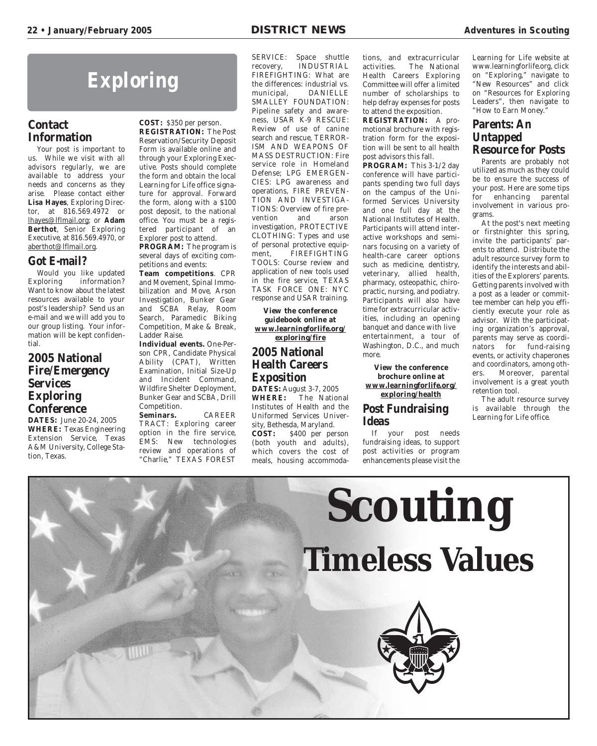# Exploring

## Contact Information

Your post is important to us. While we visit with all advisors regularly, we are available to address your needs and concerns as they arise. Please contact either **Lisa Hayes**, Exploring Director, at 816.569.4972 or lhayes@lflmail.org; or **Adam Berthot**, Senior Exploring Executive, at 816.569.4970, or aberthot@lflmail.org.

## Got E-mail?

Would you like updated Exploring information? Want to know about the latest resources available to your post's leadership? Send us an e-mail and we will add you to our group listing. Your information will be kept confidential.

## 2005 National Fire/Emergency Services Exploring Conference

**DATES:** June 20-24, 2005
**WHERE:** Texas Engineering Extension Service, Texas A&M University, College Station, Texas.
**COST:** $350 per person.
**REGISTRATION:** The Post Reservation/Security Deposit Form is available online and through your Exploring Executive. Posts should complete the form and obtain the local Learning for Life office signature for approval. Forward the form, along with a $100 post deposit, to the national office. You must be a registered participant of an Explorer post to attend.
**PROGRAM:** The program is several days of exciting competitions and events:
**Team competitions**. CPR and Movement, Spinal Immobilization and Move, Arson Investigation, Bunker Gear and SCBA Relay, Room Search, Paramedic Biking Competition, Make & Break, Ladder Raise.
**Individual events.** One-Person CPR, Candidate Physical Ability (CPAT), Written Examination, Initial Size-Up and Incident Command, Wildfire Shelter Deployment, Bunker Gear and SCBA, Drill Competition.
**Seminars.** CAREER TRACT: Exploring career option in the fire service, EMS: New technologies review and operations of "Charlie," TEXAS FOREST SERVICE: Space shuttle recovery, INDUSTRIAL FIREFIGHTING: What are the differences: industrial vs. municipal, DANIELLE SMALLEY FOUNDATION: Pipeline safety and awareness, USAR K-9 RESCUE: Review of use of canine search and rescue, TERRORISM AND WEAPONS OF MASS DESTRUCTION: Fire service role in Homeland Defense; LPG EMERGENCIES: LPG awareness and operations, FIRE PREVENTION AND INVESTIGATIONS: Overview of fire prevention and arson investigation, PROTECTIVE CLOTHING: Types and use of personal protective equipment, FIREFIGHTING TOOLS: Course review and application of new tools used in the fire service, TEXAS TASK FORCE ONE: NYC response and USAR training.

**View the conference guidebook online at www.learningforlife.org/exploring/fire**

## 2005 National Health Careers Exposition

**DATES:** August 3-7, 2005
**WHERE:** The National Institutes of Health and the Uniformed Services University, Bethesda, Maryland.
**COST:** $400 per person (both youth and adults), which covers the cost of meals, housing accommodations, and extracurricular activities. The National Health Careers Exploring Committee will offer a limited number of scholarships to help defray expenses for posts to attend the exposition.
**REGISTRATION:** A promotional brochure with registration form for the exposition will be sent to all health post advisors this fall.
**PROGRAM:** This 3-1/2 day conference will have participants spending two full days on the campus of the Uniformed Services University and one full day at the National Institutes of Health. Participants will attend interactive workshops and seminars focusing on a variety of health-care career options such as medicine, dentistry, veterinary, allied health, pharmacy, osteopathic, chiropractic, nursing, and podiatry. Participants will also have time for extracurricular activities, including an opening banquet and dance with live entertainment, a tour of Washington, D.C., and much more.

**View the conference brochure online at www.learningforlife.org/exploring/health**

## Post Fundraising Ideas

If your post needs fundraising ideas, to support post activities or program enhancements please visit the Learning for Life website at www.learningforlife.org, click on "Exploring," navigate to "New Resources" and click on "Resources for Exploring Leaders", then navigate to "How to Earn Money."

## Parents: An Untapped Resource for Posts

Parents are probably not utilized as much as they could be to ensure the success of your post. Here are some tips for enhancing parental involvement in various programs.

At the post's next meeting or firstnighter this spring, invite the participants' parents to attend. Distribute the adult resource survey form to identify the interests and abilities of the Explorers' parents. Getting parents involved with a post as a leader or committee member can help you efficiently execute your role as advisor. With the participating organization's approval, parents may serve as coordinators for fund-raising events, or activity chaperones and coordinators, among others. Moreover, parental involvement is a great youth retention tool.

The adult resource survey is available through the Learning for Life office.

**Scouting**
**Timeless Values**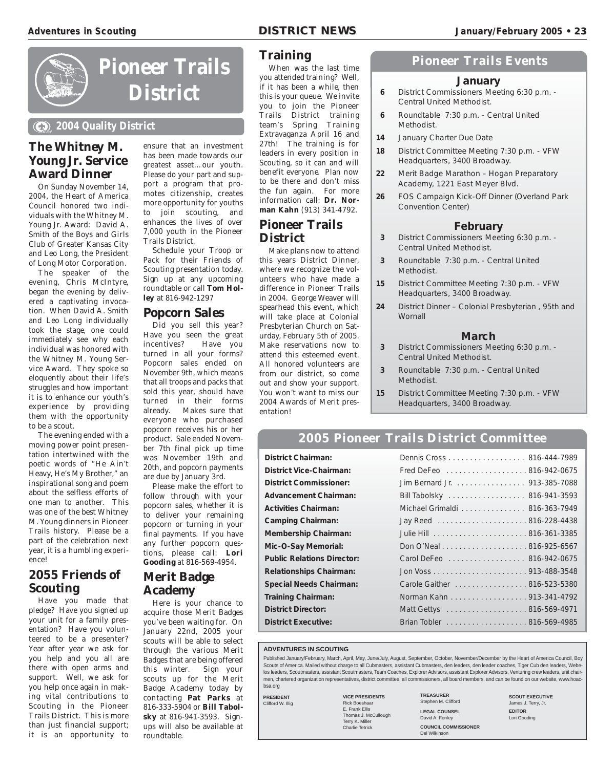# Pioneer Trails District

**2004 Quality District**

## The Whitney M. Young Jr. Service Award Dinner

On Sunday November 14, 2004, the Heart of America Council honored two individuals with the Whitney M. Young Jr. Award: David A. Smith of the Boys and Girls Club of Greater Kansas City and Leo Long, the President of Long Motor Corporation.

The speaker of the evening, Chris McIntyre, began the evening by delivered a captivating invocation. When David A. Smith and Leo Long individually took the stage, one could immediately see why each individual was honored with the Whitney M. Young Service Award. They spoke so eloquently about their life's struggles and how important it is to enhance our youth's experience by providing them with the opportunity to be a scout.

The evening ended with a moving power point presentation intertwined with the poetic words of "He Ain't Heavy, He's My Brother," an inspirational song and poem about the selfless efforts of one man to another. This was one of the best Whitney M. Young dinners in Pioneer Trails history. Please be a part of the celebration next year, it is a humbling experience!

## 2055 Friends of Scouting

Have you made that pledge? Have you signed up your unit for a family presentation? Have you volunteered to be a presenter? Year after year we ask for you help and you all are there with open arms and support. Well, we ask for you help once again in making vital contributions to Scouting in the Pioneer Trails District. This is more than just financial support; it is an opportunity to ensure that an investment has been made towards our greatest asset…our youth. Please do your part and support a program that promotes citizenship, creates more opportunity for youths to join scouting, and enhances the lives of over 7,000 youth in the Pioneer Trails District.

Schedule your Troop or Pack for their Friends of Scouting presentation today. Sign up at any upcoming roundtable or call **Tom Holley** at 816-942-1297

## Popcorn Sales

Did you sell this year? Have you seen the great incentives? Have you turned in all your forms? Popcorn sales ended on November 9th, which means that all troops and packs that sold this year, should have turned in their forms already. Makes sure that everyone who purchased popcorn receives his or her product. Sale ended November 7th final pick up time was November 19th and 20th, and popcorn payments are due by January 3rd.

Please make the effort to follow through with your popcorn sales, whether it is to deliver your remaining popcorn or turning in your final payments. If you have any further popcorn questions, please call: **Lori Gooding** at 816-569-4954.

## Merit Badge Academy

Here is your chance to acquire those Merit Badges you've been waiting for. On January 22nd, 2005 your scouts will be able to select through the various Merit Badges that are being offered this winter. Sign your scouts up for the Merit Badge Academy today by contacting **Pat Parks** at 816-333-5904 or **Bill Tabolsky** at 816-941-3593. Sign-ups will also be available at roundtable.

## Training

When was the last time you attended training? Well, if it has been a while, then this is your queue. We invite you to join the Pioneer Trails District training team's Spring Training Extravaganza April 16 and 27th! The training is for leaders in every position in Scouting, so it can and will benefit everyone. Plan now to be there and don't miss the fun again. For more information call: **Dr. Norman Kahn** (913) 341-4792.

## Pioneer Trails District

Make plans now to attend this years District Dinner, where we recognize the volunteers who have made a difference in Pioneer Trails in 2004. George Weaver will spearhead this event, which will take place at Colonial Presbyterian Church on Saturday, February 5th of 2005. Make reservations now to attend this esteemed event. All honored volunteers are from our district, so come out and show your support. You won't want to miss our 2004 Awards of Merit presentation!

## Pioneer Trails Events

### January

- **6** District Commissioners Meeting 6:30 p.m. - Central United Methodist.
- **6** Roundtable 7:30 p.m. - Central United Methodist.
- **14** January Charter Due Date
- **18** District Committee Meeting 7:30 p.m. - VFW Headquarters, 3400 Broadway.
- **22** Merit Badge Marathon – Hogan Preparatory Academy, 1221 East Meyer Blvd.
- **26** FOS Campaign Kick-Off Dinner (Overland Park Convention Center)

### February

- **3** District Commissioners Meeting 6:30 p.m. - Central United Methodist.
- **3** Roundtable 7:30 p.m. - Central United Methodist.
- **15** District Committee Meeting 7:30 p.m. - VFW Headquarters, 3400 Broadway.
- **24** District Dinner – Colonial Presbyterian , 95th and Wornall

### March

- **3** District Commissioners Meeting 6:30 p.m. - Central United Methodist.
- **3** Roundtable 7:30 p.m. - Central United Methodist.
- **15** District Committee Meeting 7:30 p.m. - VFW Headquarters, 3400 Broadway.

## 2005 Pioneer Trails District Committee

| Position | Name | Phone |
|---|---|---|
| **District Chairman:** | Dennis Cross | 816-444-7989 |
| **District Vice-Chairman:** | Fred DeFeo | 816-942-0675 |
| **District Commissioner:** | Jim Bernard Jr. | 913-385-7088 |
| **Advancement Chairman:** | Bill Tabolsky | 816-941-3593 |
| **Activities Chairman:** | Michael Grimaldi | 816-363-7949 |
| **Camping Chairman:** | Jay Reed | 816-228-4438 |
| **Membership Chairman:** | Julie Hill | 816-361-3385 |
| **Mic-O-Say Memorial:** | Don O'Neal | 816-925-6567 |
| **Public Relations Director:** | Carol DeFeo | 816-942-0675 |
| **Relationships Chairman:** | Jon Voss | 913-488-3548 |
| **Special Needs Chairman:** | Carole Gaither | 816-523-5380 |
| **Training Chairman:** | Norman Kahn | 913-341-4792 |
| **District Director:** | Matt Gettys | 816-569-4971 |
| **District Executive:** | Brian Tobler | 816-569-4985 |

**ADVENTURES IN SCOUTING**

Published January/February, March, April, May, June/July, August, September, October, November/December by the Heart of America Council, Boy Scouts of America. Mailed without charge to all Cubmasters, assistant Cubmasters, den leaders, den leader coaches, Tiger Cub den leaders, Webelos leaders, Scoutmasters, assistant Scoutmasters, Team Coaches, Explorer Advisors, assistant Explorer Advisors, Venturing crew leaders, unit chairmen, chartered organization representatives, district committee, all commissioners, all board members, and can be found on our website, www.hoacbsa.org

**PRESIDENT**
Clifford W. Illig

**VICE PRESIDENTS**
Rick Boeshaar
E. Frank Ellis
Thomas J. McCullough
Terry K. Miller
Charlie Tetrick

**TREASURER**
Stephen M. Clifford

**LEGAL COUNSEL**
David A. Fenley

**COUNCIL COMMISSIONER**
Del Wilkinson

**SCOUT EXECUTIVE**
James J. Terry, Jr.

**EDITOR**
Lori Gooding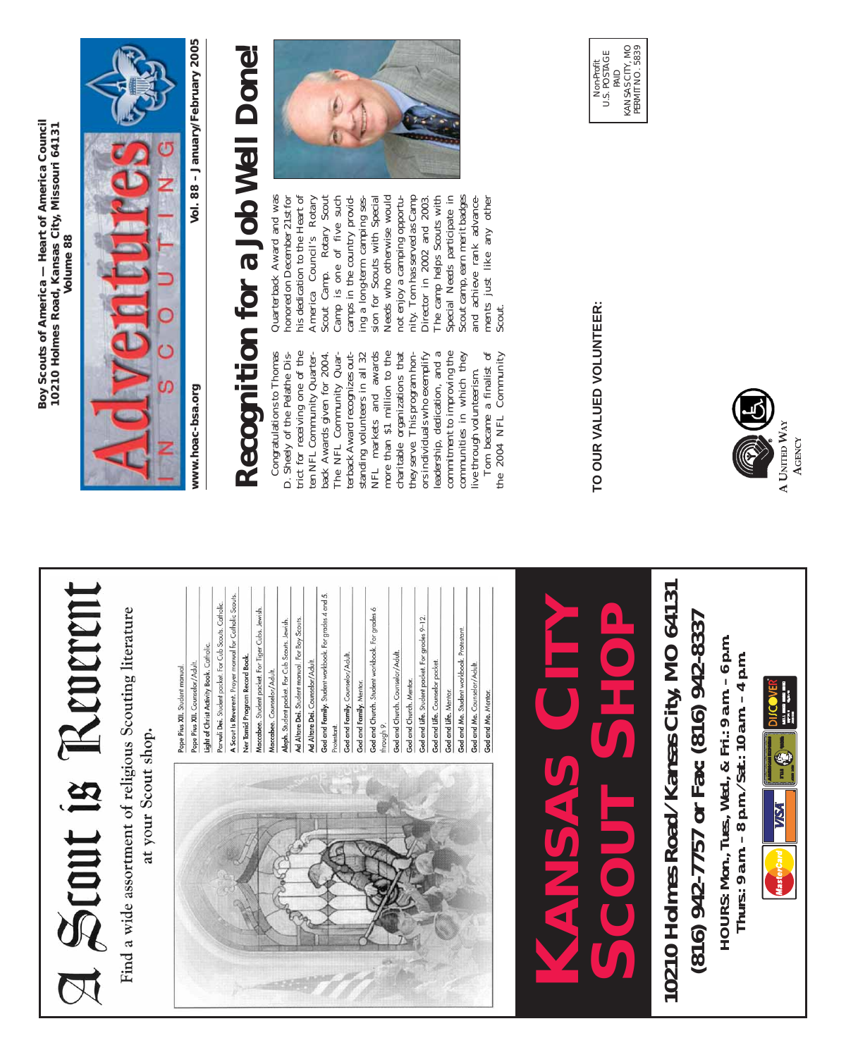# A Scout is Reverent

Find a wide assortment of religious Scouting literature at your Scout shop.

- **Pope Pius XII.** Student manual.
- **Pope Pius XII.** Counselor/Adult.
- **Light of Christ Activity Book.** Catholic.
- **Parvuli Dei.** Student packet. For Cub Scouts. Catholic.
- **A Scout Is Reverent.** Prayer manual for Catholic Scouts.
- **Ner Tamid Program Record Book.**
- **Maccabee.** Student packet. For Tiger Cubs. Jewish.
- **Maccabee.** Counselor/Adult.
- **Aleph.** Student packet. For Cub Scouts. Jewish.
- **Ad Altare Dei.** Student manual. For Boy Scouts.
- **Ad Altare Dei.** Counselor/Adult.
- **God and Family.** Student workbook. For grades 4 and 5. Protestant.
- **God and Family.** Counselor/Adult.
- **God and Family.** Mentor.
- **God and Church.** Student workbook. For grades 6 through 9.
- **God and Church.** Counselor/Adult.
- **God and Church.** Mentor.
- **God and Life.** Student packet. For grades 9–12.
- **God and Life.** Counselor packet.
- **God and Life.** Mentor.
- **God and Me.** Student workbook. Protestant.
- **God and Me.** Counselor/Adult.
- **God and Me.** Mentor.

## KANSAS CITY SCOUT SHOP

**10210 Holmes Road/Kansas City, MO 64131**

**(816) 942-7757 or Fax: (816) 942-8337**

**HOURS: Mon., Tues., Wed., & Fri.: 9 a.m. – 6 p.m.**
**Thurs.: 9 a.m. – 8 p.m./Sat.: 10 a.m. – 4 p.m.**

---

Boy Scouts of America — Heart of America Council
10210 Holmes Road, Kansas City, Missouri 64131
Volume 88

# Adventures IN SCOUTING

www.hoac-bsa.org

Vol. 88 – January/February 2005

## Recognition for a Job Well Done!

Congratulations to Thomas D. Sheely of the Pelathe District for receiving one of the ten NFL Community Quarterback Awards given for 2004. The NFL Community Quarterback Award recognizes outstanding volunteers in all 32 NFL markets and awards more than $1 million to the charitable organizations that they serve. This program honors individuals who exemplify leadership, dedication, and a commitment to improving the communities in which they live through volunteerism.

Tom became a finalist of the 2004 NFL Community Quarterback Award and was honored on December 21st for his dedication to the Heart of America Council's Rotary Scout Camp. Rotary Scout Camp is one of five such camps in the country providing a long-term camping session for Scouts with Special Needs who otherwise would not enjoy a camping opportunity. Tom has served as Camp Director in 2002 and 2003. The camp helps Scouts with Special Needs participate in Scout camp, earn merit badges and achieve rank advancements just like any other Scout.

TO OUR VALUED VOLUNTEER:

A United Way Agency

Non-Profit
U.S. POSTAGE
PAID
KANSAS CITY, MO
PERMIT NO. 5839